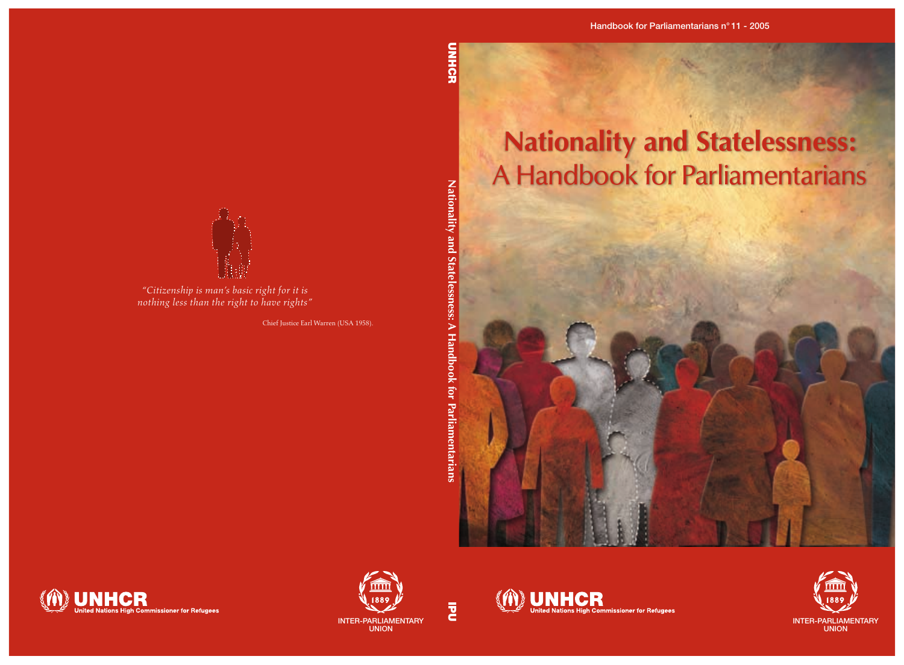Handbook for Parliamentarians n° 11 - 2005

# Nationality and Statelessness:
## A Handbook for Parliamentarians

*"Citizenship is man's basic right for it is nothing less than the right to have rights"*

Chief Justice Earl Warren (USA 1958).

UNHCR

Nationality and Statelessness: A Handbook for Parliamentarians

IPU

UNHCR
United Nations High Commissioner for Refugees

1889
INTER-PARLIAMENTARY UNION

UNHCR
United Nations High Commissioner for Refugees

1889
INTER-PARLIAMENTARY UNION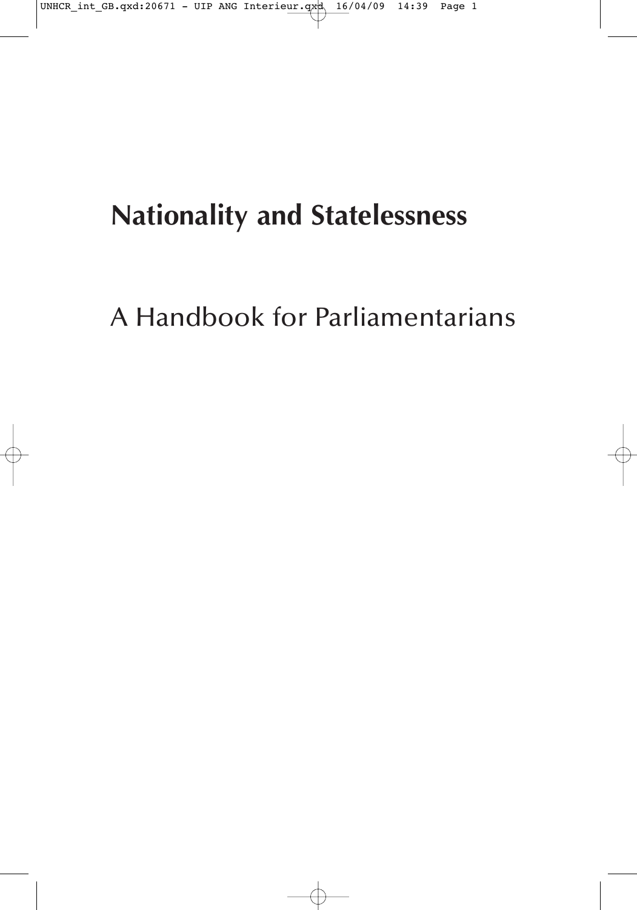# Nationality and Statelessness

## A Handbook for Parliamentarians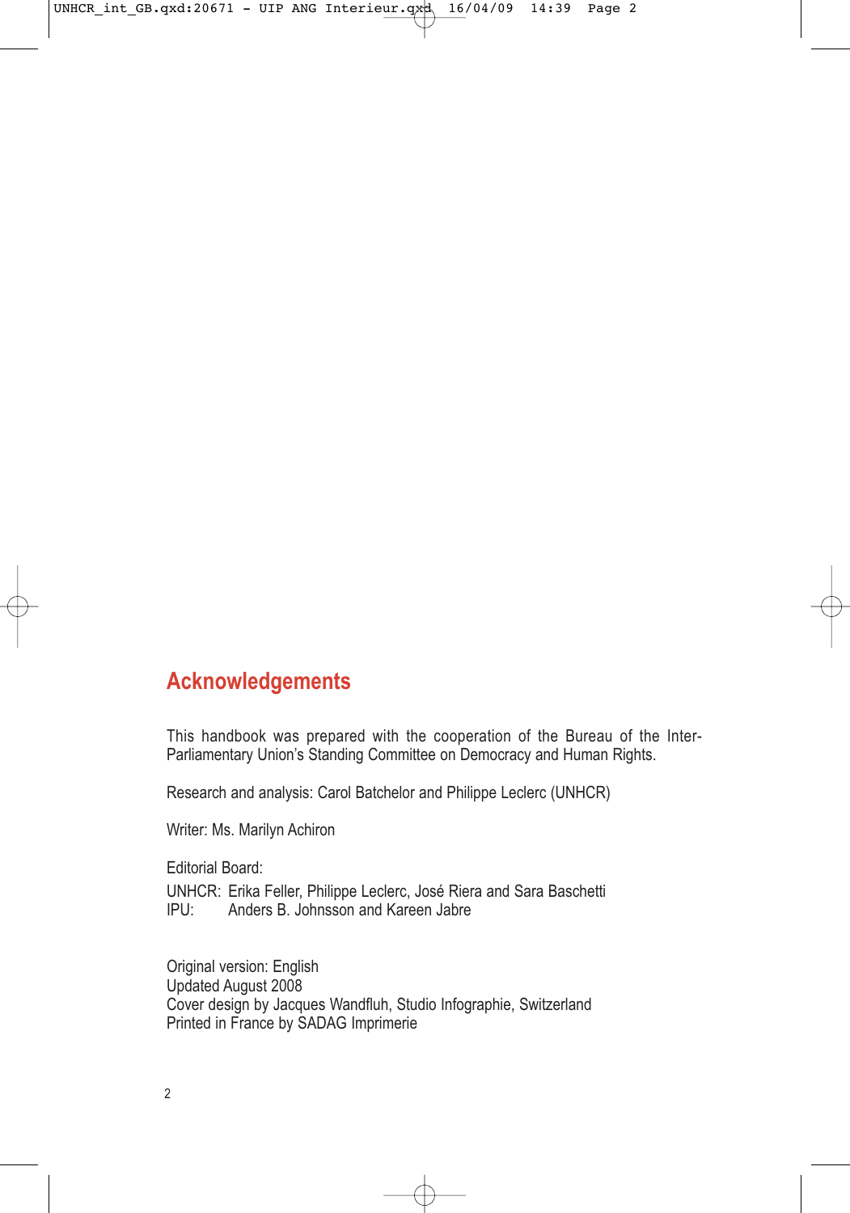## Acknowledgements

This handbook was prepared with the cooperation of the Bureau of the Inter-Parliamentary Union's Standing Committee on Democracy and Human Rights.

Research and analysis: Carol Batchelor and Philippe Leclerc (UNHCR)

Writer: Ms. Marilyn Achiron

Editorial Board:

UNHCR: Erika Feller, Philippe Leclerc, José Riera and Sara Baschetti
IPU: Anders B. Johnsson and Kareen Jabre

Original version: English
Updated August 2008
Cover design by Jacques Wandfluh, Studio Infographie, Switzerland
Printed in France by SADAG Imprimerie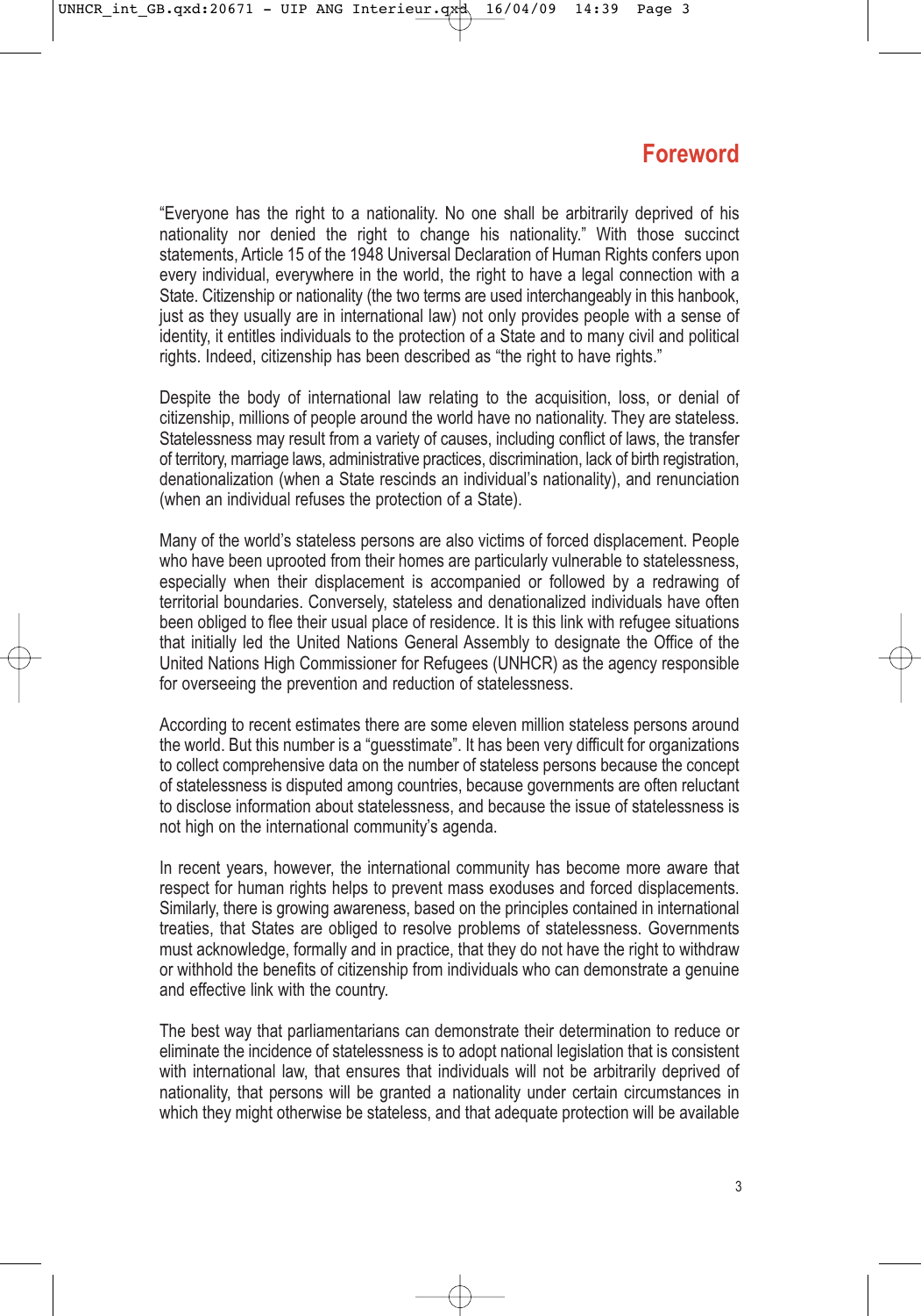# Foreword

"Everyone has the right to a nationality. No one shall be arbitrarily deprived of his nationality nor denied the right to change his nationality." With those succinct statements, Article 15 of the 1948 Universal Declaration of Human Rights confers upon every individual, everywhere in the world, the right to have a legal connection with a State. Citizenship or nationality (the two terms are used interchangeably in this hanbook, just as they usually are in international law) not only provides people with a sense of identity, it entitles individuals to the protection of a State and to many civil and political rights. Indeed, citizenship has been described as "the right to have rights."

Despite the body of international law relating to the acquisition, loss, or denial of citizenship, millions of people around the world have no nationality. They are stateless. Statelessness may result from a variety of causes, including conflict of laws, the transfer of territory, marriage laws, administrative practices, discrimination, lack of birth registration, denationalization (when a State rescinds an individual's nationality), and renunciation (when an individual refuses the protection of a State).

Many of the world's stateless persons are also victims of forced displacement. People who have been uprooted from their homes are particularly vulnerable to statelessness, especially when their displacement is accompanied or followed by a redrawing of territorial boundaries. Conversely, stateless and denationalized individuals have often been obliged to flee their usual place of residence. It is this link with refugee situations that initially led the United Nations General Assembly to designate the Office of the United Nations High Commissioner for Refugees (UNHCR) as the agency responsible for overseeing the prevention and reduction of statelessness.

According to recent estimates there are some eleven million stateless persons around the world. But this number is a "guesstimate". It has been very difficult for organizations to collect comprehensive data on the number of stateless persons because the concept of statelessness is disputed among countries, because governments are often reluctant to disclose information about statelessness, and because the issue of statelessness is not high on the international community's agenda.

In recent years, however, the international community has become more aware that respect for human rights helps to prevent mass exoduses and forced displacements. Similarly, there is growing awareness, based on the principles contained in international treaties, that States are obliged to resolve problems of statelessness. Governments must acknowledge, formally and in practice, that they do not have the right to withdraw or withhold the benefits of citizenship from individuals who can demonstrate a genuine and effective link with the country.

The best way that parliamentarians can demonstrate their determination to reduce or eliminate the incidence of statelessness is to adopt national legislation that is consistent with international law, that ensures that individuals will not be arbitrarily deprived of nationality, that persons will be granted a nationality under certain circumstances in which they might otherwise be stateless, and that adequate protection will be available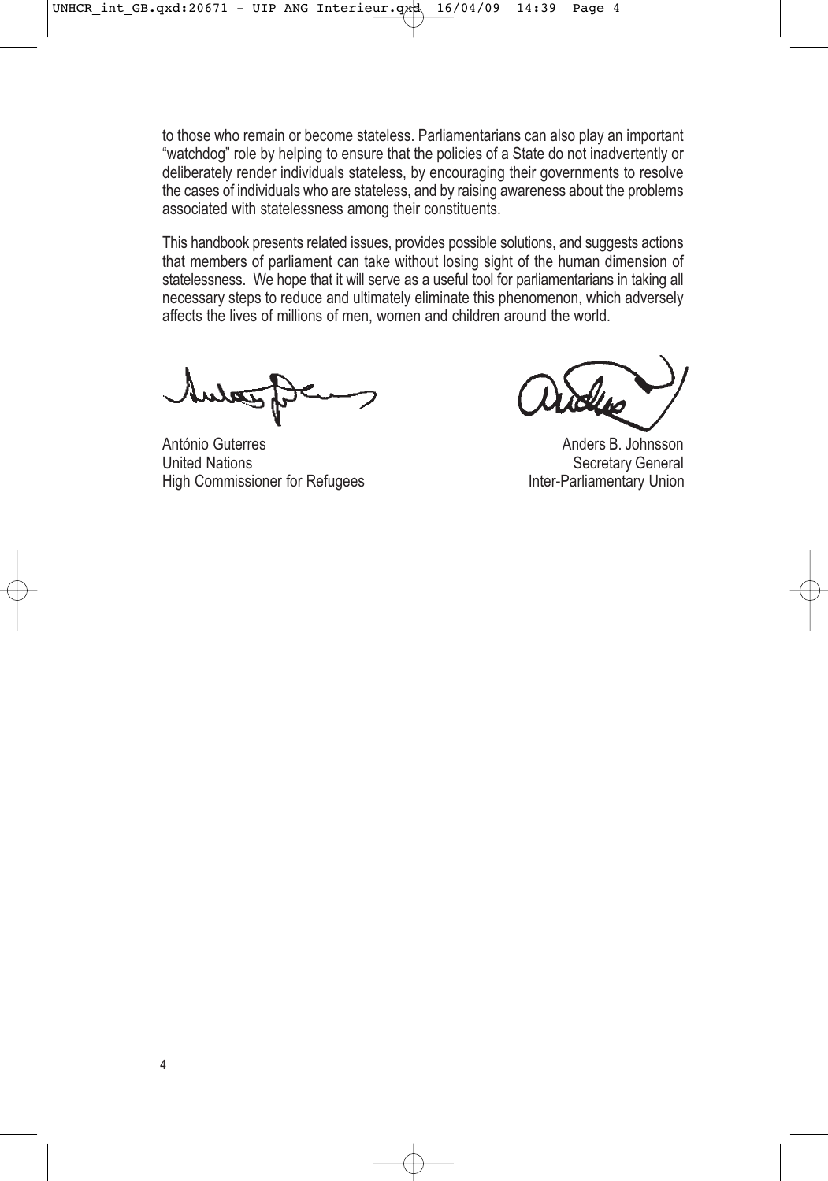to those who remain or become stateless. Parliamentarians can also play an important "watchdog" role by helping to ensure that the policies of a State do not inadvertently or deliberately render individuals stateless, by encouraging their governments to resolve the cases of individuals who are stateless, and by raising awareness about the problems associated with statelessness among their constituents.

This handbook presents related issues, provides possible solutions, and suggests actions that members of parliament can take without losing sight of the human dimension of statelessness. We hope that it will serve as a useful tool for parliamentarians in taking all necessary steps to reduce and ultimately eliminate this phenomenon, which adversely affects the lives of millions of men, women and children around the world.

António Guterres
United Nations
High Commissioner for Refugees

Anders B. Johnsson
Secretary General
Inter-Parliamentary Union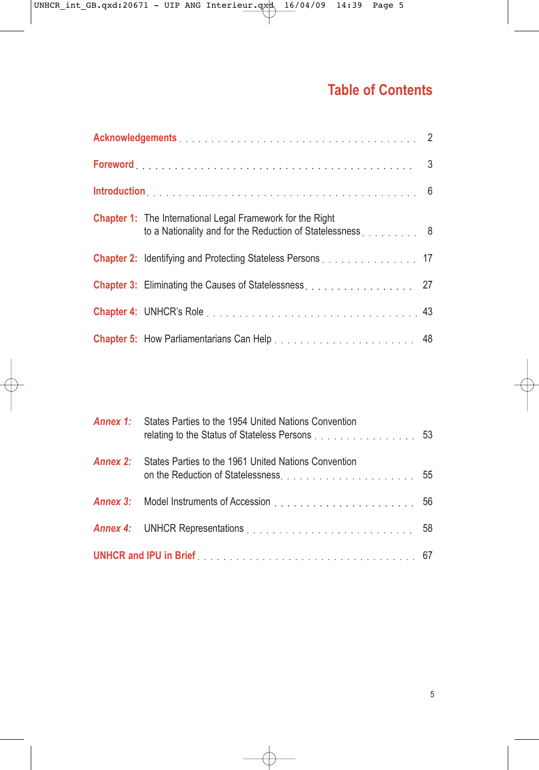# Table of Contents

| | | |
|---|---|---|
| **Acknowledgements** | | 2 |
| **Foreword** | | 3 |
| **Introduction** | | 6 |
| **Chapter 1:** | The International Legal Framework for the Right to a Nationality and for the Reduction of Statelessness | 8 |
| **Chapter 2:** | Identifying and Protecting Stateless Persons | 17 |
| **Chapter 3:** | Eliminating the Causes of Statelessness | 27 |
| **Chapter 4:** | UNHCR's Role | 43 |
| **Chapter 5:** | How Parliamentarians Can Help | 48 |
| ***Annex 1:*** | States Parties to the 1954 United Nations Convention relating to the Status of Stateless Persons | 53 |
| ***Annex 2:*** | States Parties to the 1961 United Nations Convention on the Reduction of Statelessness | 55 |
| ***Annex 3:*** | Model Instruments of Accession | 56 |
| ***Annex 4:*** | UNHCR Representations | 58 |
| **UNHCR and IPU in Brief** | | 67 |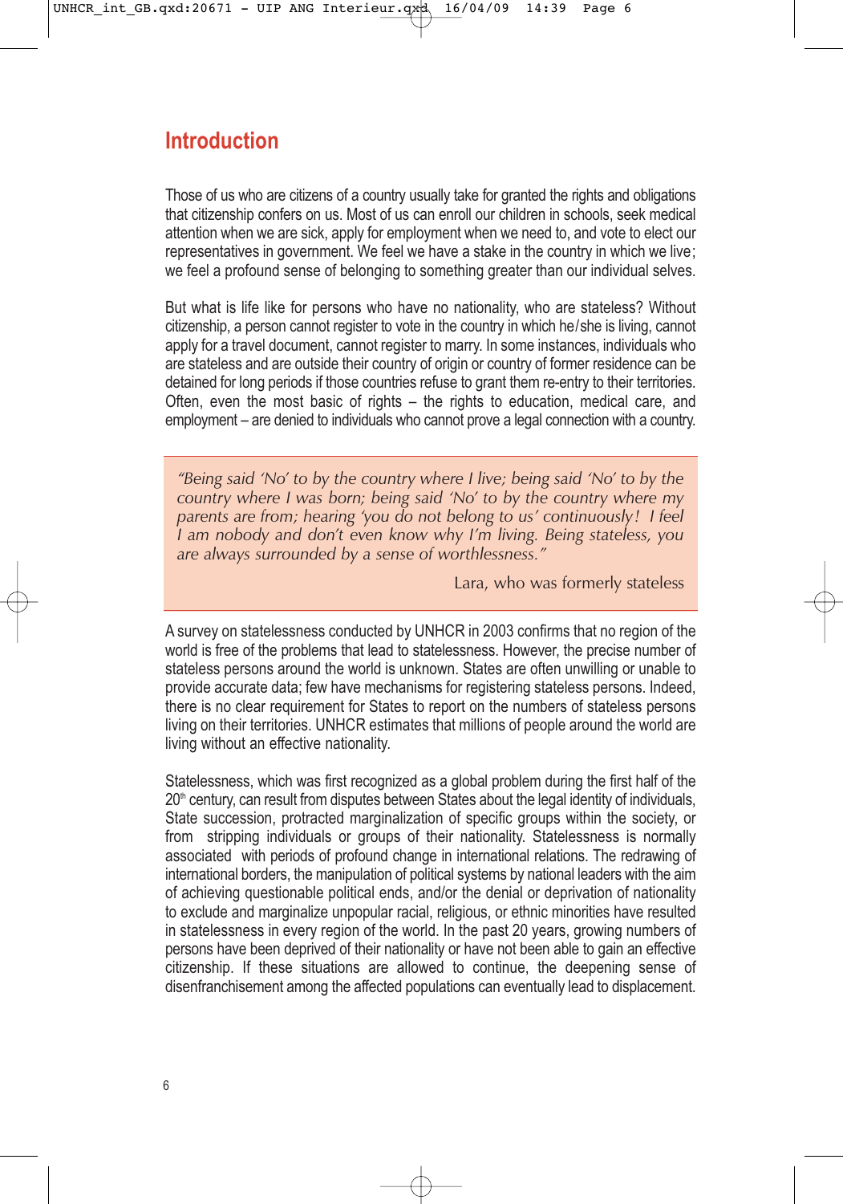# Introduction

Those of us who are citizens of a country usually take for granted the rights and obligations that citizenship confers on us. Most of us can enroll our children in schools, seek medical attention when we are sick, apply for employment when we need to, and vote to elect our representatives in government. We feel we have a stake in the country in which we live; we feel a profound sense of belonging to something greater than our individual selves.

But what is life like for persons who have no nationality, who are stateless? Without citizenship, a person cannot register to vote in the country in which he/she is living, cannot apply for a travel document, cannot register to marry. In some instances, individuals who are stateless and are outside their country of origin or country of former residence can be detained for long periods if those countries refuse to grant them re-entry to their territories. Often, even the most basic of rights – the rights to education, medical care, and employment – are denied to individuals who cannot prove a legal connection with a country.

> *"Being said 'No' to by the country where I live; being said 'No' to by the country where I was born; being said 'No' to by the country where my parents are from; hearing 'you do not belong to us' continuously! I feel I am nobody and don't even know why I'm living. Being stateless, you are always surrounded by a sense of worthlessness."*
>
> Lara, who was formerly stateless

A survey on statelessness conducted by UNHCR in 2003 confirms that no region of the world is free of the problems that lead to statelessness. However, the precise number of stateless persons around the world is unknown. States are often unwilling or unable to provide accurate data; few have mechanisms for registering stateless persons. Indeed, there is no clear requirement for States to report on the numbers of stateless persons living on their territories. UNHCR estimates that millions of people around the world are living without an effective nationality.

Statelessness, which was first recognized as a global problem during the first half of the 20th century, can result from disputes between States about the legal identity of individuals, State succession, protracted marginalization of specific groups within the society, or from stripping individuals or groups of their nationality. Statelessness is normally associated with periods of profound change in international relations. The redrawing of international borders, the manipulation of political systems by national leaders with the aim of achieving questionable political ends, and/or the denial or deprivation of nationality to exclude and marginalize unpopular racial, religious, or ethnic minorities have resulted in statelessness in every region of the world. In the past 20 years, growing numbers of persons have been deprived of their nationality or have not been able to gain an effective citizenship. If these situations are allowed to continue, the deepening sense of disenfranchisement among the affected populations can eventually lead to displacement.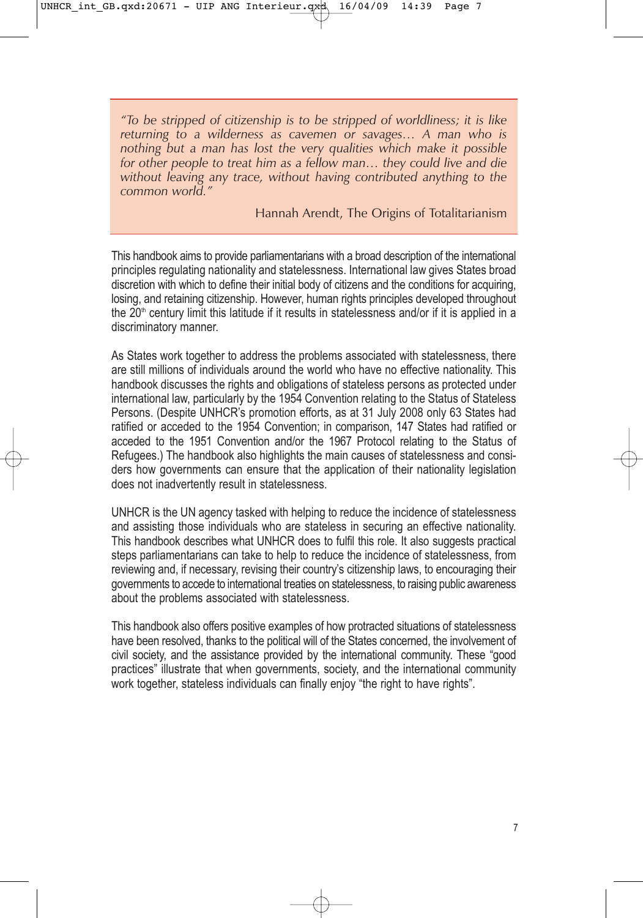> *"To be stripped of citizenship is to be stripped of worldliness; it is like returning to a wilderness as cavemen or savages… A man who is nothing but a man has lost the very qualities which make it possible for other people to treat him as a fellow man… they could live and die without leaving any trace, without having contributed anything to the common world."*
>
> Hannah Arendt, The Origins of Totalitarianism

This handbook aims to provide parliamentarians with a broad description of the international principles regulating nationality and statelessness. International law gives States broad discretion with which to define their initial body of citizens and the conditions for acquiring, losing, and retaining citizenship. However, human rights principles developed throughout the 20th century limit this latitude if it results in statelessness and/or if it is applied in a discriminatory manner.

As States work together to address the problems associated with statelessness, there are still millions of individuals around the world who have no effective nationality. This handbook discusses the rights and obligations of stateless persons as protected under international law, particularly by the 1954 Convention relating to the Status of Stateless Persons. (Despite UNHCR's promotion efforts, as at 31 July 2008 only 63 States had ratified or acceded to the 1954 Convention; in comparison, 147 States had ratified or acceded to the 1951 Convention and/or the 1967 Protocol relating to the Status of Refugees.) The handbook also highlights the main causes of statelessness and considers how governments can ensure that the application of their nationality legislation does not inadvertently result in statelessness.

UNHCR is the UN agency tasked with helping to reduce the incidence of statelessness and assisting those individuals who are stateless in securing an effective nationality. This handbook describes what UNHCR does to fulfil this role. It also suggests practical steps parliamentarians can take to help to reduce the incidence of statelessness, from reviewing and, if necessary, revising their country's citizenship laws, to encouraging their governments to accede to international treaties on statelessness, to raising public awareness about the problems associated with statelessness.

This handbook also offers positive examples of how protracted situations of statelessness have been resolved, thanks to the political will of the States concerned, the involvement of civil society, and the assistance provided by the international community. These "good practices" illustrate that when governments, society, and the international community work together, stateless individuals can finally enjoy "the right to have rights".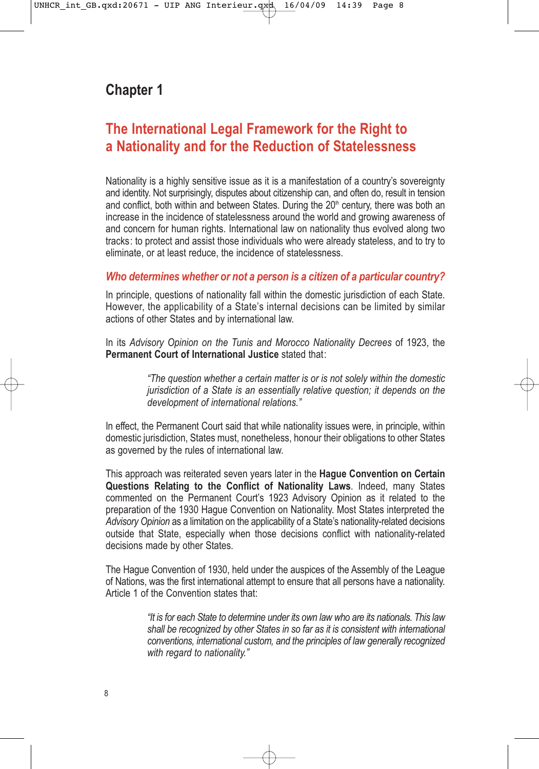## Chapter 1

# The International Legal Framework for the Right to a Nationality and for the Reduction of Statelessness

Nationality is a highly sensitive issue as it is a manifestation of a country's sovereignty and identity. Not surprisingly, disputes about citizenship can, and often do, result in tension and conflict, both within and between States. During the 20th century, there was both an increase in the incidence of statelessness around the world and growing awareness of and concern for human rights. International law on nationality thus evolved along two tracks: to protect and assist those individuals who were already stateless, and to try to eliminate, or at least reduce, the incidence of statelessness.

### *Who determines whether or not a person is a citizen of a particular country?*

In principle, questions of nationality fall within the domestic jurisdiction of each State. However, the applicability of a State's internal decisions can be limited by similar actions of other States and by international law.

In its *Advisory Opinion on the Tunis and Morocco Nationality Decrees* of 1923, the **Permanent Court of International Justice** stated that:

> *"The question whether a certain matter is or is not solely within the domestic jurisdiction of a State is an essentially relative question; it depends on the development of international relations."*

In effect, the Permanent Court said that while nationality issues were, in principle, within domestic jurisdiction, States must, nonetheless, honour their obligations to other States as governed by the rules of international law.

This approach was reiterated seven years later in the **Hague Convention on Certain Questions Relating to the Conflict of Nationality Laws**. Indeed, many States commented on the Permanent Court's 1923 Advisory Opinion as it related to the preparation of the 1930 Hague Convention on Nationality. Most States interpreted the *Advisory Opinion* as a limitation on the applicability of a State's nationality-related decisions outside that State, especially when those decisions conflict with nationality-related decisions made by other States.

The Hague Convention of 1930, held under the auspices of the Assembly of the League of Nations, was the first international attempt to ensure that all persons have a nationality. Article 1 of the Convention states that:

> *"It is for each State to determine under its own law who are its nationals. This law shall be recognized by other States in so far as it is consistent with international conventions, international custom, and the principles of law generally recognized with regard to nationality."*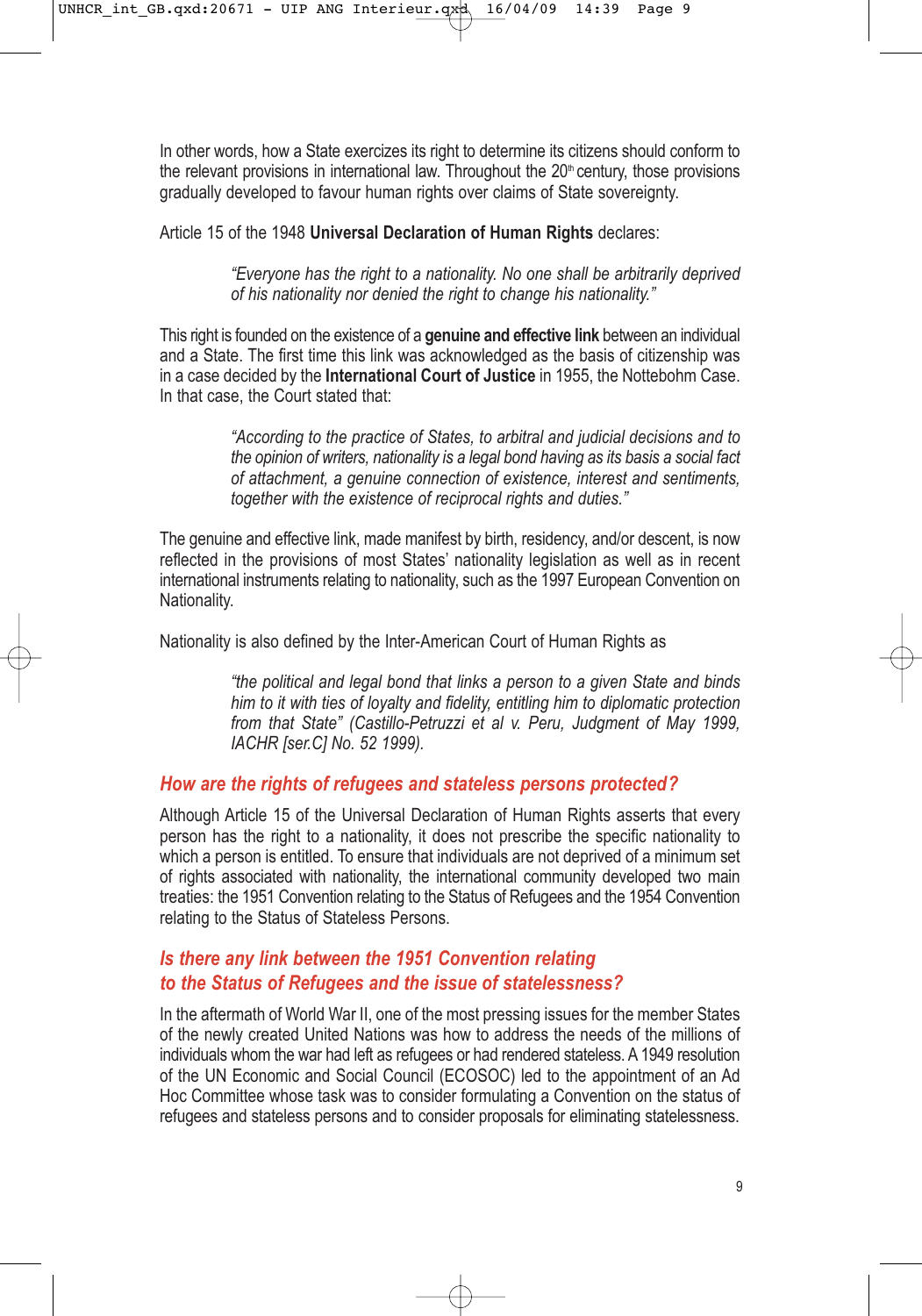In other words, how a State exercizes its right to determine its citizens should conform to the relevant provisions in international law. Throughout the 20th century, those provisions gradually developed to favour human rights over claims of State sovereignty.

Article 15 of the 1948 **Universal Declaration of Human Rights** declares:

> *"Everyone has the right to a nationality. No one shall be arbitrarily deprived of his nationality nor denied the right to change his nationality."*

This right is founded on the existence of a **genuine and effective link** between an individual and a State. The first time this link was acknowledged as the basis of citizenship was in a case decided by the **International Court of Justice** in 1955, the Nottebohm Case. In that case, the Court stated that:

> *"According to the practice of States, to arbitral and judicial decisions and to the opinion of writers, nationality is a legal bond having as its basis a social fact of attachment, a genuine connection of existence, interest and sentiments, together with the existence of reciprocal rights and duties."*

The genuine and effective link, made manifest by birth, residency, and/or descent, is now reflected in the provisions of most States' nationality legislation as well as in recent international instruments relating to nationality, such as the 1997 European Convention on Nationality.

Nationality is also defined by the Inter-American Court of Human Rights as

> *"the political and legal bond that links a person to a given State and binds him to it with ties of loyalty and fidelity, entitling him to diplomatic protection from that State" (Castillo-Petruzzi et al v. Peru, Judgment of May 1999, IACHR [ser.C] No. 52 1999).*

## *How are the rights of refugees and stateless persons protected?*

Although Article 15 of the Universal Declaration of Human Rights asserts that every person has the right to a nationality, it does not prescribe the specific nationality to which a person is entitled. To ensure that individuals are not deprived of a minimum set of rights associated with nationality, the international community developed two main treaties: the 1951 Convention relating to the Status of Refugees and the 1954 Convention relating to the Status of Stateless Persons.

## *Is there any link between the 1951 Convention relating to the Status of Refugees and the issue of statelessness?*

In the aftermath of World War II, one of the most pressing issues for the member States of the newly created United Nations was how to address the needs of the millions of individuals whom the war had left as refugees or had rendered stateless. A 1949 resolution of the UN Economic and Social Council (ECOSOC) led to the appointment of an Ad Hoc Committee whose task was to consider formulating a Convention on the status of refugees and stateless persons and to consider proposals for eliminating statelessness.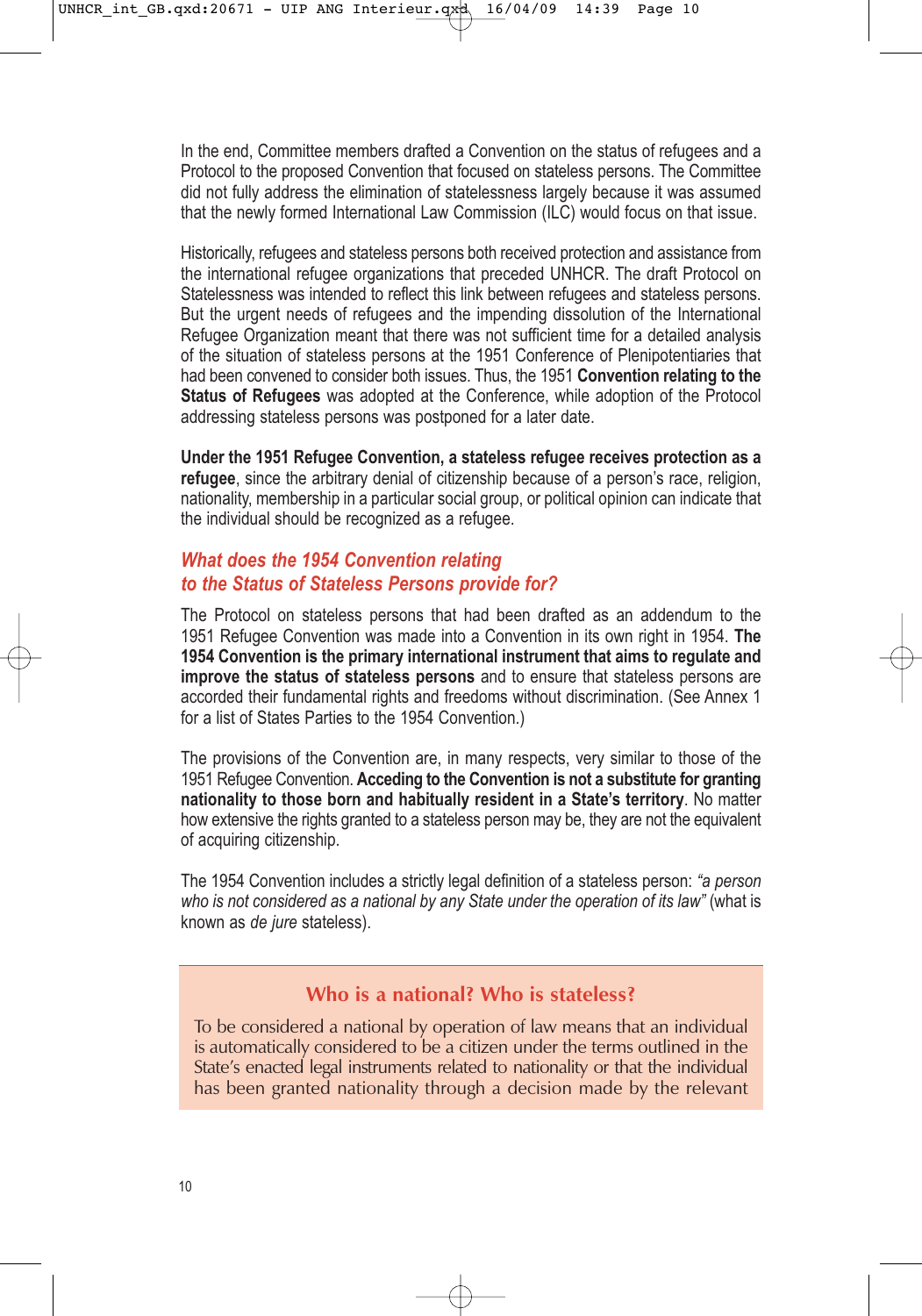In the end, Committee members drafted a Convention on the status of refugees and a Protocol to the proposed Convention that focused on stateless persons. The Committee did not fully address the elimination of statelessness largely because it was assumed that the newly formed International Law Commission (ILC) would focus on that issue.

Historically, refugees and stateless persons both received protection and assistance from the international refugee organizations that preceded UNHCR. The draft Protocol on Statelessness was intended to reflect this link between refugees and stateless persons. But the urgent needs of refugees and the impending dissolution of the International Refugee Organization meant that there was not sufficient time for a detailed analysis of the situation of stateless persons at the 1951 Conference of Plenipotentiaries that had been convened to consider both issues. Thus, the 1951 **Convention relating to the Status of Refugees** was adopted at the Conference, while adoption of the Protocol addressing stateless persons was postponed for a later date.

**Under the 1951 Refugee Convention, a stateless refugee receives protection as a refugee**, since the arbitrary denial of citizenship because of a person's race, religion, nationality, membership in a particular social group, or political opinion can indicate that the individual should be recognized as a refugee.

## *What does the 1954 Convention relating to the Status of Stateless Persons provide for?*

The Protocol on stateless persons that had been drafted as an addendum to the 1951 Refugee Convention was made into a Convention in its own right in 1954. **The 1954 Convention is the primary international instrument that aims to regulate and improve the status of stateless persons** and to ensure that stateless persons are accorded their fundamental rights and freedoms without discrimination. (See Annex 1 for a list of States Parties to the 1954 Convention.)

The provisions of the Convention are, in many respects, very similar to those of the 1951 Refugee Convention. **Acceding to the Convention is not a substitute for granting nationality to those born and habitually resident in a State's territory**. No matter how extensive the rights granted to a stateless person may be, they are not the equivalent of acquiring citizenship.

The 1954 Convention includes a strictly legal definition of a stateless person: *"a person who is not considered as a national by any State under the operation of its law"* (what is known as *de jure* stateless).

### Who is a national? Who is stateless?

To be considered a national by operation of law means that an individual is automatically considered to be a citizen under the terms outlined in the State's enacted legal instruments related to nationality or that the individual has been granted nationality through a decision made by the relevant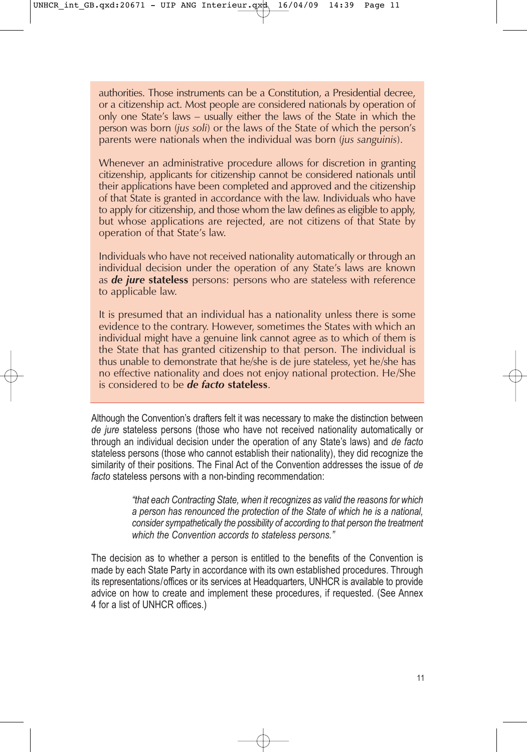authorities. Those instruments can be a Constitution, a Presidential decree, or a citizenship act. Most people are considered nationals by operation of only one State's laws – usually either the laws of the State in which the person was born (*jus soli*) or the laws of the State of which the person's parents were nationals when the individual was born (*jus sanguinis*).

Whenever an administrative procedure allows for discretion in granting citizenship, applicants for citizenship cannot be considered nationals until their applications have been completed and approved and the citizenship of that State is granted in accordance with the law. Individuals who have to apply for citizenship, and those whom the law defines as eligible to apply, but whose applications are rejected, are not citizens of that State by operation of that State's law.

Individuals who have not received nationality automatically or through an individual decision under the operation of any State's laws are known as ***de jure* stateless** persons: persons who are stateless with reference to applicable law.

It is presumed that an individual has a nationality unless there is some evidence to the contrary. However, sometimes the States with which an individual might have a genuine link cannot agree as to which of them is the State that has granted citizenship to that person. The individual is thus unable to demonstrate that he/she is de jure stateless, yet he/she has no effective nationality and does not enjoy national protection. He/She is considered to be ***de facto* stateless**.

Although the Convention's drafters felt it was necessary to make the distinction between *de jure* stateless persons (those who have not received nationality automatically or through an individual decision under the operation of any State's laws) and *de facto* stateless persons (those who cannot establish their nationality), they did recognize the similarity of their positions. The Final Act of the Convention addresses the issue of *de facto* stateless persons with a non-binding recommendation:

> *"that each Contracting State, when it recognizes as valid the reasons for which a person has renounced the protection of the State of which he is a national, consider sympathetically the possibility of according to that person the treatment which the Convention accords to stateless persons."*

The decision as to whether a person is entitled to the benefits of the Convention is made by each State Party in accordance with its own established procedures. Through its representations/offices or its services at Headquarters, UNHCR is available to provide advice on how to create and implement these procedures, if requested. (See Annex 4 for a list of UNHCR offices.)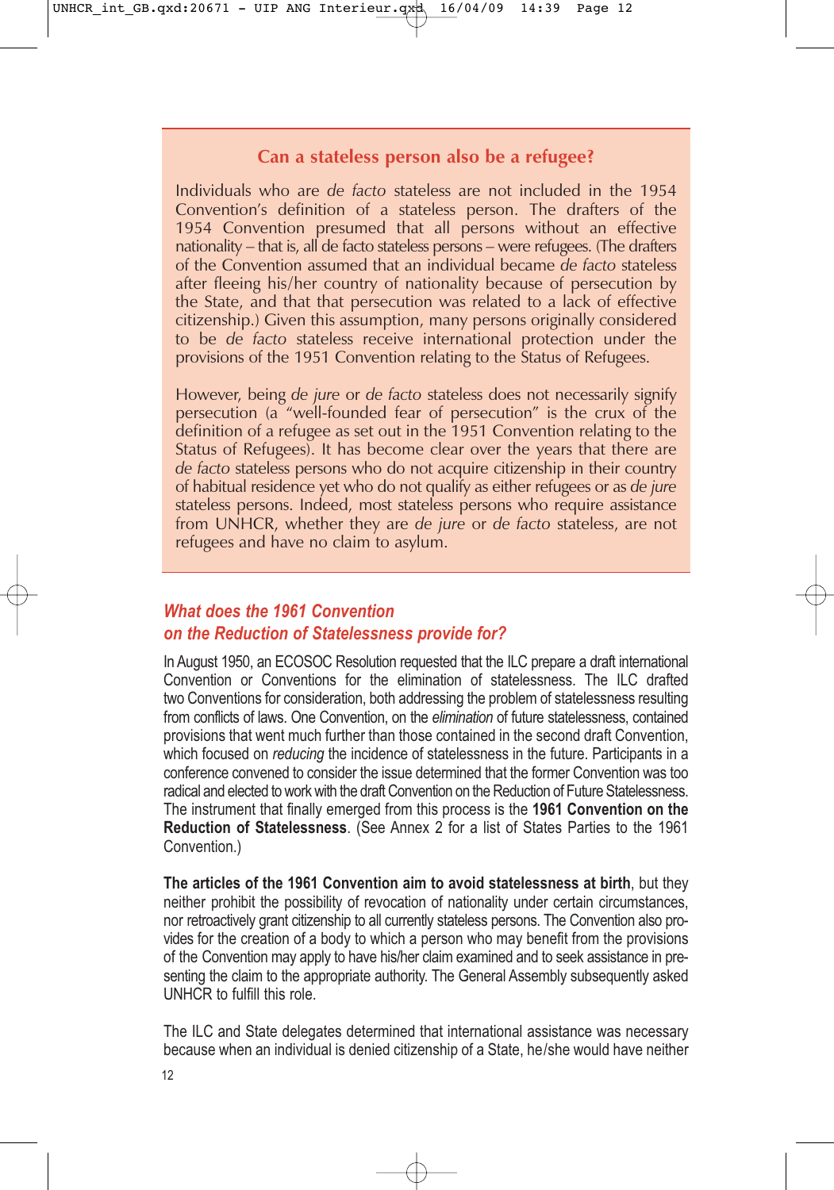## Can a stateless person also be a refugee?

Individuals who are *de facto* stateless are not included in the 1954 Convention's definition of a stateless person. The drafters of the 1954 Convention presumed that all persons without an effective nationality – that is, all de facto stateless persons – were refugees. (The drafters of the Convention assumed that an individual became *de facto* stateless after fleeing his/her country of nationality because of persecution by the State, and that that persecution was related to a lack of effective citizenship.) Given this assumption, many persons originally considered to be *de facto* stateless receive international protection under the provisions of the 1951 Convention relating to the Status of Refugees.

However, being *de jure* or *de facto* stateless does not necessarily signify persecution (a "well-founded fear of persecution" is the crux of the definition of a refugee as set out in the 1951 Convention relating to the Status of Refugees). It has become clear over the years that there are *de facto* stateless persons who do not acquire citizenship in their country of habitual residence yet who do not qualify as either refugees or as *de jure* stateless persons. Indeed, most stateless persons who require assistance from UNHCR, whether they are *de jure* or *de facto* stateless, are not refugees and have no claim to asylum.

## *What does the 1961 Convention on the Reduction of Statelessness provide for?*

In August 1950, an ECOSOC Resolution requested that the ILC prepare a draft international Convention or Conventions for the elimination of statelessness. The ILC drafted two Conventions for consideration, both addressing the problem of statelessness resulting from conflicts of laws. One Convention, on the *elimination* of future statelessness, contained provisions that went much further than those contained in the second draft Convention, which focused on *reducing* the incidence of statelessness in the future. Participants in a conference convened to consider the issue determined that the former Convention was too radical and elected to work with the draft Convention on the Reduction of Future Statelessness. The instrument that finally emerged from this process is the **1961 Convention on the Reduction of Statelessness**. (See Annex 2 for a list of States Parties to the 1961 Convention.)

**The articles of the 1961 Convention aim to avoid statelessness at birth**, but they neither prohibit the possibility of revocation of nationality under certain circumstances, nor retroactively grant citizenship to all currently stateless persons. The Convention also provides for the creation of a body to which a person who may benefit from the provisions of the Convention may apply to have his/her claim examined and to seek assistance in presenting the claim to the appropriate authority. The General Assembly subsequently asked UNHCR to fulfill this role.

The ILC and State delegates determined that international assistance was necessary because when an individual is denied citizenship of a State, he/she would have neither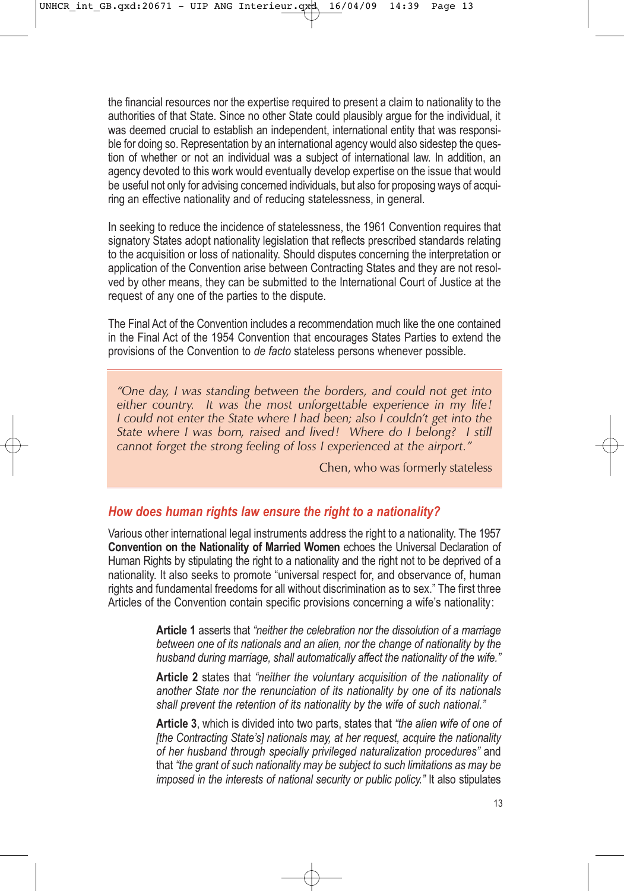the financial resources nor the expertise required to present a claim to nationality to the authorities of that State. Since no other State could plausibly argue for the individual, it was deemed crucial to establish an independent, international entity that was responsible for doing so. Representation by an international agency would also sidestep the question of whether or not an individual was a subject of international law. In addition, an agency devoted to this work would eventually develop expertise on the issue that would be useful not only for advising concerned individuals, but also for proposing ways of acquiring an effective nationality and of reducing statelessness, in general.

In seeking to reduce the incidence of statelessness, the 1961 Convention requires that signatory States adopt nationality legislation that reflects prescribed standards relating to the acquisition or loss of nationality. Should disputes concerning the interpretation or application of the Convention arise between Contracting States and they are not resolved by other means, they can be submitted to the International Court of Justice at the request of any one of the parties to the dispute.

The Final Act of the Convention includes a recommendation much like the one contained in the Final Act of the 1954 Convention that encourages States Parties to extend the provisions of the Convention to *de facto* stateless persons whenever possible.

> *"One day, I was standing between the borders, and could not get into either country. It was the most unforgettable experience in my life! I could not enter the State where I had been; also I couldn't get into the State where I was born, raised and lived! Where do I belong? I still cannot forget the strong feeling of loss I experienced at the airport."*
>
> Chen, who was formerly stateless

## How does human rights law ensure the right to a nationality?

Various other international legal instruments address the right to a nationality. The 1957 **Convention on the Nationality of Married Women** echoes the Universal Declaration of Human Rights by stipulating the right to a nationality and the right not to be deprived of a nationality. It also seeks to promote "universal respect for, and observance of, human rights and fundamental freedoms for all without discrimination as to sex." The first three Articles of the Convention contain specific provisions concerning a wife's nationality:

> **Article 1** asserts that *"neither the celebration nor the dissolution of a marriage between one of its nationals and an alien, nor the change of nationality by the husband during marriage, shall automatically affect the nationality of the wife."*
>
> **Article 2** states that *"neither the voluntary acquisition of the nationality of another State nor the renunciation of its nationality by one of its nationals shall prevent the retention of its nationality by the wife of such national."*
>
> **Article 3**, which is divided into two parts, states that *"the alien wife of one of [the Contracting State's] nationals may, at her request, acquire the nationality of her husband through specially privileged naturalization procedures"* and that *"the grant of such nationality may be subject to such limitations as may be imposed in the interests of national security or public policy."* It also stipulates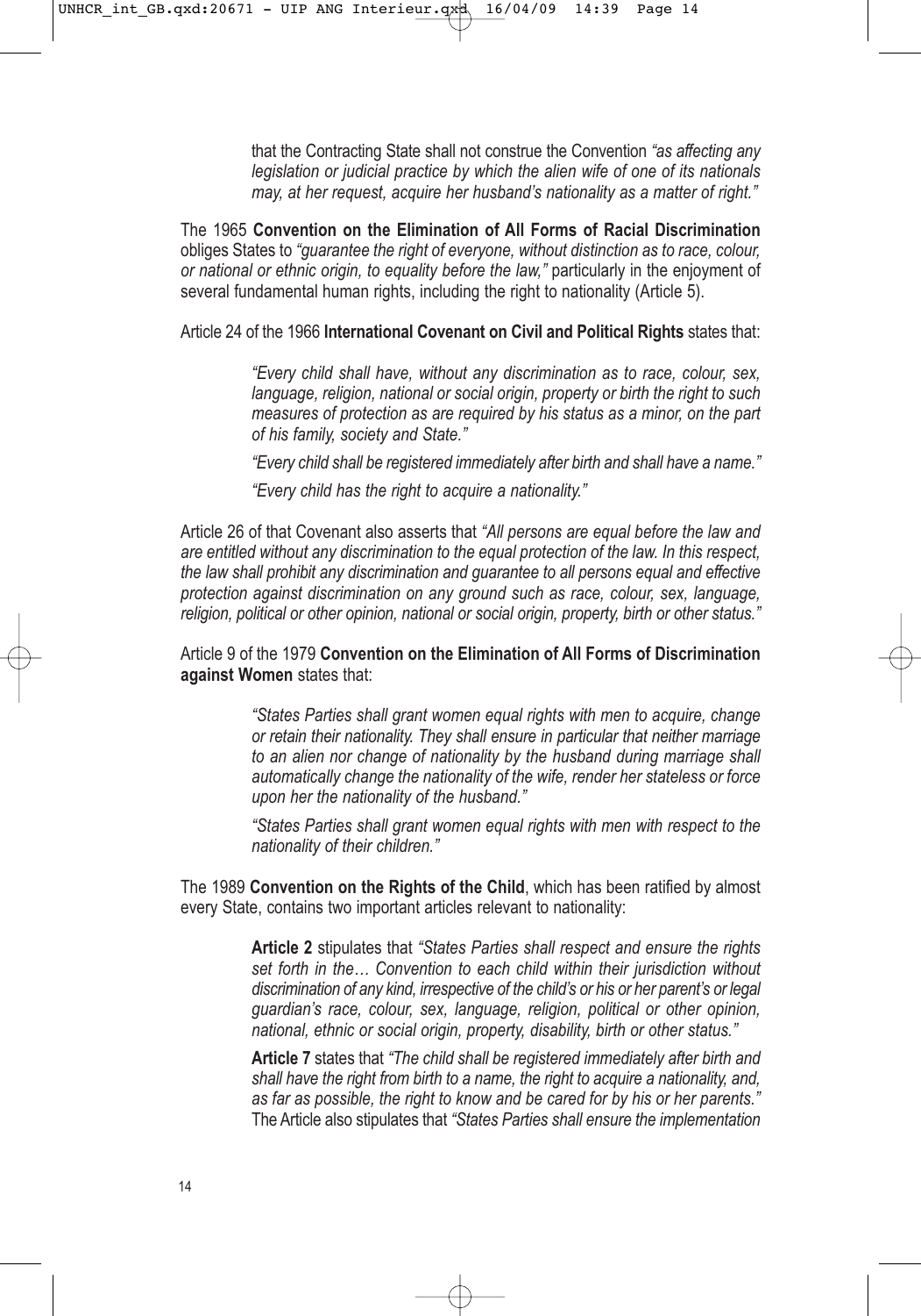that the Contracting State shall not construe the Convention *"as affecting any legislation or judicial practice by which the alien wife of one of its nationals may, at her request, acquire her husband's nationality as a matter of right."*

The 1965 **Convention on the Elimination of All Forms of Racial Discrimination** obliges States to *"guarantee the right of everyone, without distinction as to race, colour, or national or ethnic origin, to equality before the law,"* particularly in the enjoyment of several fundamental human rights, including the right to nationality (Article 5).

Article 24 of the 1966 **International Covenant on Civil and Political Rights** states that:

> *"Every child shall have, without any discrimination as to race, colour, sex, language, religion, national or social origin, property or birth the right to such measures of protection as are required by his status as a minor, on the part of his family, society and State."*
>
> *"Every child shall be registered immediately after birth and shall have a name."*
>
> *"Every child has the right to acquire a nationality."*

Article 26 of that Covenant also asserts that *"All persons are equal before the law and are entitled without any discrimination to the equal protection of the law. In this respect, the law shall prohibit any discrimination and guarantee to all persons equal and effective protection against discrimination on any ground such as race, colour, sex, language, religion, political or other opinion, national or social origin, property, birth or other status."*

Article 9 of the 1979 **Convention on the Elimination of All Forms of Discrimination against Women** states that:

> *"States Parties shall grant women equal rights with men to acquire, change or retain their nationality. They shall ensure in particular that neither marriage to an alien nor change of nationality by the husband during marriage shall automatically change the nationality of the wife, render her stateless or force upon her the nationality of the husband."*
>
> *"States Parties shall grant women equal rights with men with respect to the nationality of their children."*

The 1989 **Convention on the Rights of the Child**, which has been ratified by almost every State, contains two important articles relevant to nationality:

> **Article 2** stipulates that *"States Parties shall respect and ensure the rights set forth in the… Convention to each child within their jurisdiction without discrimination of any kind, irrespective of the child's or his or her parent's or legal guardian's race, colour, sex, language, religion, political or other opinion, national, ethnic or social origin, property, disability, birth or other status."*
>
> **Article 7** states that *"The child shall be registered immediately after birth and shall have the right from birth to a name, the right to acquire a nationality, and, as far as possible, the right to know and be cared for by his or her parents."* The Article also stipulates that *"States Parties shall ensure the implementation*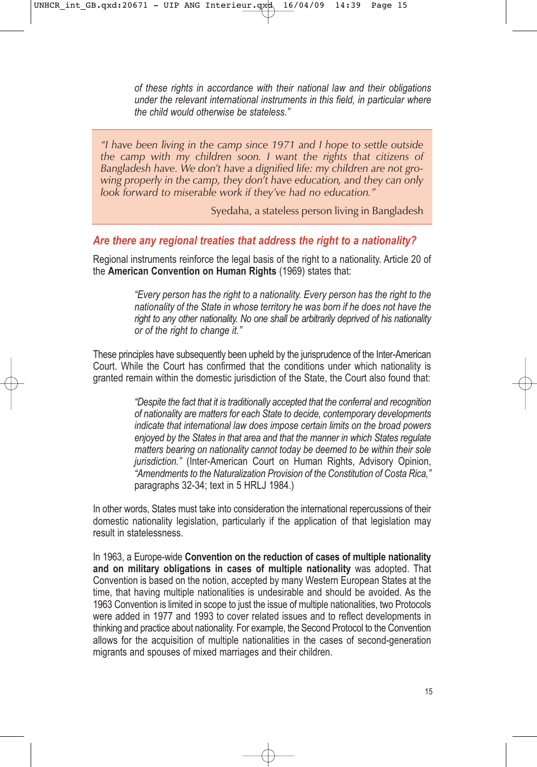*of these rights in accordance with their national law and their obligations under the relevant international instruments in this field, in particular where the child would otherwise be stateless."*

> *"I have been living in the camp since 1971 and I hope to settle outside the camp with my children soon. I want the rights that citizens of Bangladesh have. We don't have a dignified life: my children are not growing properly in the camp, they don't have education, and they can only look forward to miserable work if they've had no education."*
>
> Syedaha, a stateless person living in Bangladesh

## *Are there any regional treaties that address the right to a nationality?*

Regional instruments reinforce the legal basis of the right to a nationality. Article 20 of the **American Convention on Human Rights** (1969) states that:

> *"Every person has the right to a nationality. Every person has the right to the nationality of the State in whose territory he was born if he does not have the right to any other nationality. No one shall be arbitrarily deprived of his nationality or of the right to change it."*

These principles have subsequently been upheld by the jurisprudence of the Inter-American Court. While the Court has confirmed that the conditions under which nationality is granted remain within the domestic jurisdiction of the State, the Court also found that:

> *"Despite the fact that it is traditionally accepted that the conferral and recognition of nationality are matters for each State to decide, contemporary developments indicate that international law does impose certain limits on the broad powers enjoyed by the States in that area and that the manner in which States regulate matters bearing on nationality cannot today be deemed to be within their sole jurisdiction."* (Inter-American Court on Human Rights, Advisory Opinion, *"Amendments to the Naturalization Provision of the Constitution of Costa Rica,"* paragraphs 32-34; text in 5 HRLJ 1984.)

In other words, States must take into consideration the international repercussions of their domestic nationality legislation, particularly if the application of that legislation may result in statelessness.

In 1963, a Europe-wide **Convention on the reduction of cases of multiple nationality and on military obligations in cases of multiple nationality** was adopted. That Convention is based on the notion, accepted by many Western European States at the time, that having multiple nationalities is undesirable and should be avoided. As the 1963 Convention is limited in scope to just the issue of multiple nationalities, two Protocols were added in 1977 and 1993 to cover related issues and to reflect developments in thinking and practice about nationality. For example, the Second Protocol to the Convention allows for the acquisition of multiple nationalities in the cases of second-generation migrants and spouses of mixed marriages and their children.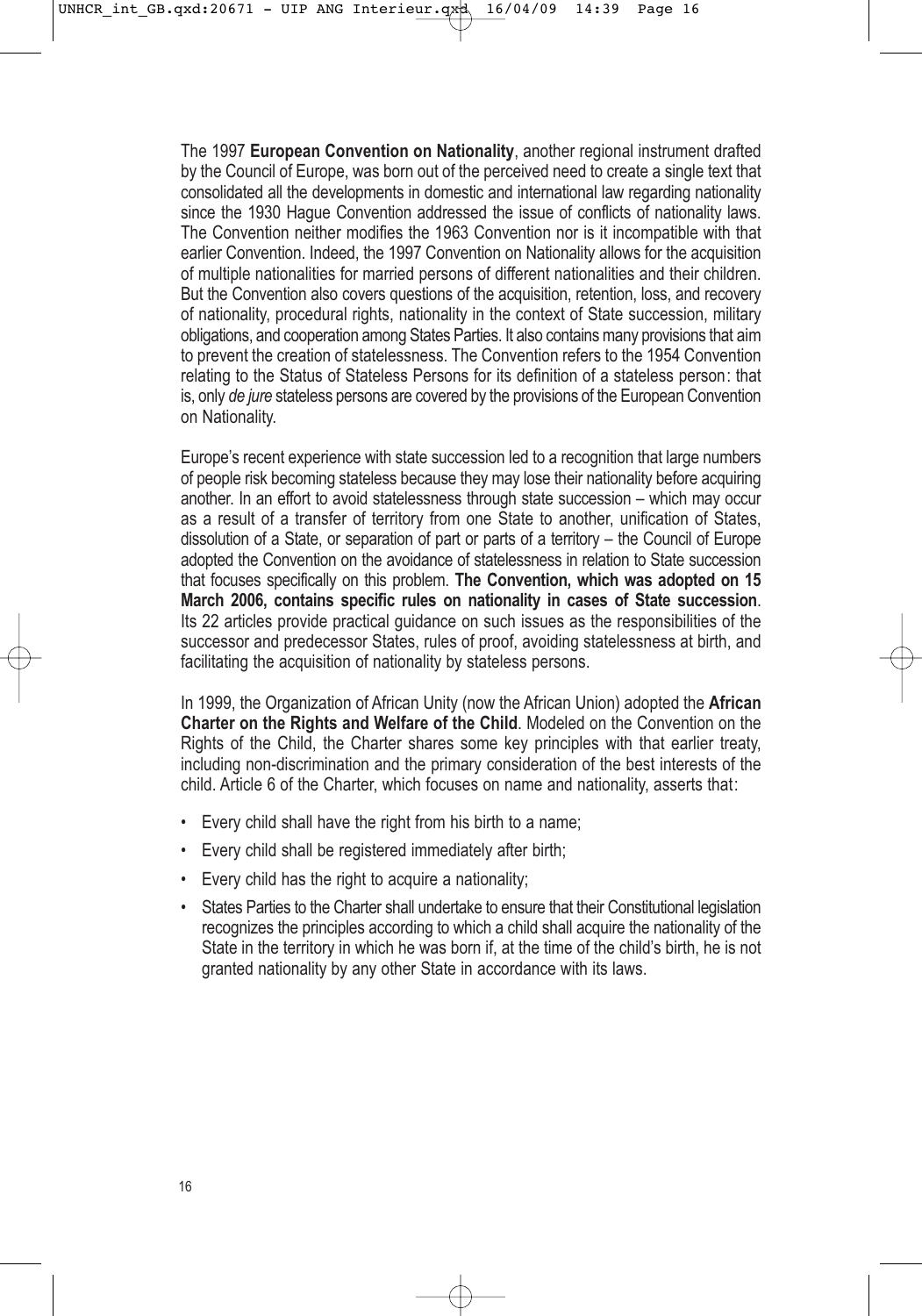The 1997 **European Convention on Nationality**, another regional instrument drafted by the Council of Europe, was born out of the perceived need to create a single text that consolidated all the developments in domestic and international law regarding nationality since the 1930 Hague Convention addressed the issue of conflicts of nationality laws. The Convention neither modifies the 1963 Convention nor is it incompatible with that earlier Convention. Indeed, the 1997 Convention on Nationality allows for the acquisition of multiple nationalities for married persons of different nationalities and their children. But the Convention also covers questions of the acquisition, retention, loss, and recovery of nationality, procedural rights, nationality in the context of State succession, military obligations, and cooperation among States Parties. It also contains many provisions that aim to prevent the creation of statelessness. The Convention refers to the 1954 Convention relating to the Status of Stateless Persons for its definition of a stateless person: that is, only *de jure* stateless persons are covered by the provisions of the European Convention on Nationality.

Europe's recent experience with state succession led to a recognition that large numbers of people risk becoming stateless because they may lose their nationality before acquiring another. In an effort to avoid statelessness through state succession – which may occur as a result of a transfer of territory from one State to another, unification of States, dissolution of a State, or separation of part or parts of a territory – the Council of Europe adopted the Convention on the avoidance of statelessness in relation to State succession that focuses specifically on this problem. **The Convention, which was adopted on 15 March 2006, contains specific rules on nationality in cases of State succession**. Its 22 articles provide practical guidance on such issues as the responsibilities of the successor and predecessor States, rules of proof, avoiding statelessness at birth, and facilitating the acquisition of nationality by stateless persons.

In 1999, the Organization of African Unity (now the African Union) adopted the **African Charter on the Rights and Welfare of the Child**. Modeled on the Convention on the Rights of the Child, the Charter shares some key principles with that earlier treaty, including non-discrimination and the primary consideration of the best interests of the child. Article 6 of the Charter, which focuses on name and nationality, asserts that:

- Every child shall have the right from his birth to a name;
- Every child shall be registered immediately after birth;
- Every child has the right to acquire a nationality;
- States Parties to the Charter shall undertake to ensure that their Constitutional legislation recognizes the principles according to which a child shall acquire the nationality of the State in the territory in which he was born if, at the time of the child's birth, he is not granted nationality by any other State in accordance with its laws.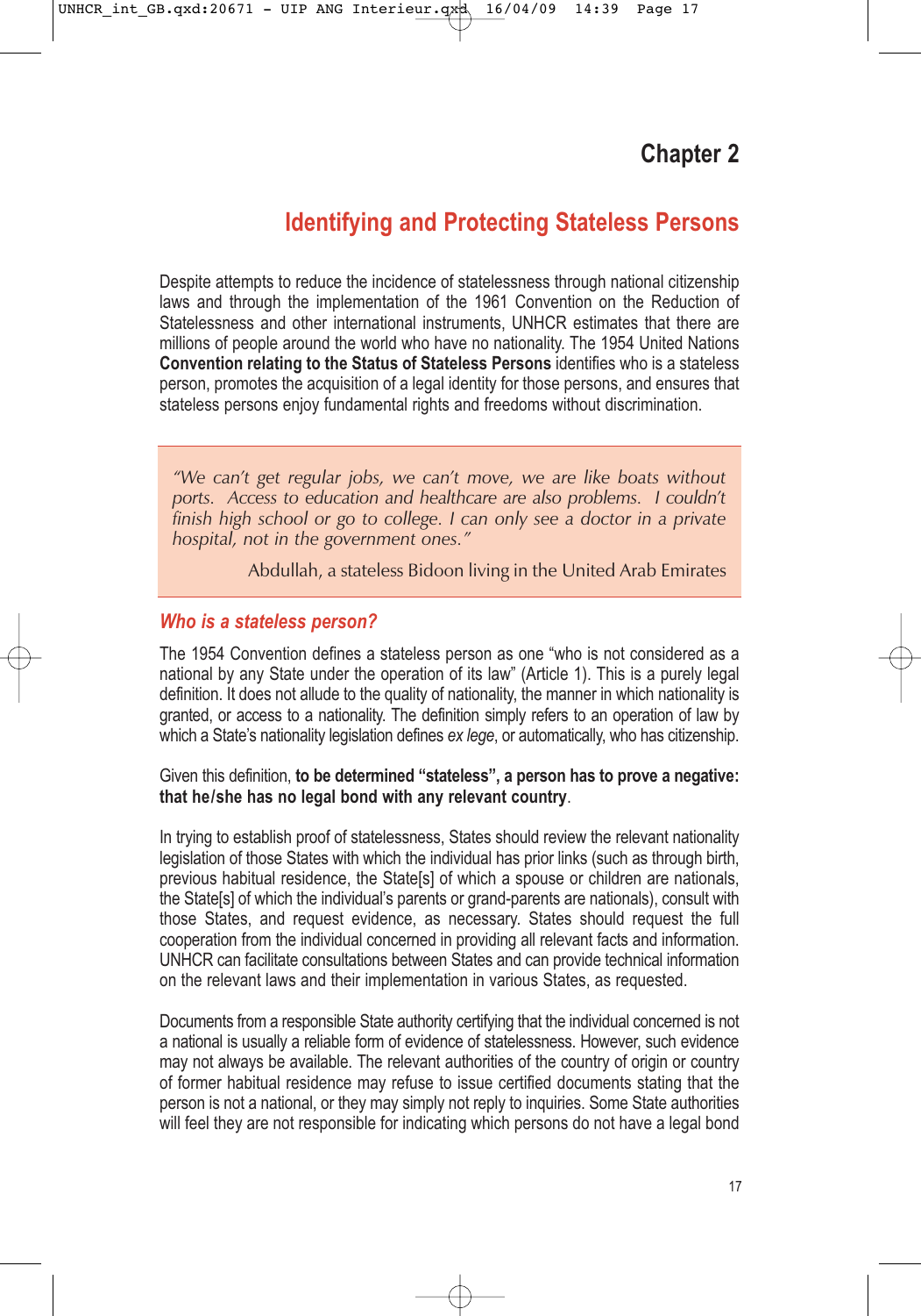# Chapter 2

## Identifying and Protecting Stateless Persons

Despite attempts to reduce the incidence of statelessness through national citizenship laws and through the implementation of the 1961 Convention on the Reduction of Statelessness and other international instruments, UNHCR estimates that there are millions of people around the world who have no nationality. The 1954 United Nations **Convention relating to the Status of Stateless Persons** identifies who is a stateless person, promotes the acquisition of a legal identity for those persons, and ensures that stateless persons enjoy fundamental rights and freedoms without discrimination.

> *"We can't get regular jobs, we can't move, we are like boats without ports. Access to education and healthcare are also problems. I couldn't finish high school or go to college. I can only see a doctor in a private hospital, not in the government ones."*
>
> Abdullah, a stateless Bidoon living in the United Arab Emirates

### *Who is a stateless person?*

The 1954 Convention defines a stateless person as one "who is not considered as a national by any State under the operation of its law" (Article 1). This is a purely legal definition. It does not allude to the quality of nationality, the manner in which nationality is granted, or access to a nationality. The definition simply refers to an operation of law by which a State's nationality legislation defines *ex lege*, or automatically, who has citizenship.

Given this definition, **to be determined "stateless", a person has to prove a negative: that he/she has no legal bond with any relevant country**.

In trying to establish proof of statelessness, States should review the relevant nationality legislation of those States with which the individual has prior links (such as through birth, previous habitual residence, the State[s] of which a spouse or children are nationals, the State[s] of which the individual's parents or grand-parents are nationals), consult with those States, and request evidence, as necessary. States should request the full cooperation from the individual concerned in providing all relevant facts and information. UNHCR can facilitate consultations between States and can provide technical information on the relevant laws and their implementation in various States, as requested.

Documents from a responsible State authority certifying that the individual concerned is not a national is usually a reliable form of evidence of statelessness. However, such evidence may not always be available. The relevant authorities of the country of origin or country of former habitual residence may refuse to issue certified documents stating that the person is not a national, or they may simply not reply to inquiries. Some State authorities will feel they are not responsible for indicating which persons do not have a legal bond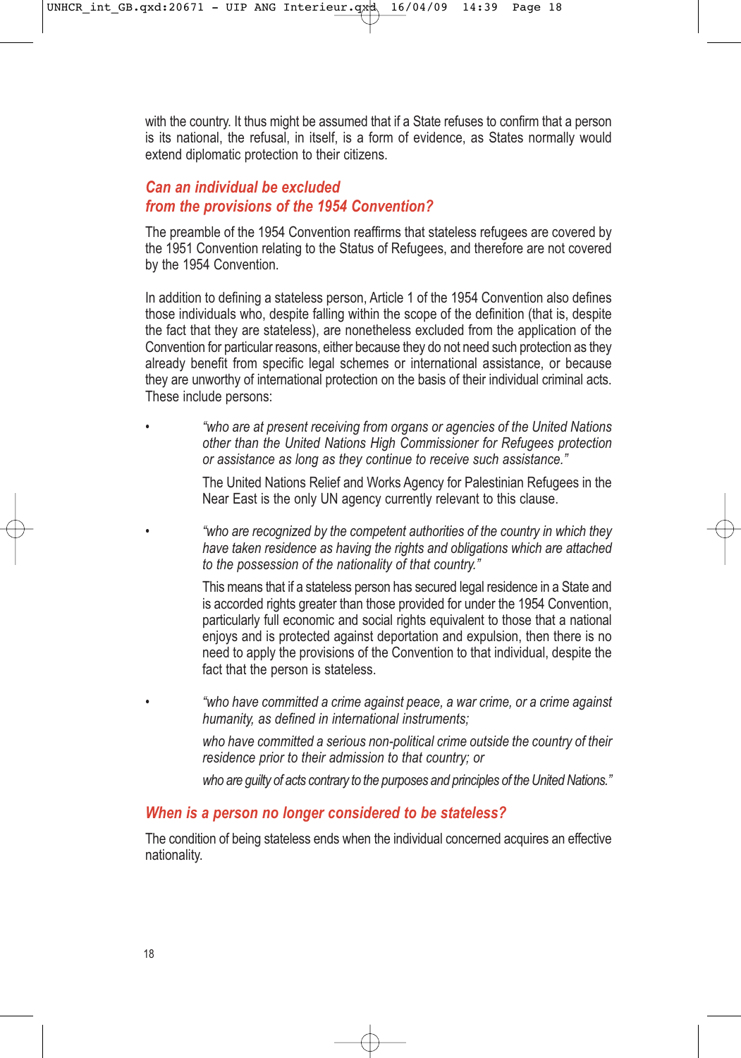with the country. It thus might be assumed that if a State refuses to confirm that a person is its national, the refusal, in itself, is a form of evidence, as States normally would extend diplomatic protection to their citizens.

## Can an individual be excluded from the provisions of the 1954 Convention?

The preamble of the 1954 Convention reaffirms that stateless refugees are covered by the 1951 Convention relating to the Status of Refugees, and therefore are not covered by the 1954 Convention.

In addition to defining a stateless person, Article 1 of the 1954 Convention also defines those individuals who, despite falling within the scope of the definition (that is, despite the fact that they are stateless), are nonetheless excluded from the application of the Convention for particular reasons, either because they do not need such protection as they already benefit from specific legal schemes or international assistance, or because they are unworthy of international protection on the basis of their individual criminal acts. These include persons:

- *"who are at present receiving from organs or agencies of the United Nations other than the United Nations High Commissioner for Refugees protection or assistance as long as they continue to receive such assistance."*

  The United Nations Relief and Works Agency for Palestinian Refugees in the Near East is the only UN agency currently relevant to this clause.

- *"who are recognized by the competent authorities of the country in which they have taken residence as having the rights and obligations which are attached to the possession of the nationality of that country."*

  This means that if a stateless person has secured legal residence in a State and is accorded rights greater than those provided for under the 1954 Convention, particularly full economic and social rights equivalent to those that a national enjoys and is protected against deportation and expulsion, then there is no need to apply the provisions of the Convention to that individual, despite the fact that the person is stateless.

- *"who have committed a crime against peace, a war crime, or a crime against humanity, as defined in international instruments;*

  *who have committed a serious non-political crime outside the country of their residence prior to their admission to that country; or*

  *who are guilty of acts contrary to the purposes and principles of the United Nations."*

## When is a person no longer considered to be stateless?

The condition of being stateless ends when the individual concerned acquires an effective nationality.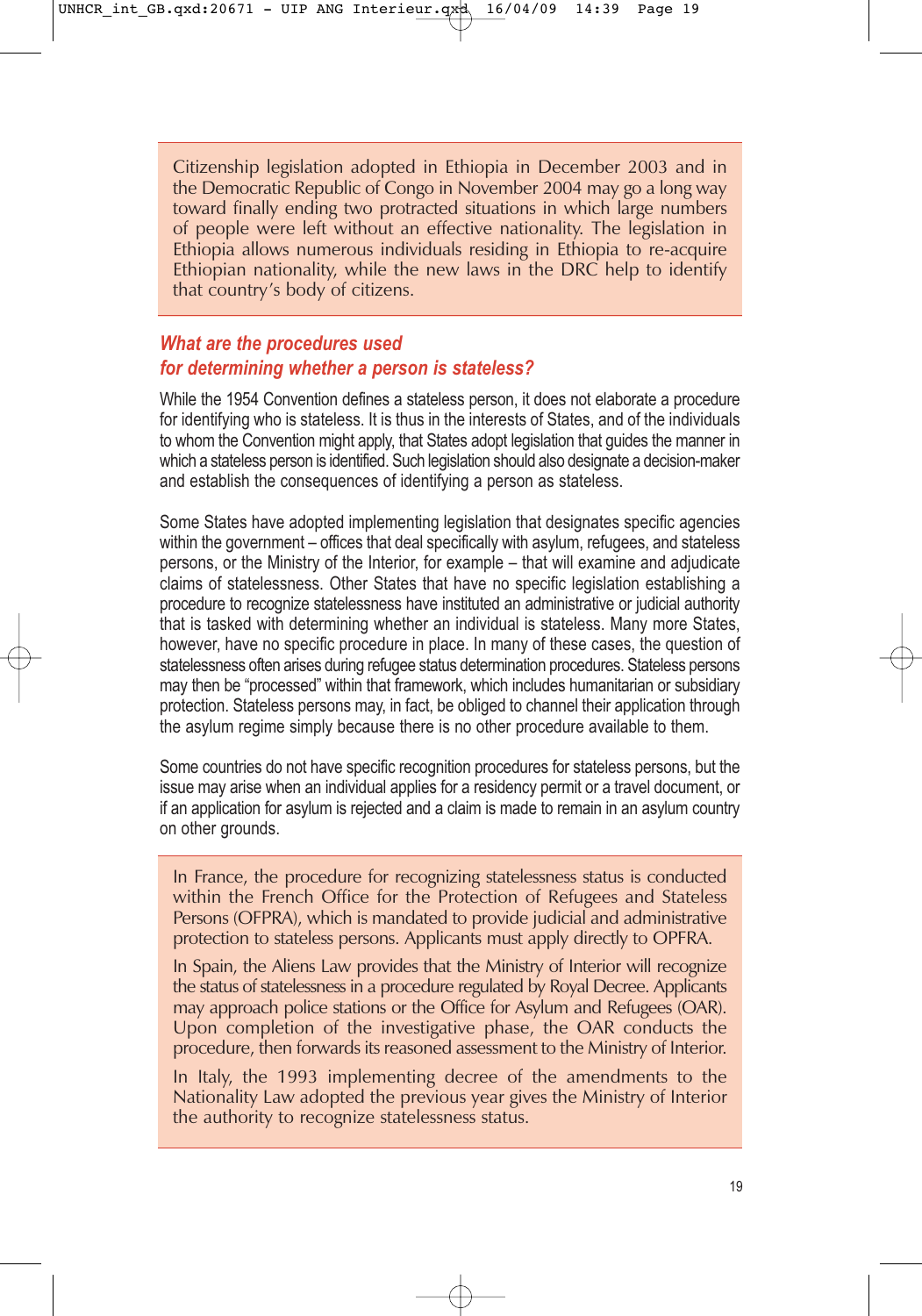> Citizenship legislation adopted in Ethiopia in December 2003 and in the Democratic Republic of Congo in November 2004 may go a long way toward finally ending two protracted situations in which large numbers of people were left without an effective nationality. The legislation in Ethiopia allows numerous individuals residing in Ethiopia to re-acquire Ethiopian nationality, while the new laws in the DRC help to identify that country's body of citizens.

## *What are the procedures used for determining whether a person is stateless?*

While the 1954 Convention defines a stateless person, it does not elaborate a procedure for identifying who is stateless. It is thus in the interests of States, and of the individuals to whom the Convention might apply, that States adopt legislation that guides the manner in which a stateless person is identified. Such legislation should also designate a decision-maker and establish the consequences of identifying a person as stateless.

Some States have adopted implementing legislation that designates specific agencies within the government – offices that deal specifically with asylum, refugees, and stateless persons, or the Ministry of the Interior, for example – that will examine and adjudicate claims of statelessness. Other States that have no specific legislation establishing a procedure to recognize statelessness have instituted an administrative or judicial authority that is tasked with determining whether an individual is stateless. Many more States, however, have no specific procedure in place. In many of these cases, the question of statelessness often arises during refugee status determination procedures. Stateless persons may then be "processed" within that framework, which includes humanitarian or subsidiary protection. Stateless persons may, in fact, be obliged to channel their application through the asylum regime simply because there is no other procedure available to them.

Some countries do not have specific recognition procedures for stateless persons, but the issue may arise when an individual applies for a residency permit or a travel document, or if an application for asylum is rejected and a claim is made to remain in an asylum country on other grounds.

> In France, the procedure for recognizing statelessness status is conducted within the French Office for the Protection of Refugees and Stateless Persons (OFPRA), which is mandated to provide judicial and administrative protection to stateless persons. Applicants must apply directly to OPFRA.
>
> In Spain, the Aliens Law provides that the Ministry of Interior will recognize the status of statelessness in a procedure regulated by Royal Decree. Applicants may approach police stations or the Office for Asylum and Refugees (OAR). Upon completion of the investigative phase, the OAR conducts the procedure, then forwards its reasoned assessment to the Ministry of Interior.
>
> In Italy, the 1993 implementing decree of the amendments to the Nationality Law adopted the previous year gives the Ministry of Interior the authority to recognize statelessness status.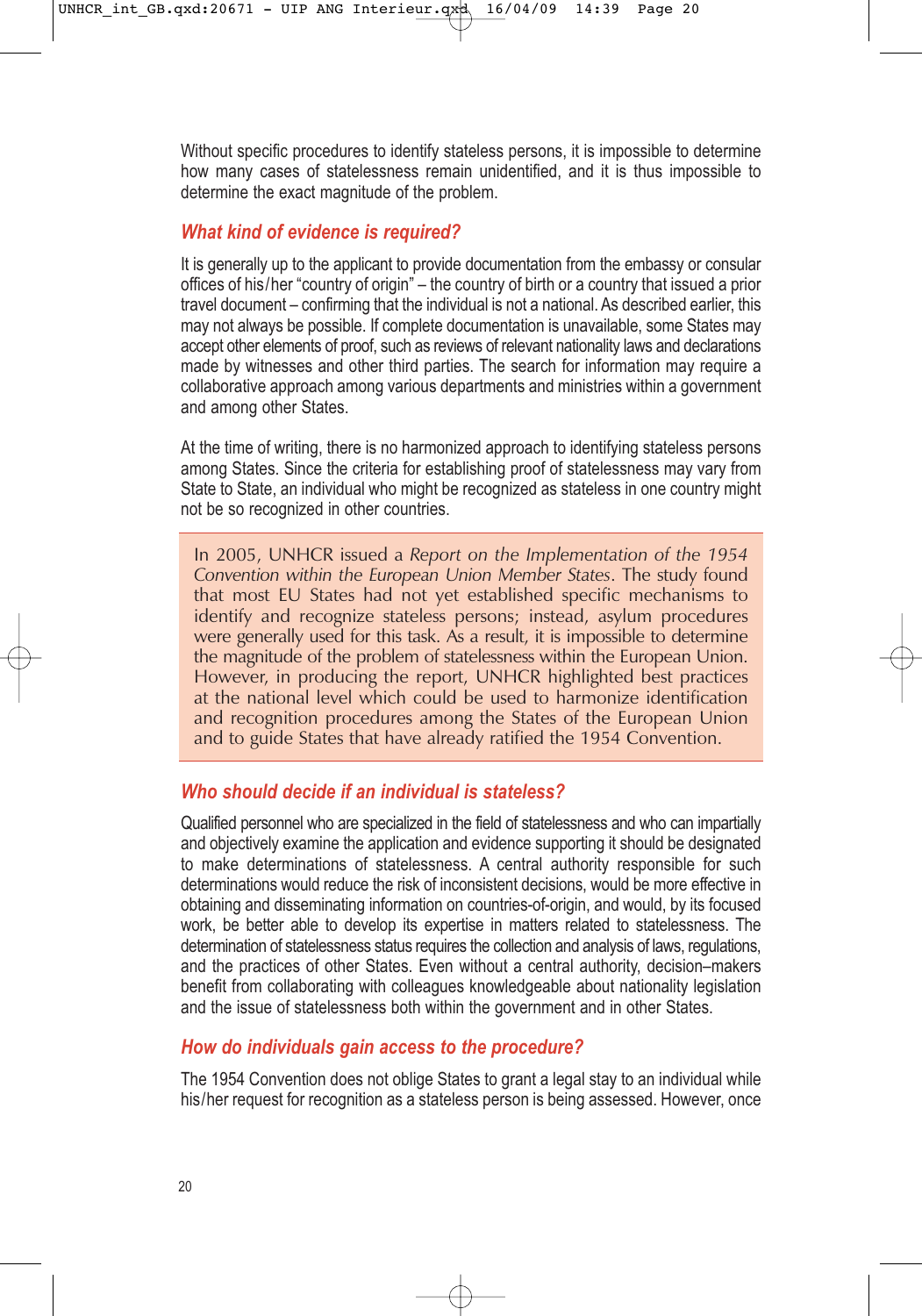Without specific procedures to identify stateless persons, it is impossible to determine how many cases of statelessness remain unidentified, and it is thus impossible to determine the exact magnitude of the problem.

### *What kind of evidence is required?*

It is generally up to the applicant to provide documentation from the embassy or consular offices of his/her "country of origin" – the country of birth or a country that issued a prior travel document – confirming that the individual is not a national. As described earlier, this may not always be possible. If complete documentation is unavailable, some States may accept other elements of proof, such as reviews of relevant nationality laws and declarations made by witnesses and other third parties. The search for information may require a collaborative approach among various departments and ministries within a government and among other States.

At the time of writing, there is no harmonized approach to identifying stateless persons among States. Since the criteria for establishing proof of statelessness may vary from State to State, an individual who might be recognized as stateless in one country might not be so recognized in other countries.

> In 2005, UNHCR issued a *Report on the Implementation of the 1954 Convention within the European Union Member States*. The study found that most EU States had not yet established specific mechanisms to identify and recognize stateless persons; instead, asylum procedures were generally used for this task. As a result, it is impossible to determine the magnitude of the problem of statelessness within the European Union. However, in producing the report, UNHCR highlighted best practices at the national level which could be used to harmonize identification and recognition procedures among the States of the European Union and to guide States that have already ratified the 1954 Convention.

### *Who should decide if an individual is stateless?*

Qualified personnel who are specialized in the field of statelessness and who can impartially and objectively examine the application and evidence supporting it should be designated to make determinations of statelessness. A central authority responsible for such determinations would reduce the risk of inconsistent decisions, would be more effective in obtaining and disseminating information on countries-of-origin, and would, by its focused work, be better able to develop its expertise in matters related to statelessness. The determination of statelessness status requires the collection and analysis of laws, regulations, and the practices of other States. Even without a central authority, decision–makers benefit from collaborating with colleagues knowledgeable about nationality legislation and the issue of statelessness both within the government and in other States.

### *How do individuals gain access to the procedure?*

The 1954 Convention does not oblige States to grant a legal stay to an individual while his/her request for recognition as a stateless person is being assessed. However, once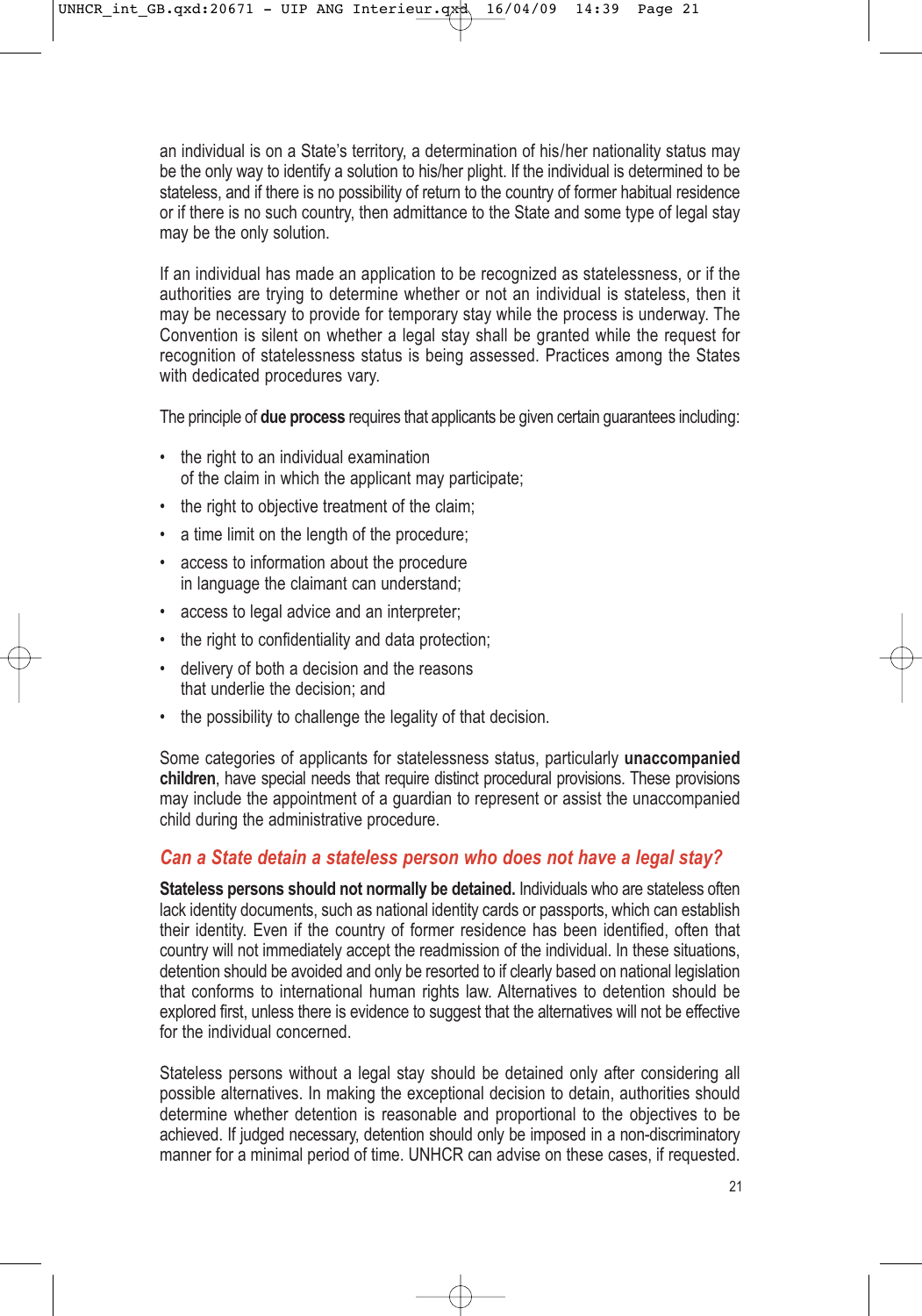an individual is on a State's territory, a determination of his/her nationality status may be the only way to identify a solution to his/her plight. If the individual is determined to be stateless, and if there is no possibility of return to the country of former habitual residence or if there is no such country, then admittance to the State and some type of legal stay may be the only solution.

If an individual has made an application to be recognized as statelessness, or if the authorities are trying to determine whether or not an individual is stateless, then it may be necessary to provide for temporary stay while the process is underway. The Convention is silent on whether a legal stay shall be granted while the request for recognition of statelessness status is being assessed. Practices among the States with dedicated procedures vary.

The principle of **due process** requires that applicants be given certain guarantees including:

- the right to an individual examination of the claim in which the applicant may participate;
- the right to objective treatment of the claim;
- a time limit on the length of the procedure;
- access to information about the procedure in language the claimant can understand;
- access to legal advice and an interpreter;
- the right to confidentiality and data protection;
- delivery of both a decision and the reasons that underlie the decision; and
- the possibility to challenge the legality of that decision.

Some categories of applicants for statelessness status, particularly **unaccompanied children**, have special needs that require distinct procedural provisions. These provisions may include the appointment of a guardian to represent or assist the unaccompanied child during the administrative procedure.

### *Can a State detain a stateless person who does not have a legal stay?*

**Stateless persons should not normally be detained.** Individuals who are stateless often lack identity documents, such as national identity cards or passports, which can establish their identity. Even if the country of former residence has been identified, often that country will not immediately accept the readmission of the individual. In these situations, detention should be avoided and only be resorted to if clearly based on national legislation that conforms to international human rights law. Alternatives to detention should be explored first, unless there is evidence to suggest that the alternatives will not be effective for the individual concerned.

Stateless persons without a legal stay should be detained only after considering all possible alternatives. In making the exceptional decision to detain, authorities should determine whether detention is reasonable and proportional to the objectives to be achieved. If judged necessary, detention should only be imposed in a non-discriminatory manner for a minimal period of time. UNHCR can advise on these cases, if requested.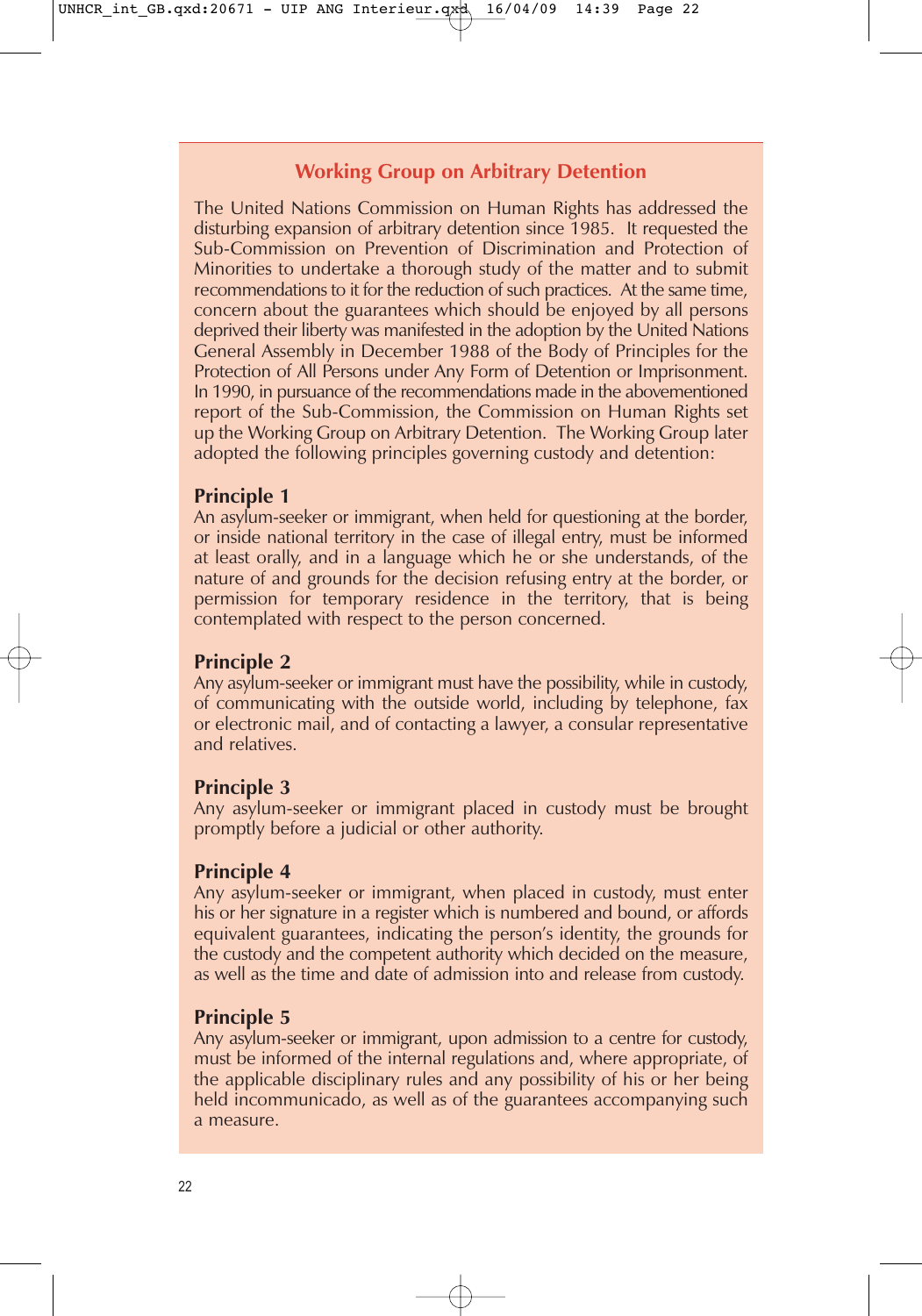## Working Group on Arbitrary Detention

The United Nations Commission on Human Rights has addressed the disturbing expansion of arbitrary detention since 1985. It requested the Sub-Commission on Prevention of Discrimination and Protection of Minorities to undertake a thorough study of the matter and to submit recommendations to it for the reduction of such practices. At the same time, concern about the guarantees which should be enjoyed by all persons deprived their liberty was manifested in the adoption by the United Nations General Assembly in December 1988 of the Body of Principles for the Protection of All Persons under Any Form of Detention or Imprisonment. In 1990, in pursuance of the recommendations made in the abovementioned report of the Sub-Commission, the Commission on Human Rights set up the Working Group on Arbitrary Detention. The Working Group later adopted the following principles governing custody and detention:

**Principle 1**
An asylum-seeker or immigrant, when held for questioning at the border, or inside national territory in the case of illegal entry, must be informed at least orally, and in a language which he or she understands, of the nature of and grounds for the decision refusing entry at the border, or permission for temporary residence in the territory, that is being contemplated with respect to the person concerned.

**Principle 2**
Any asylum-seeker or immigrant must have the possibility, while in custody, of communicating with the outside world, including by telephone, fax or electronic mail, and of contacting a lawyer, a consular representative and relatives.

**Principle 3**
Any asylum-seeker or immigrant placed in custody must be brought promptly before a judicial or other authority.

**Principle 4**
Any asylum-seeker or immigrant, when placed in custody, must enter his or her signature in a register which is numbered and bound, or affords equivalent guarantees, indicating the person's identity, the grounds for the custody and the competent authority which decided on the measure, as well as the time and date of admission into and release from custody.

**Principle 5**
Any asylum-seeker or immigrant, upon admission to a centre for custody, must be informed of the internal regulations and, where appropriate, of the applicable disciplinary rules and any possibility of his or her being held incommunicado, as well as of the guarantees accompanying such a measure.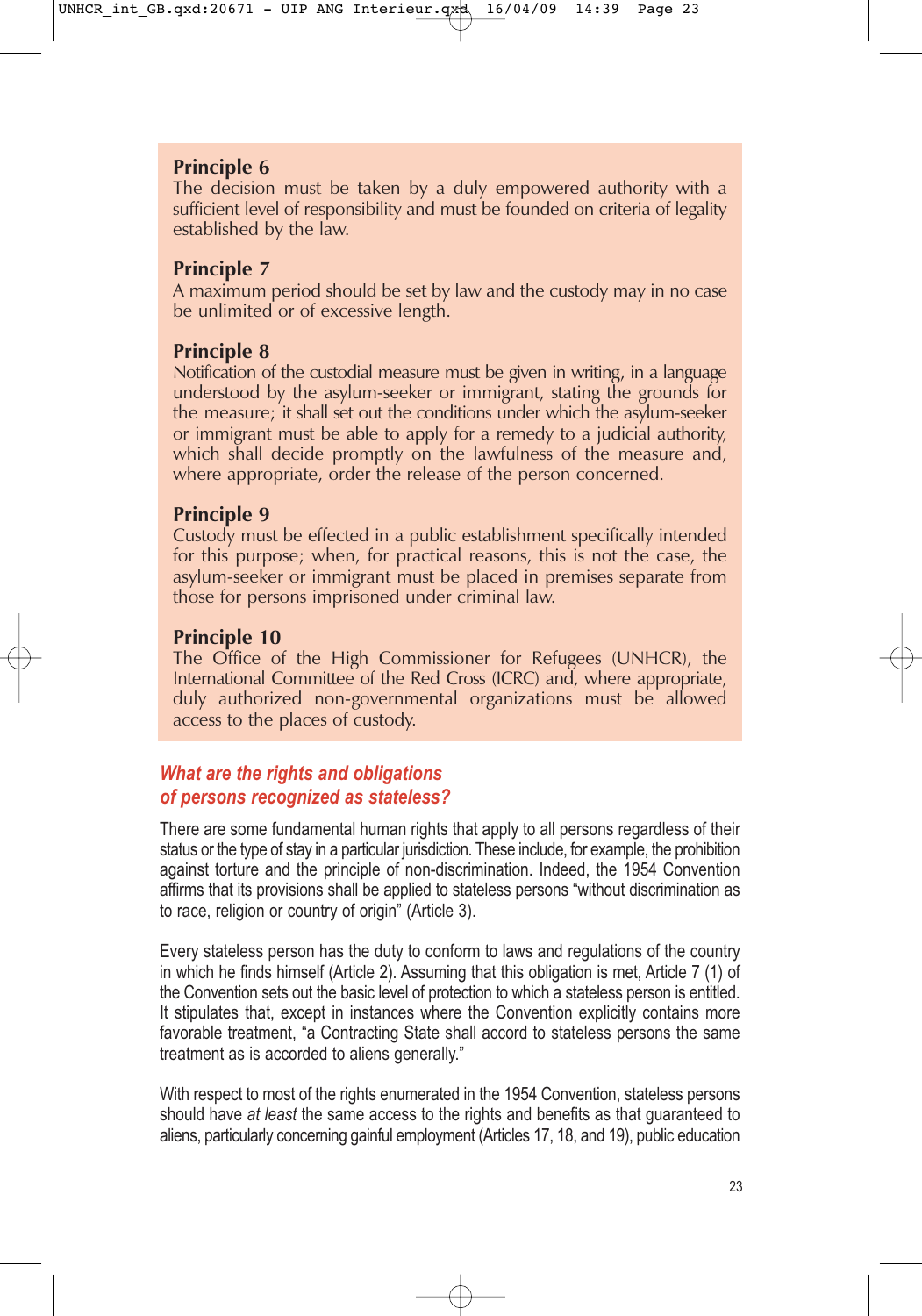**Principle 6**
The decision must be taken by a duly empowered authority with a sufficient level of responsibility and must be founded on criteria of legality established by the law.

**Principle 7**
A maximum period should be set by law and the custody may in no case be unlimited or of excessive length.

**Principle 8**
Notification of the custodial measure must be given in writing, in a language understood by the asylum-seeker or immigrant, stating the grounds for the measure; it shall set out the conditions under which the asylum-seeker or immigrant must be able to apply for a remedy to a judicial authority, which shall decide promptly on the lawfulness of the measure and, where appropriate, order the release of the person concerned.

**Principle 9**
Custody must be effected in a public establishment specifically intended for this purpose; when, for practical reasons, this is not the case, the asylum-seeker or immigrant must be placed in premises separate from those for persons imprisoned under criminal law.

**Principle 10**
The Office of the High Commissioner for Refugees (UNHCR), the International Committee of the Red Cross (ICRC) and, where appropriate, duly authorized non-governmental organizations must be allowed access to the places of custody.

## *What are the rights and obligations of persons recognized as stateless?*

There are some fundamental human rights that apply to all persons regardless of their status or the type of stay in a particular jurisdiction. These include, for example, the prohibition against torture and the principle of non-discrimination. Indeed, the 1954 Convention affirms that its provisions shall be applied to stateless persons "without discrimination as to race, religion or country of origin" (Article 3).

Every stateless person has the duty to conform to laws and regulations of the country in which he finds himself (Article 2). Assuming that this obligation is met, Article 7 (1) of the Convention sets out the basic level of protection to which a stateless person is entitled. It stipulates that, except in instances where the Convention explicitly contains more favorable treatment, "a Contracting State shall accord to stateless persons the same treatment as is accorded to aliens generally."

With respect to most of the rights enumerated in the 1954 Convention, stateless persons should have *at least* the same access to the rights and benefits as that guaranteed to aliens, particularly concerning gainful employment (Articles 17, 18, and 19), public education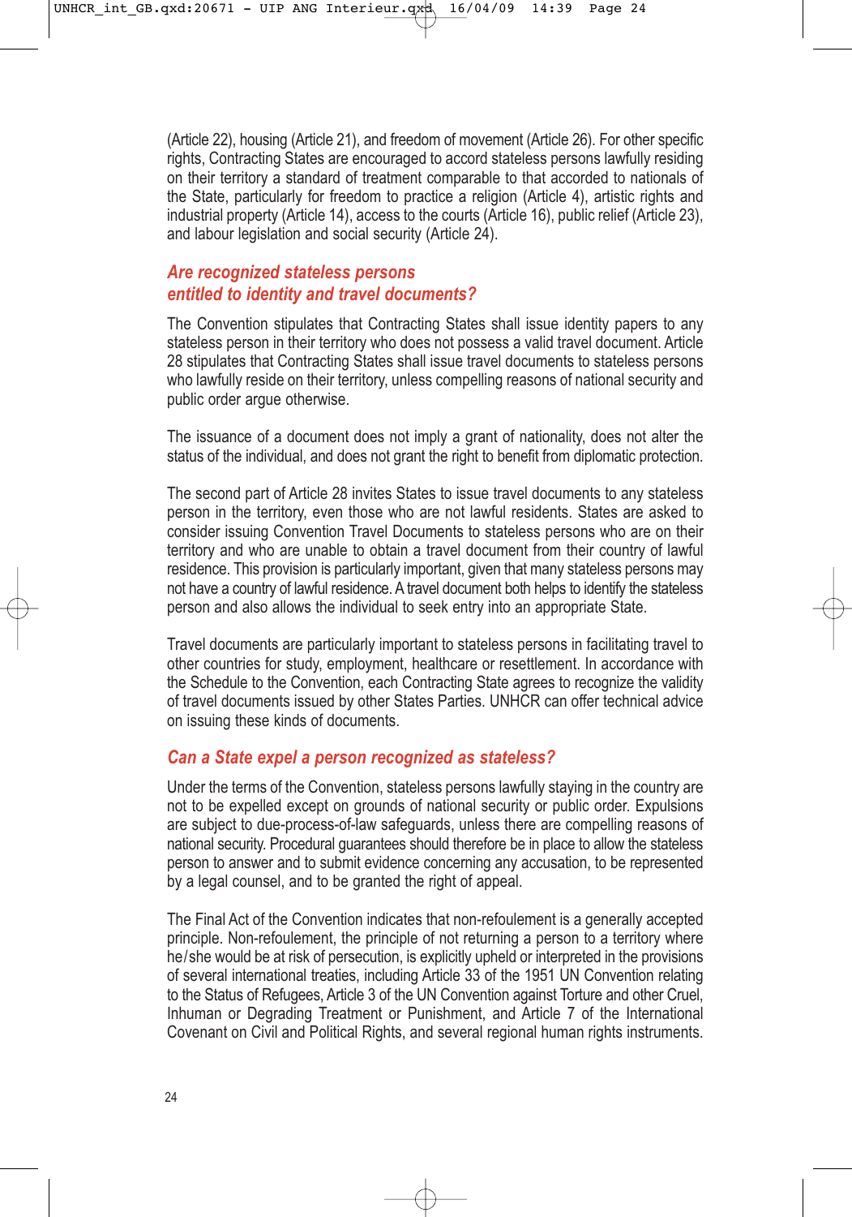(Article 22), housing (Article 21), and freedom of movement (Article 26). For other specific rights, Contracting States are encouraged to accord stateless persons lawfully residing on their territory a standard of treatment comparable to that accorded to nationals of the State, particularly for freedom to practice a religion (Article 4), artistic rights and industrial property (Article 14), access to the courts (Article 16), public relief (Article 23), and labour legislation and social security (Article 24).

### *Are recognized stateless persons entitled to identity and travel documents?*

The Convention stipulates that Contracting States shall issue identity papers to any stateless person in their territory who does not possess a valid travel document. Article 28 stipulates that Contracting States shall issue travel documents to stateless persons who lawfully reside on their territory, unless compelling reasons of national security and public order argue otherwise.

The issuance of a document does not imply a grant of nationality, does not alter the status of the individual, and does not grant the right to benefit from diplomatic protection.

The second part of Article 28 invites States to issue travel documents to any stateless person in the territory, even those who are not lawful residents. States are asked to consider issuing Convention Travel Documents to stateless persons who are on their territory and who are unable to obtain a travel document from their country of lawful residence. This provision is particularly important, given that many stateless persons may not have a country of lawful residence. A travel document both helps to identify the stateless person and also allows the individual to seek entry into an appropriate State.

Travel documents are particularly important to stateless persons in facilitating travel to other countries for study, employment, healthcare or resettlement. In accordance with the Schedule to the Convention, each Contracting State agrees to recognize the validity of travel documents issued by other States Parties. UNHCR can offer technical advice on issuing these kinds of documents.

### *Can a State expel a person recognized as stateless?*

Under the terms of the Convention, stateless persons lawfully staying in the country are not to be expelled except on grounds of national security or public order. Expulsions are subject to due-process-of-law safeguards, unless there are compelling reasons of national security. Procedural guarantees should therefore be in place to allow the stateless person to answer and to submit evidence concerning any accusation, to be represented by a legal counsel, and to be granted the right of appeal.

The Final Act of the Convention indicates that non-refoulement is a generally accepted principle. Non-refoulement, the principle of not returning a person to a territory where he/she would be at risk of persecution, is explicitly upheld or interpreted in the provisions of several international treaties, including Article 33 of the 1951 UN Convention relating to the Status of Refugees, Article 3 of the UN Convention against Torture and other Cruel, Inhuman or Degrading Treatment or Punishment, and Article 7 of the International Covenant on Civil and Political Rights, and several regional human rights instruments.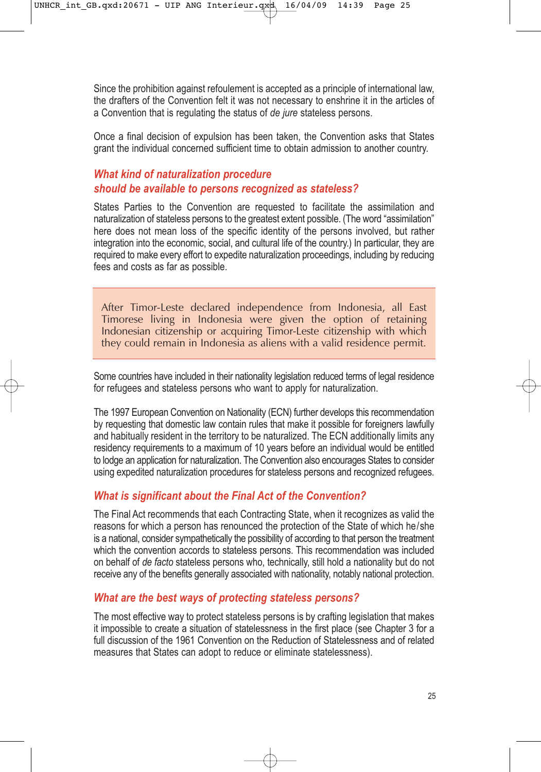Since the prohibition against refoulement is accepted as a principle of international law, the drafters of the Convention felt it was not necessary to enshrine it in the articles of a Convention that is regulating the status of *de jure* stateless persons.

Once a final decision of expulsion has been taken, the Convention asks that States grant the individual concerned sufficient time to obtain admission to another country.

### *What kind of naturalization procedure should be available to persons recognized as stateless?*

States Parties to the Convention are requested to facilitate the assimilation and naturalization of stateless persons to the greatest extent possible. (The word "assimilation" here does not mean loss of the specific identity of the persons involved, but rather integration into the economic, social, and cultural life of the country.) In particular, they are required to make every effort to expedite naturalization proceedings, including by reducing fees and costs as far as possible.

> After Timor-Leste declared independence from Indonesia, all East Timorese living in Indonesia were given the option of retaining Indonesian citizenship or acquiring Timor-Leste citizenship with which they could remain in Indonesia as aliens with a valid residence permit.

Some countries have included in their nationality legislation reduced terms of legal residence for refugees and stateless persons who want to apply for naturalization.

The 1997 European Convention on Nationality (ECN) further develops this recommendation by requesting that domestic law contain rules that make it possible for foreigners lawfully and habitually resident in the territory to be naturalized. The ECN additionally limits any residency requirements to a maximum of 10 years before an individual would be entitled to lodge an application for naturalization. The Convention also encourages States to consider using expedited naturalization procedures for stateless persons and recognized refugees.

### *What is significant about the Final Act of the Convention?*

The Final Act recommends that each Contracting State, when it recognizes as valid the reasons for which a person has renounced the protection of the State of which he/she is a national, consider sympathetically the possibility of according to that person the treatment which the convention accords to stateless persons. This recommendation was included on behalf of *de facto* stateless persons who, technically, still hold a nationality but do not receive any of the benefits generally associated with nationality, notably national protection.

### *What are the best ways of protecting stateless persons?*

The most effective way to protect stateless persons is by crafting legislation that makes it impossible to create a situation of statelessness in the first place (see Chapter 3 for a full discussion of the 1961 Convention on the Reduction of Statelessness and of related measures that States can adopt to reduce or eliminate statelessness).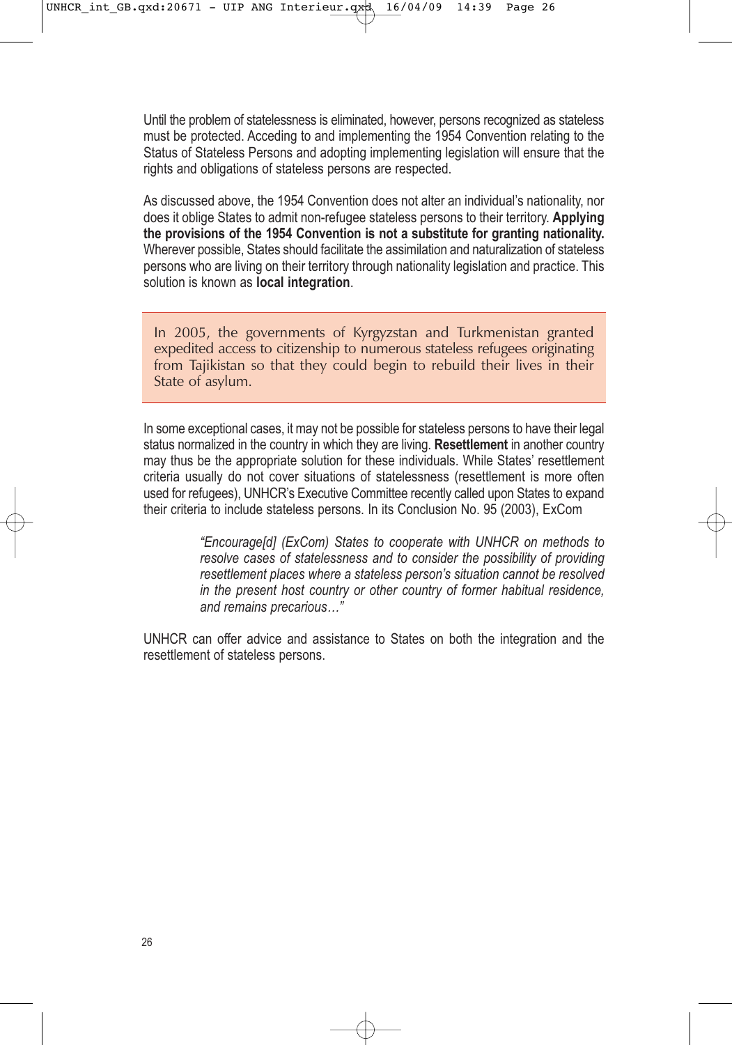Until the problem of statelessness is eliminated, however, persons recognized as stateless must be protected. Acceding to and implementing the 1954 Convention relating to the Status of Stateless Persons and adopting implementing legislation will ensure that the rights and obligations of stateless persons are respected.

As discussed above, the 1954 Convention does not alter an individual's nationality, nor does it oblige States to admit non-refugee stateless persons to their territory. **Applying the provisions of the 1954 Convention is not a substitute for granting nationality.** Wherever possible, States should facilitate the assimilation and naturalization of stateless persons who are living on their territory through nationality legislation and practice. This solution is known as **local integration**.

> In 2005, the governments of Kyrgyzstan and Turkmenistan granted expedited access to citizenship to numerous stateless refugees originating from Tajikistan so that they could begin to rebuild their lives in their State of asylum.

In some exceptional cases, it may not be possible for stateless persons to have their legal status normalized in the country in which they are living. **Resettlement** in another country may thus be the appropriate solution for these individuals. While States' resettlement criteria usually do not cover situations of statelessness (resettlement is more often used for refugees), UNHCR's Executive Committee recently called upon States to expand their criteria to include stateless persons. In its Conclusion No. 95 (2003), ExCom

> *"Encourage[d] (ExCom) States to cooperate with UNHCR on methods to resolve cases of statelessness and to consider the possibility of providing resettlement places where a stateless person's situation cannot be resolved in the present host country or other country of former habitual residence, and remains precarious…"*

UNHCR can offer advice and assistance to States on both the integration and the resettlement of stateless persons.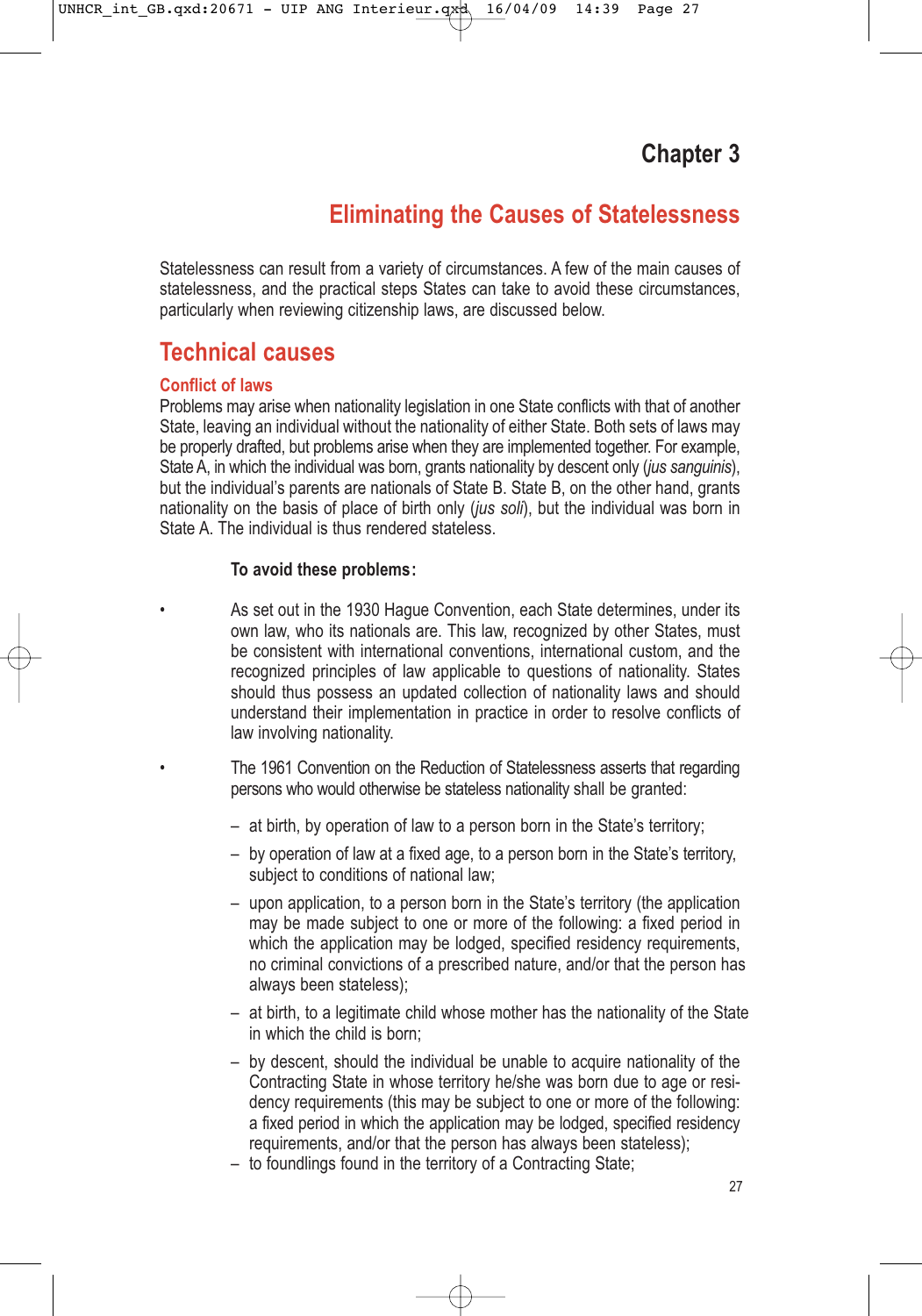# Chapter 3

## Eliminating the Causes of Statelessness

Statelessness can result from a variety of circumstances. A few of the main causes of statelessness, and the practical steps States can take to avoid these circumstances, particularly when reviewing citizenship laws, are discussed below.

## Technical causes

### Conflict of laws

Problems may arise when nationality legislation in one State conflicts with that of another State, leaving an individual without the nationality of either State. Both sets of laws may be properly drafted, but problems arise when they are implemented together. For example, State A, in which the individual was born, grants nationality by descent only (*jus sanguinis*), but the individual's parents are nationals of State B. State B, on the other hand, grants nationality on the basis of place of birth only (*jus soli*), but the individual was born in State A. The individual is thus rendered stateless.

**To avoid these problems:**

- As set out in the 1930 Hague Convention, each State determines, under its own law, who its nationals are. This law, recognized by other States, must be consistent with international conventions, international custom, and the recognized principles of law applicable to questions of nationality. States should thus possess an updated collection of nationality laws and should understand their implementation in practice in order to resolve conflicts of law involving nationality.

- The 1961 Convention on the Reduction of Statelessness asserts that regarding persons who would otherwise be stateless nationality shall be granted:

  – at birth, by operation of law to a person born in the State's territory;

  – by operation of law at a fixed age, to a person born in the State's territory, subject to conditions of national law;

  – upon application, to a person born in the State's territory (the application may be made subject to one or more of the following: a fixed period in which the application may be lodged, specified residency requirements, no criminal convictions of a prescribed nature, and/or that the person has always been stateless);

  – at birth, to a legitimate child whose mother has the nationality of the State in which the child is born;

  – by descent, should the individual be unable to acquire nationality of the Contracting State in whose territory he/she was born due to age or residency requirements (this may be subject to one or more of the following: a fixed period in which the application may be lodged, specified residency requirements, and/or that the person has always been stateless);

  – to foundlings found in the territory of a Contracting State;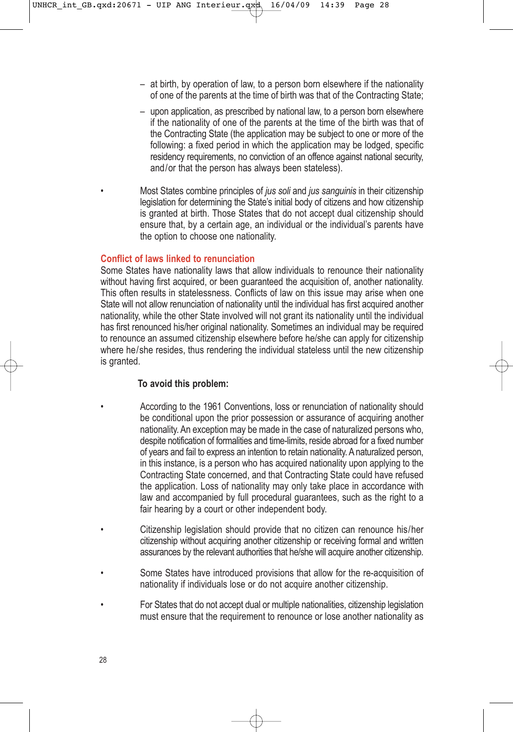- at birth, by operation of law, to a person born elsewhere if the nationality of one of the parents at the time of birth was that of the Contracting State;
  - upon application, as prescribed by national law, to a person born elsewhere if the nationality of one of the parents at the time of the birth was that of the Contracting State (the application may be subject to one or more of the following: a fixed period in which the application may be lodged, specific residency requirements, no conviction of an offence against national security, and/or that the person has always been stateless).

- Most States combine principles of *jus soli* and *jus sanguinis* in their citizenship legislation for determining the State's initial body of citizens and how citizenship is granted at birth. Those States that do not accept dual citizenship should ensure that, by a certain age, an individual or the individual's parents have the option to choose one nationality.

### Conflict of laws linked to renunciation

Some States have nationality laws that allow individuals to renounce their nationality without having first acquired, or been guaranteed the acquisition of, another nationality. This often results in statelessness. Conflicts of law on this issue may arise when one State will not allow renunciation of nationality until the individual has first acquired another nationality, while the other State involved will not grant its nationality until the individual has first renounced his/her original nationality. Sometimes an individual may be required to renounce an assumed citizenship elsewhere before he/she can apply for citizenship where he/she resides, thus rendering the individual stateless until the new citizenship is granted.

**To avoid this problem:**

- According to the 1961 Conventions, loss or renunciation of nationality should be conditional upon the prior possession or assurance of acquiring another nationality. An exception may be made in the case of naturalized persons who, despite notification of formalities and time-limits, reside abroad for a fixed number of years and fail to express an intention to retain nationality. A naturalized person, in this instance, is a person who has acquired nationality upon applying to the Contracting State concerned, and that Contracting State could have refused the application. Loss of nationality may only take place in accordance with law and accompanied by full procedural guarantees, such as the right to a fair hearing by a court or other independent body.

- Citizenship legislation should provide that no citizen can renounce his/her citizenship without acquiring another citizenship or receiving formal and written assurances by the relevant authorities that he/she will acquire another citizenship.

- Some States have introduced provisions that allow for the re-acquisition of nationality if individuals lose or do not acquire another citizenship.

- For States that do not accept dual or multiple nationalities, citizenship legislation must ensure that the requirement to renounce or lose another nationality as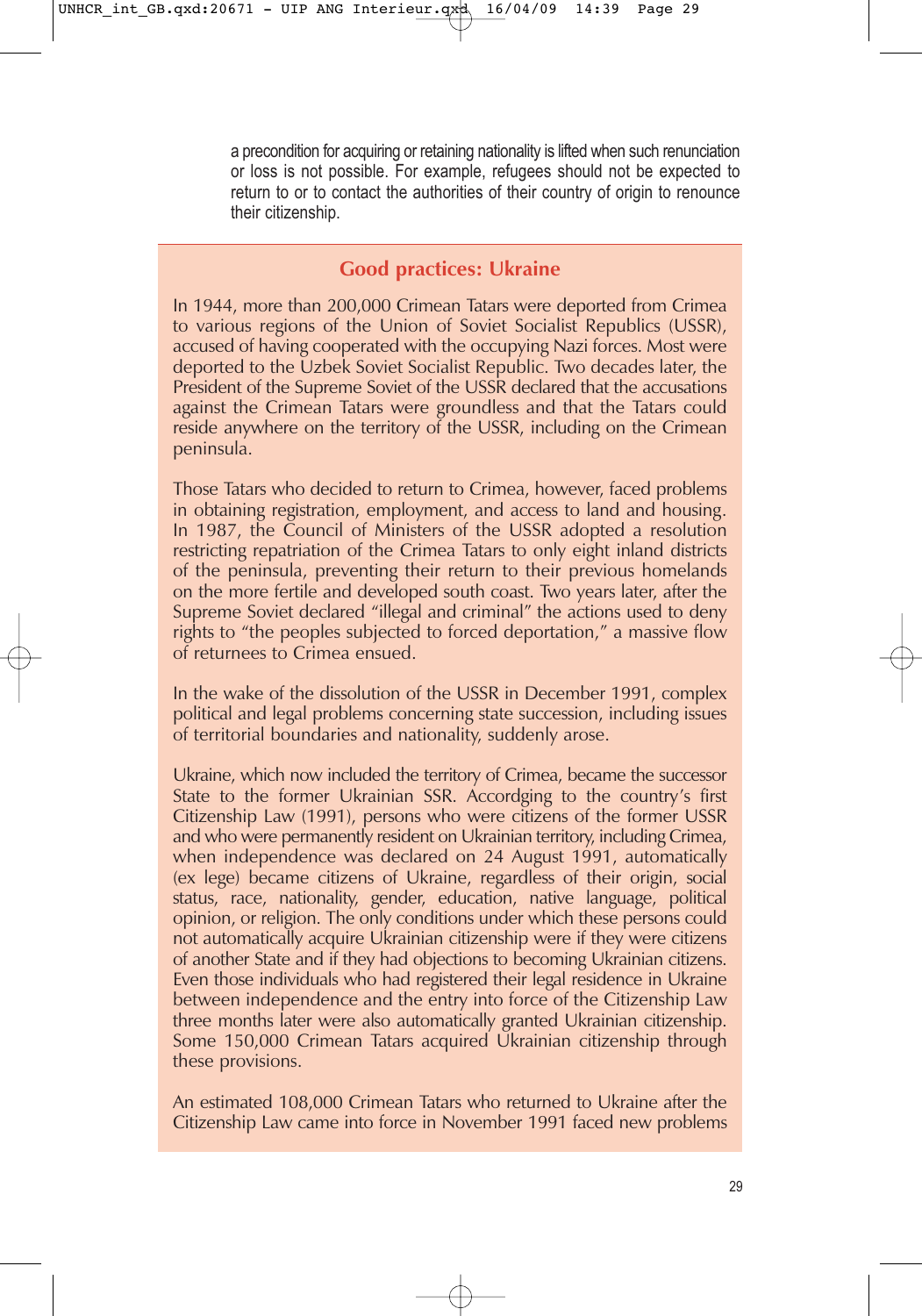a precondition for acquiring or retaining nationality is lifted when such renunciation or loss is not possible. For example, refugees should not be expected to return to or to contact the authorities of their country of origin to renounce their citizenship.

## Good practices: Ukraine

In 1944, more than 200,000 Crimean Tatars were deported from Crimea to various regions of the Union of Soviet Socialist Republics (USSR), accused of having cooperated with the occupying Nazi forces. Most were deported to the Uzbek Soviet Socialist Republic. Two decades later, the President of the Supreme Soviet of the USSR declared that the accusations against the Crimean Tatars were groundless and that the Tatars could reside anywhere on the territory of the USSR, including on the Crimean peninsula.

Those Tatars who decided to return to Crimea, however, faced problems in obtaining registration, employment, and access to land and housing. In 1987, the Council of Ministers of the USSR adopted a resolution restricting repatriation of the Crimea Tatars to only eight inland districts of the peninsula, preventing their return to their previous homelands on the more fertile and developed south coast. Two years later, after the Supreme Soviet declared "illegal and criminal" the actions used to deny rights to "the peoples subjected to forced deportation," a massive flow of returnees to Crimea ensued.

In the wake of the dissolution of the USSR in December 1991, complex political and legal problems concerning state succession, including issues of territorial boundaries and nationality, suddenly arose.

Ukraine, which now included the territory of Crimea, became the successor State to the former Ukrainian SSR. Accordging to the country's first Citizenship Law (1991), persons who were citizens of the former USSR and who were permanently resident on Ukrainian territory, including Crimea, when independence was declared on 24 August 1991, automatically (ex lege) became citizens of Ukraine, regardless of their origin, social status, race, nationality, gender, education, native language, political opinion, or religion. The only conditions under which these persons could not automatically acquire Ukrainian citizenship were if they were citizens of another State and if they had objections to becoming Ukrainian citizens. Even those individuals who had registered their legal residence in Ukraine between independence and the entry into force of the Citizenship Law three months later were also automatically granted Ukrainian citizenship. Some 150,000 Crimean Tatars acquired Ukrainian citizenship through these provisions.

An estimated 108,000 Crimean Tatars who returned to Ukraine after the Citizenship Law came into force in November 1991 faced new problems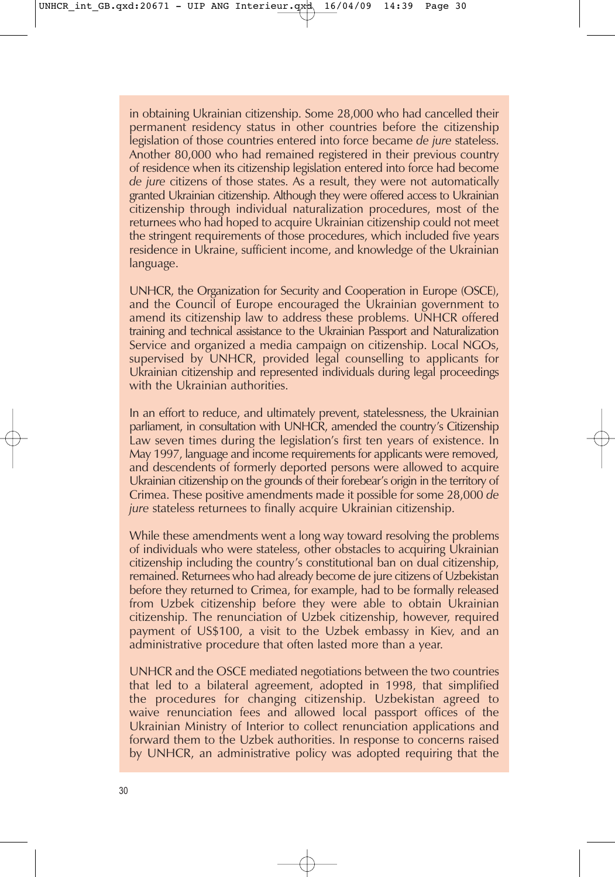in obtaining Ukrainian citizenship. Some 28,000 who had cancelled their permanent residency status in other countries before the citizenship legislation of those countries entered into force became *de jure* stateless. Another 80,000 who had remained registered in their previous country of residence when its citizenship legislation entered into force had become *de jure* citizens of those states. As a result, they were not automatically granted Ukrainian citizenship. Although they were offered access to Ukrainian citizenship through individual naturalization procedures, most of the returnees who had hoped to acquire Ukrainian citizenship could not meet the stringent requirements of those procedures, which included five years residence in Ukraine, sufficient income, and knowledge of the Ukrainian language.

UNHCR, the Organization for Security and Cooperation in Europe (OSCE), and the Council of Europe encouraged the Ukrainian government to amend its citizenship law to address these problems. UNHCR offered training and technical assistance to the Ukrainian Passport and Naturalization Service and organized a media campaign on citizenship. Local NGOs, supervised by UNHCR, provided legal counselling to applicants for Ukrainian citizenship and represented individuals during legal proceedings with the Ukrainian authorities.

In an effort to reduce, and ultimately prevent, statelessness, the Ukrainian parliament, in consultation with UNHCR, amended the country's Citizenship Law seven times during the legislation's first ten years of existence. In May 1997, language and income requirements for applicants were removed, and descendents of formerly deported persons were allowed to acquire Ukrainian citizenship on the grounds of their forebear's origin in the territory of Crimea. These positive amendments made it possible for some 28,000 *de jure* stateless returnees to finally acquire Ukrainian citizenship.

While these amendments went a long way toward resolving the problems of individuals who were stateless, other obstacles to acquiring Ukrainian citizenship including the country's constitutional ban on dual citizenship, remained. Returnees who had already become de jure citizens of Uzbekistan before they returned to Crimea, for example, had to be formally released from Uzbek citizenship before they were able to obtain Ukrainian citizenship. The renunciation of Uzbek citizenship, however, required payment of US$100, a visit to the Uzbek embassy in Kiev, and an administrative procedure that often lasted more than a year.

UNHCR and the OSCE mediated negotiations between the two countries that led to a bilateral agreement, adopted in 1998, that simplified the procedures for changing citizenship. Uzbekistan agreed to waive renunciation fees and allowed local passport offices of the Ukrainian Ministry of Interior to collect renunciation applications and forward them to the Uzbek authorities. In response to concerns raised by UNHCR, an administrative policy was adopted requiring that the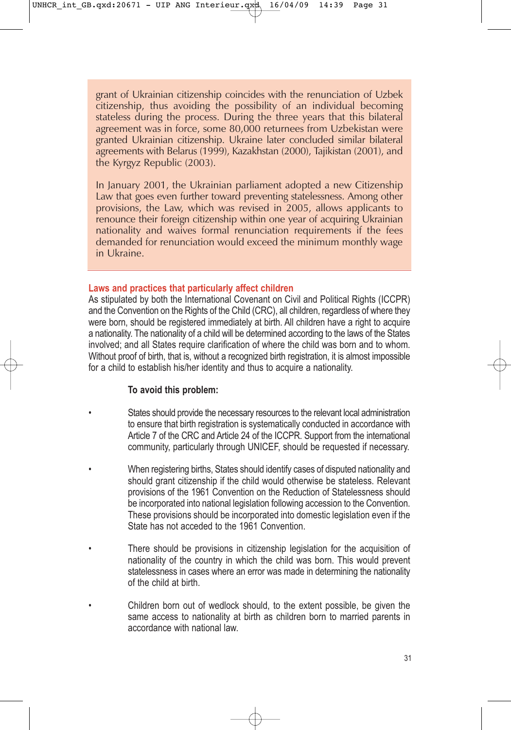grant of Ukrainian citizenship coincides with the renunciation of Uzbek citizenship, thus avoiding the possibility of an individual becoming stateless during the process. During the three years that this bilateral agreement was in force, some 80,000 returnees from Uzbekistan were granted Ukrainian citizenship. Ukraine later concluded similar bilateral agreements with Belarus (1999), Kazakhstan (2000), Tajikistan (2001), and the Kyrgyz Republic (2003).

In January 2001, the Ukrainian parliament adopted a new Citizenship Law that goes even further toward preventing statelessness. Among other provisions, the Law, which was revised in 2005, allows applicants to renounce their foreign citizenship within one year of acquiring Ukrainian nationality and waives formal renunciation requirements if the fees demanded for renunciation would exceed the minimum monthly wage in Ukraine.

### Laws and practices that particularly affect children

As stipulated by both the International Covenant on Civil and Political Rights (ICCPR) and the Convention on the Rights of the Child (CRC), all children, regardless of where they were born, should be registered immediately at birth. All children have a right to acquire a nationality. The nationality of a child will be determined according to the laws of the States involved; and all States require clarification of where the child was born and to whom. Without proof of birth, that is, without a recognized birth registration, it is almost impossible for a child to establish his/her identity and thus to acquire a nationality.

**To avoid this problem:**

- States should provide the necessary resources to the relevant local administration to ensure that birth registration is systematically conducted in accordance with Article 7 of the CRC and Article 24 of the ICCPR. Support from the international community, particularly through UNICEF, should be requested if necessary.

- When registering births, States should identify cases of disputed nationality and should grant citizenship if the child would otherwise be stateless. Relevant provisions of the 1961 Convention on the Reduction of Statelessness should be incorporated into national legislation following accession to the Convention. These provisions should be incorporated into domestic legislation even if the State has not acceded to the 1961 Convention.

- There should be provisions in citizenship legislation for the acquisition of nationality of the country in which the child was born. This would prevent statelessness in cases where an error was made in determining the nationality of the child at birth.

- Children born out of wedlock should, to the extent possible, be given the same access to nationality at birth as children born to married parents in accordance with national law.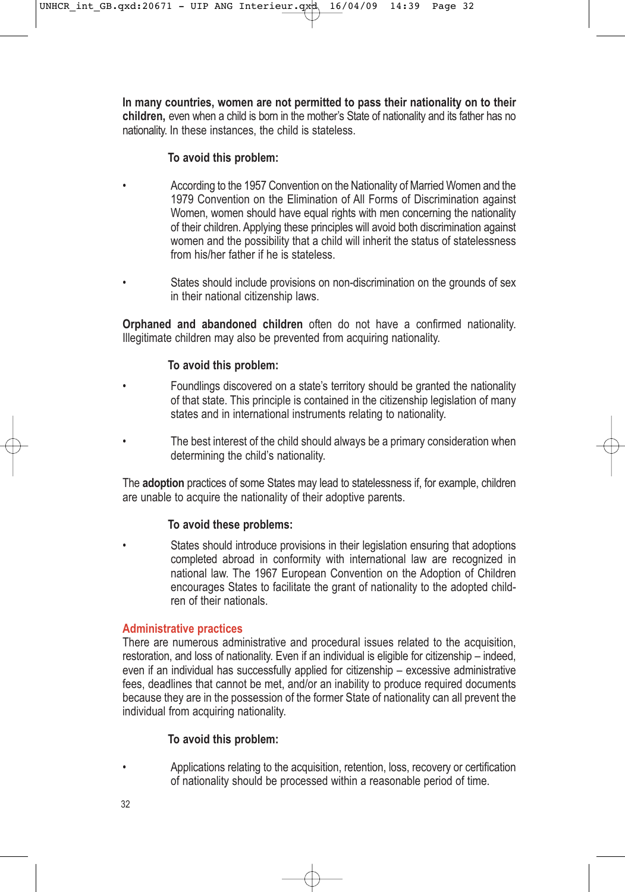**In many countries, women are not permitted to pass their nationality on to their children,** even when a child is born in the mother's State of nationality and its father has no nationality. In these instances, the child is stateless.

**To avoid this problem:**

- According to the 1957 Convention on the Nationality of Married Women and the 1979 Convention on the Elimination of All Forms of Discrimination against Women, women should have equal rights with men concerning the nationality of their children. Applying these principles will avoid both discrimination against women and the possibility that a child will inherit the status of statelessness from his/her father if he is stateless.

- States should include provisions on non-discrimination on the grounds of sex in their national citizenship laws.

**Orphaned and abandoned children** often do not have a confirmed nationality. Illegitimate children may also be prevented from acquiring nationality.

**To avoid this problem:**

- Foundlings discovered on a state's territory should be granted the nationality of that state. This principle is contained in the citizenship legislation of many states and in international instruments relating to nationality.

- The best interest of the child should always be a primary consideration when determining the child's nationality.

The **adoption** practices of some States may lead to statelessness if, for example, children are unable to acquire the nationality of their adoptive parents.

**To avoid these problems:**

- States should introduce provisions in their legislation ensuring that adoptions completed abroad in conformity with international law are recognized in national law. The 1967 European Convention on the Adoption of Children encourages States to facilitate the grant of nationality to the adopted children of their nationals.

## Administrative practices

There are numerous administrative and procedural issues related to the acquisition, restoration, and loss of nationality. Even if an individual is eligible for citizenship – indeed, even if an individual has successfully applied for citizenship – excessive administrative fees, deadlines that cannot be met, and/or an inability to produce required documents because they are in the possession of the former State of nationality can all prevent the individual from acquiring nationality.

**To avoid this problem:**

- Applications relating to the acquisition, retention, loss, recovery or certification of nationality should be processed within a reasonable period of time.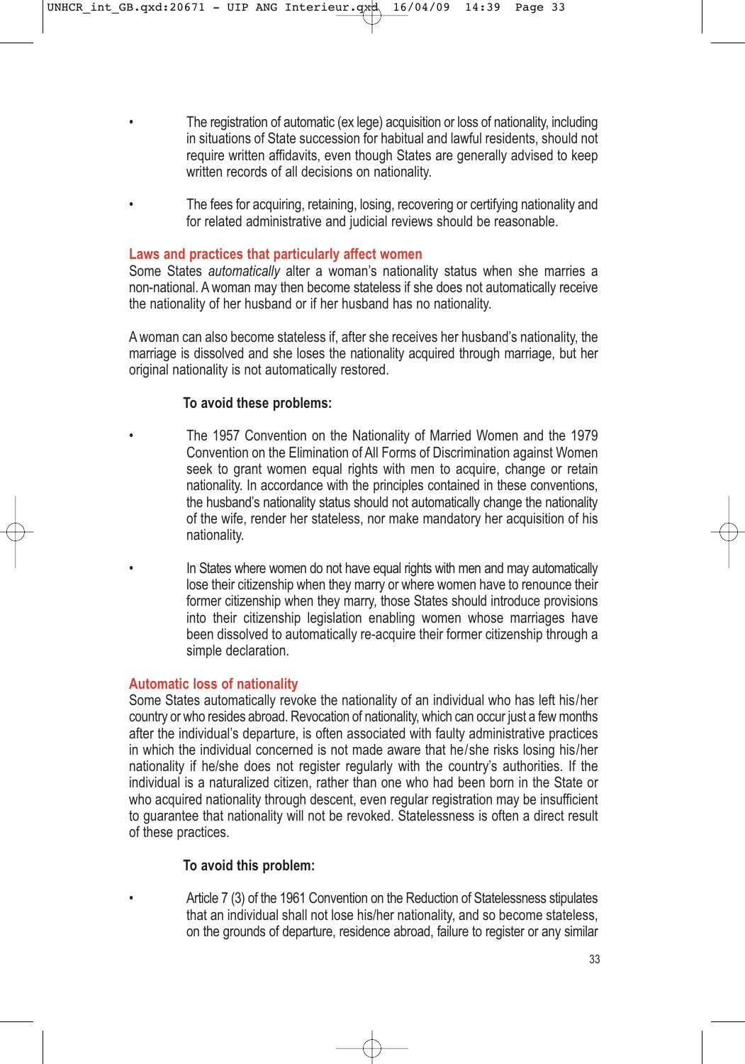- The registration of automatic (ex lege) acquisition or loss of nationality, including in situations of State succession for habitual and lawful residents, should not require written affidavits, even though States are generally advised to keep written records of all decisions on nationality.

- The fees for acquiring, retaining, losing, recovering or certifying nationality and for related administrative and judicial reviews should be reasonable.

### Laws and practices that particularly affect women

Some States *automatically* alter a woman's nationality status when she marries a non-national. A woman may then become stateless if she does not automatically receive the nationality of her husband or if her husband has no nationality.

A woman can also become stateless if, after she receives her husband's nationality, the marriage is dissolved and she loses the nationality acquired through marriage, but her original nationality is not automatically restored.

**To avoid these problems:**

- The 1957 Convention on the Nationality of Married Women and the 1979 Convention on the Elimination of All Forms of Discrimination against Women seek to grant women equal rights with men to acquire, change or retain nationality. In accordance with the principles contained in these conventions, the husband's nationality status should not automatically change the nationality of the wife, render her stateless, nor make mandatory her acquisition of his nationality.

- In States where women do not have equal rights with men and may automatically lose their citizenship when they marry or where women have to renounce their former citizenship when they marry, those States should introduce provisions into their citizenship legislation enabling women whose marriages have been dissolved to automatically re-acquire their former citizenship through a simple declaration.

### Automatic loss of nationality

Some States automatically revoke the nationality of an individual who has left his/her country or who resides abroad. Revocation of nationality, which can occur just a few months after the individual's departure, is often associated with faulty administrative practices in which the individual concerned is not made aware that he/she risks losing his/her nationality if he/she does not register regularly with the country's authorities. If the individual is a naturalized citizen, rather than one who had been born in the State or who acquired nationality through descent, even regular registration may be insufficient to guarantee that nationality will not be revoked. Statelessness is often a direct result of these practices.

**To avoid this problem:**

- Article 7 (3) of the 1961 Convention on the Reduction of Statelessness stipulates that an individual shall not lose his/her nationality, and so become stateless, on the grounds of departure, residence abroad, failure to register or any similar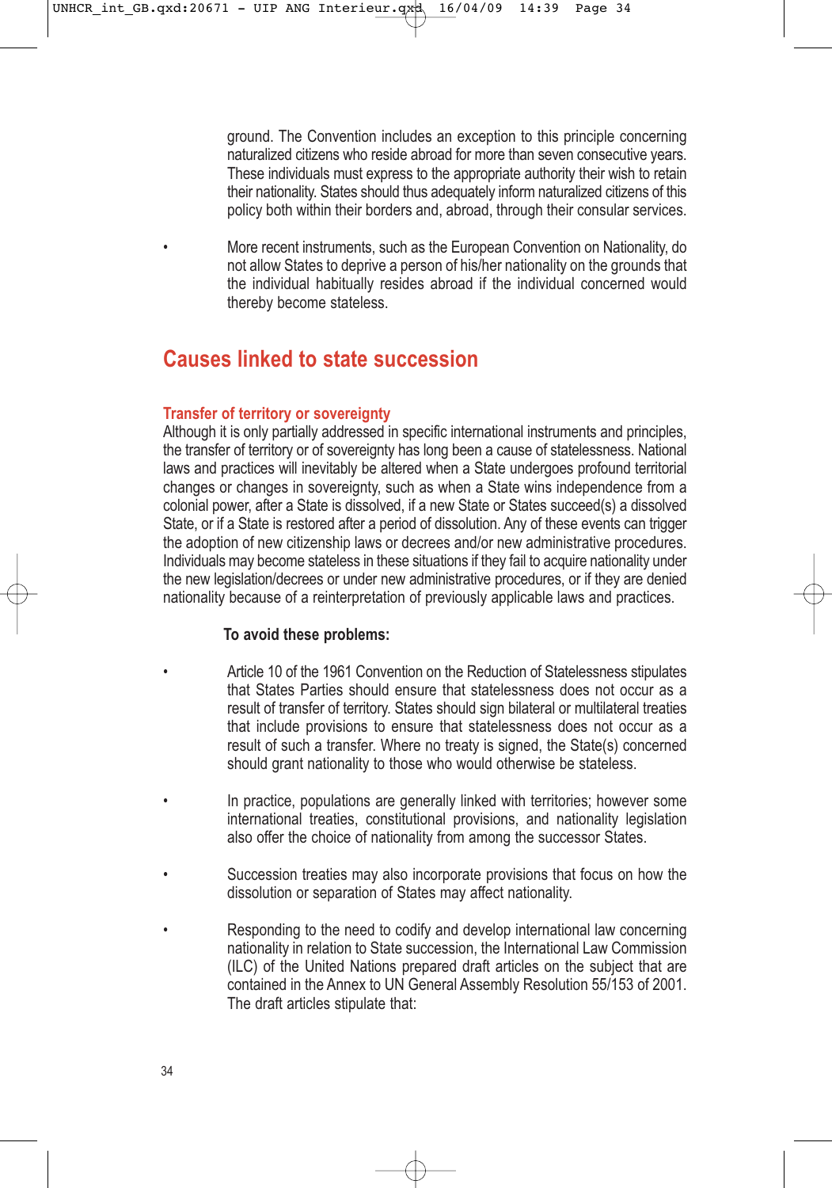ground. The Convention includes an exception to this principle concerning naturalized citizens who reside abroad for more than seven consecutive years. These individuals must express to the appropriate authority their wish to retain their nationality. States should thus adequately inform naturalized citizens of this policy both within their borders and, abroad, through their consular services.

- More recent instruments, such as the European Convention on Nationality, do not allow States to deprive a person of his/her nationality on the grounds that the individual habitually resides abroad if the individual concerned would thereby become stateless.

## Causes linked to state succession

### Transfer of territory or sovereignty

Although it is only partially addressed in specific international instruments and principles, the transfer of territory or of sovereignty has long been a cause of statelessness. National laws and practices will inevitably be altered when a State undergoes profound territorial changes or changes in sovereignty, such as when a State wins independence from a colonial power, after a State is dissolved, if a new State or States succeed(s) a dissolved State, or if a State is restored after a period of dissolution. Any of these events can trigger the adoption of new citizenship laws or decrees and/or new administrative procedures. Individuals may become stateless in these situations if they fail to acquire nationality under the new legislation/decrees or under new administrative procedures, or if they are denied nationality because of a reinterpretation of previously applicable laws and practices.

**To avoid these problems:**

- Article 10 of the 1961 Convention on the Reduction of Statelessness stipulates that States Parties should ensure that statelessness does not occur as a result of transfer of territory. States should sign bilateral or multilateral treaties that include provisions to ensure that statelessness does not occur as a result of such a transfer. Where no treaty is signed, the State(s) concerned should grant nationality to those who would otherwise be stateless.

- In practice, populations are generally linked with territories; however some international treaties, constitutional provisions, and nationality legislation also offer the choice of nationality from among the successor States.

- Succession treaties may also incorporate provisions that focus on how the dissolution or separation of States may affect nationality.

- Responding to the need to codify and develop international law concerning nationality in relation to State succession, the International Law Commission (ILC) of the United Nations prepared draft articles on the subject that are contained in the Annex to UN General Assembly Resolution 55/153 of 2001. The draft articles stipulate that: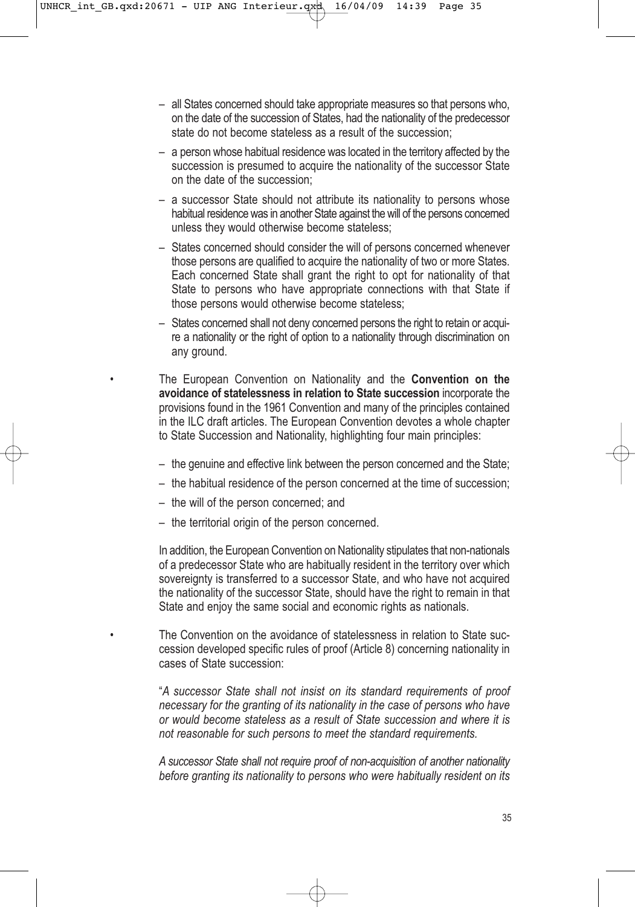- all States concerned should take appropriate measures so that persons who, on the date of the succession of States, had the nationality of the predecessor state do not become stateless as a result of the succession;
  - a person whose habitual residence was located in the territory affected by the succession is presumed to acquire the nationality of the successor State on the date of the succession;
  - a successor State should not attribute its nationality to persons whose habitual residence was in another State against the will of the persons concerned unless they would otherwise become stateless;
  - States concerned should consider the will of persons concerned whenever those persons are qualified to acquire the nationality of two or more States. Each concerned State shall grant the right to opt for nationality of that State to persons who have appropriate connections with that State if those persons would otherwise become stateless;
  - States concerned shall not deny concerned persons the right to retain or acquire a nationality or the right of option to a nationality through discrimination on any ground.

- The European Convention on Nationality and the **Convention on the avoidance of statelessness in relation to State succession** incorporate the provisions found in the 1961 Convention and many of the principles contained in the ILC draft articles. The European Convention devotes a whole chapter to State Succession and Nationality, highlighting four main principles:

  - the genuine and effective link between the person concerned and the State;
  - the habitual residence of the person concerned at the time of succession;
  - the will of the person concerned; and
  - the territorial origin of the person concerned.

  In addition, the European Convention on Nationality stipulates that non-nationals of a predecessor State who are habitually resident in the territory over which sovereignty is transferred to a successor State, and who have not acquired the nationality of the successor State, should have the right to remain in that State and enjoy the same social and economic rights as nationals.

- The Convention on the avoidance of statelessness in relation to State succession developed specific rules of proof (Article 8) concerning nationality in cases of State succession:

  "*A successor State shall not insist on its standard requirements of proof necessary for the granting of its nationality in the case of persons who have or would become stateless as a result of State succession and where it is not reasonable for such persons to meet the standard requirements.*

  *A successor State shall not require proof of non-acquisition of another nationality before granting its nationality to persons who were habitually resident on its*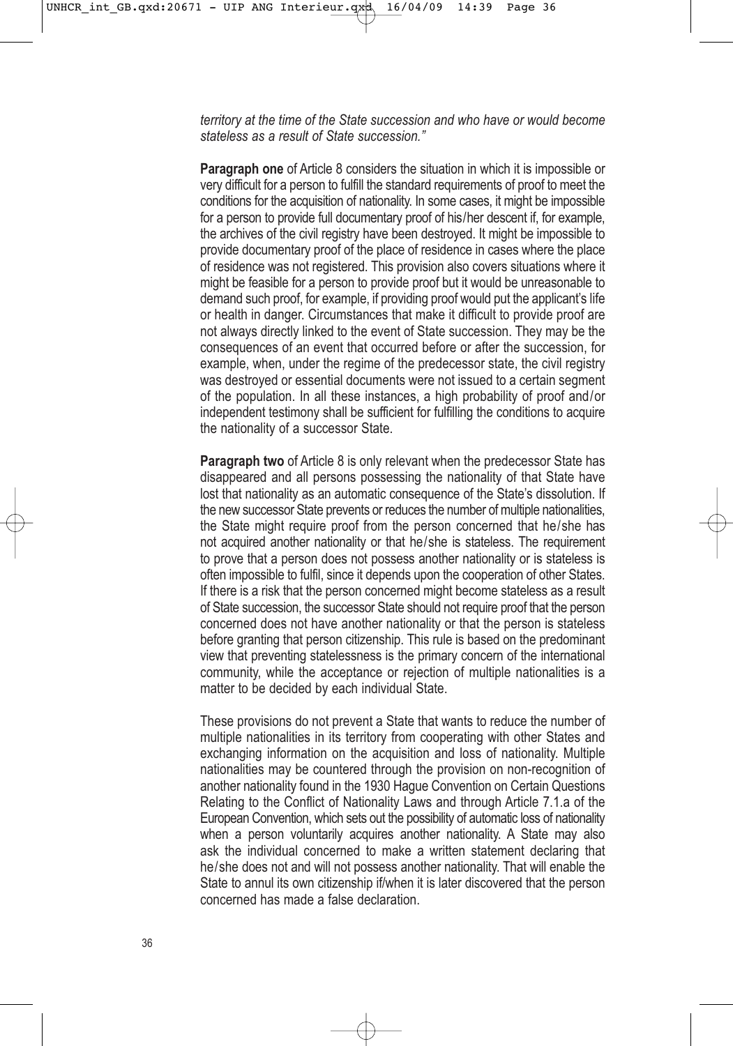*territory at the time of the State succession and who have or would become stateless as a result of State succession."*

**Paragraph one** of Article 8 considers the situation in which it is impossible or very difficult for a person to fulfill the standard requirements of proof to meet the conditions for the acquisition of nationality. In some cases, it might be impossible for a person to provide full documentary proof of his/her descent if, for example, the archives of the civil registry have been destroyed. It might be impossible to provide documentary proof of the place of residence in cases where the place of residence was not registered. This provision also covers situations where it might be feasible for a person to provide proof but it would be unreasonable to demand such proof, for example, if providing proof would put the applicant's life or health in danger. Circumstances that make it difficult to provide proof are not always directly linked to the event of State succession. They may be the consequences of an event that occurred before or after the succession, for example, when, under the regime of the predecessor state, the civil registry was destroyed or essential documents were not issued to a certain segment of the population. In all these instances, a high probability of proof and/or independent testimony shall be sufficient for fulfilling the conditions to acquire the nationality of a successor State.

**Paragraph two** of Article 8 is only relevant when the predecessor State has disappeared and all persons possessing the nationality of that State have lost that nationality as an automatic consequence of the State's dissolution. If the new successor State prevents or reduces the number of multiple nationalities, the State might require proof from the person concerned that he/she has not acquired another nationality or that he/she is stateless. The requirement to prove that a person does not possess another nationality or is stateless is often impossible to fulfil, since it depends upon the cooperation of other States. If there is a risk that the person concerned might become stateless as a result of State succession, the successor State should not require proof that the person concerned does not have another nationality or that the person is stateless before granting that person citizenship. This rule is based on the predominant view that preventing statelessness is the primary concern of the international community, while the acceptance or rejection of multiple nationalities is a matter to be decided by each individual State.

These provisions do not prevent a State that wants to reduce the number of multiple nationalities in its territory from cooperating with other States and exchanging information on the acquisition and loss of nationality. Multiple nationalities may be countered through the provision on non-recognition of another nationality found in the 1930 Hague Convention on Certain Questions Relating to the Conflict of Nationality Laws and through Article 7.1.a of the European Convention, which sets out the possibility of automatic loss of nationality when a person voluntarily acquires another nationality. A State may also ask the individual concerned to make a written statement declaring that he/she does not and will not possess another nationality. That will enable the State to annul its own citizenship if/when it is later discovered that the person concerned has made a false declaration.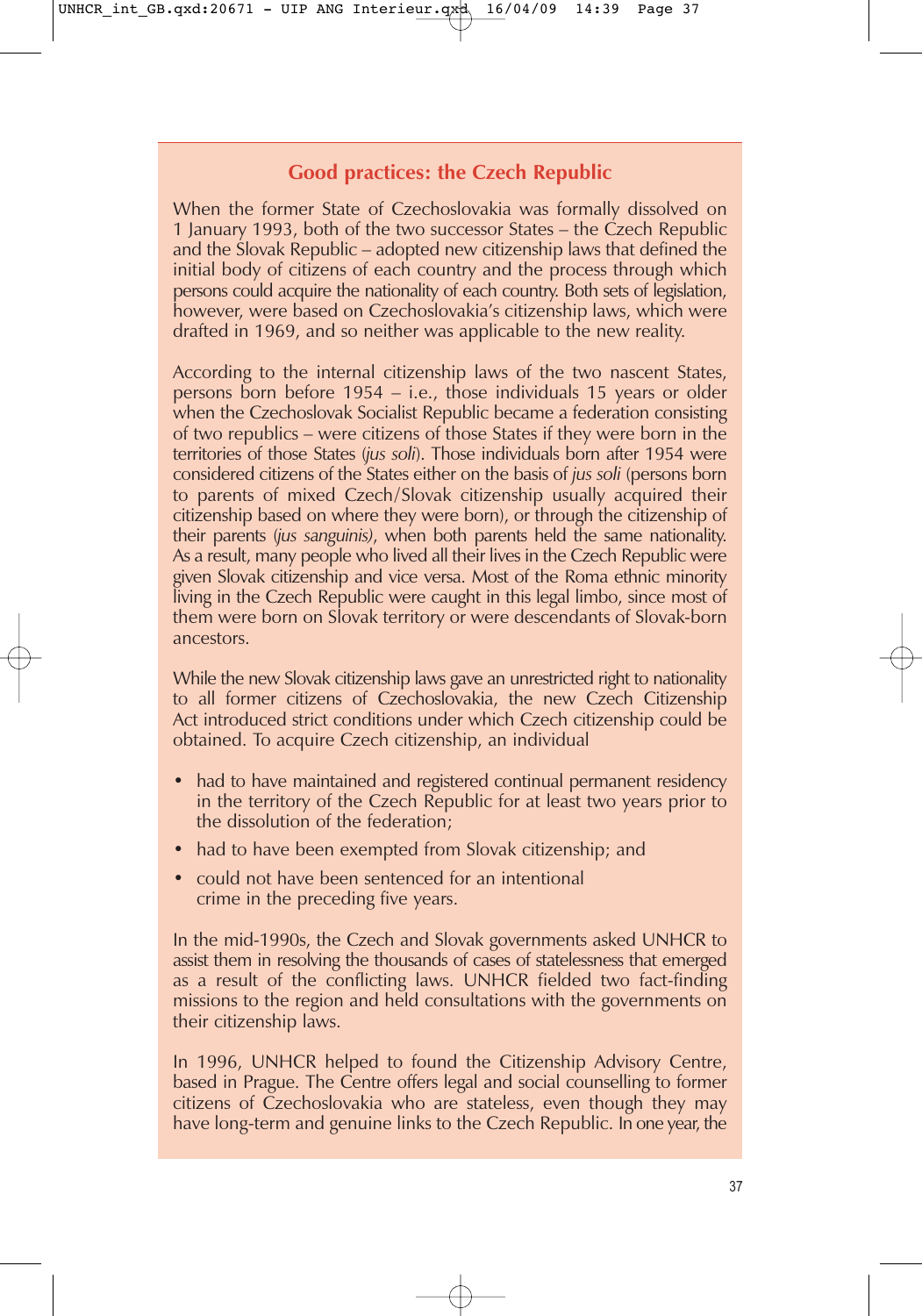## Good practices: the Czech Republic

When the former State of Czechoslovakia was formally dissolved on 1 January 1993, both of the two successor States – the Czech Republic and the Slovak Republic – adopted new citizenship laws that defined the initial body of citizens of each country and the process through which persons could acquire the nationality of each country. Both sets of legislation, however, were based on Czechoslovakia's citizenship laws, which were drafted in 1969, and so neither was applicable to the new reality.

According to the internal citizenship laws of the two nascent States, persons born before 1954 – i.e., those individuals 15 years or older when the Czechoslovak Socialist Republic became a federation consisting of two republics – were citizens of those States if they were born in the territories of those States (*jus soli*). Those individuals born after 1954 were considered citizens of the States either on the basis of *jus soli* (persons born to parents of mixed Czech/Slovak citizenship usually acquired their citizenship based on where they were born), or through the citizenship of their parents (*jus sanguinis*), when both parents held the same nationality. As a result, many people who lived all their lives in the Czech Republic were given Slovak citizenship and vice versa. Most of the Roma ethnic minority living in the Czech Republic were caught in this legal limbo, since most of them were born on Slovak territory or were descendants of Slovak-born ancestors.

While the new Slovak citizenship laws gave an unrestricted right to nationality to all former citizens of Czechoslovakia, the new Czech Citizenship Act introduced strict conditions under which Czech citizenship could be obtained. To acquire Czech citizenship, an individual

- had to have maintained and registered continual permanent residency in the territory of the Czech Republic for at least two years prior to the dissolution of the federation;
- had to have been exempted from Slovak citizenship; and
- could not have been sentenced for an intentional crime in the preceding five years.

In the mid-1990s, the Czech and Slovak governments asked UNHCR to assist them in resolving the thousands of cases of statelessness that emerged as a result of the conflicting laws. UNHCR fielded two fact-finding missions to the region and held consultations with the governments on their citizenship laws.

In 1996, UNHCR helped to found the Citizenship Advisory Centre, based in Prague. The Centre offers legal and social counselling to former citizens of Czechoslovakia who are stateless, even though they may have long-term and genuine links to the Czech Republic. In one year, the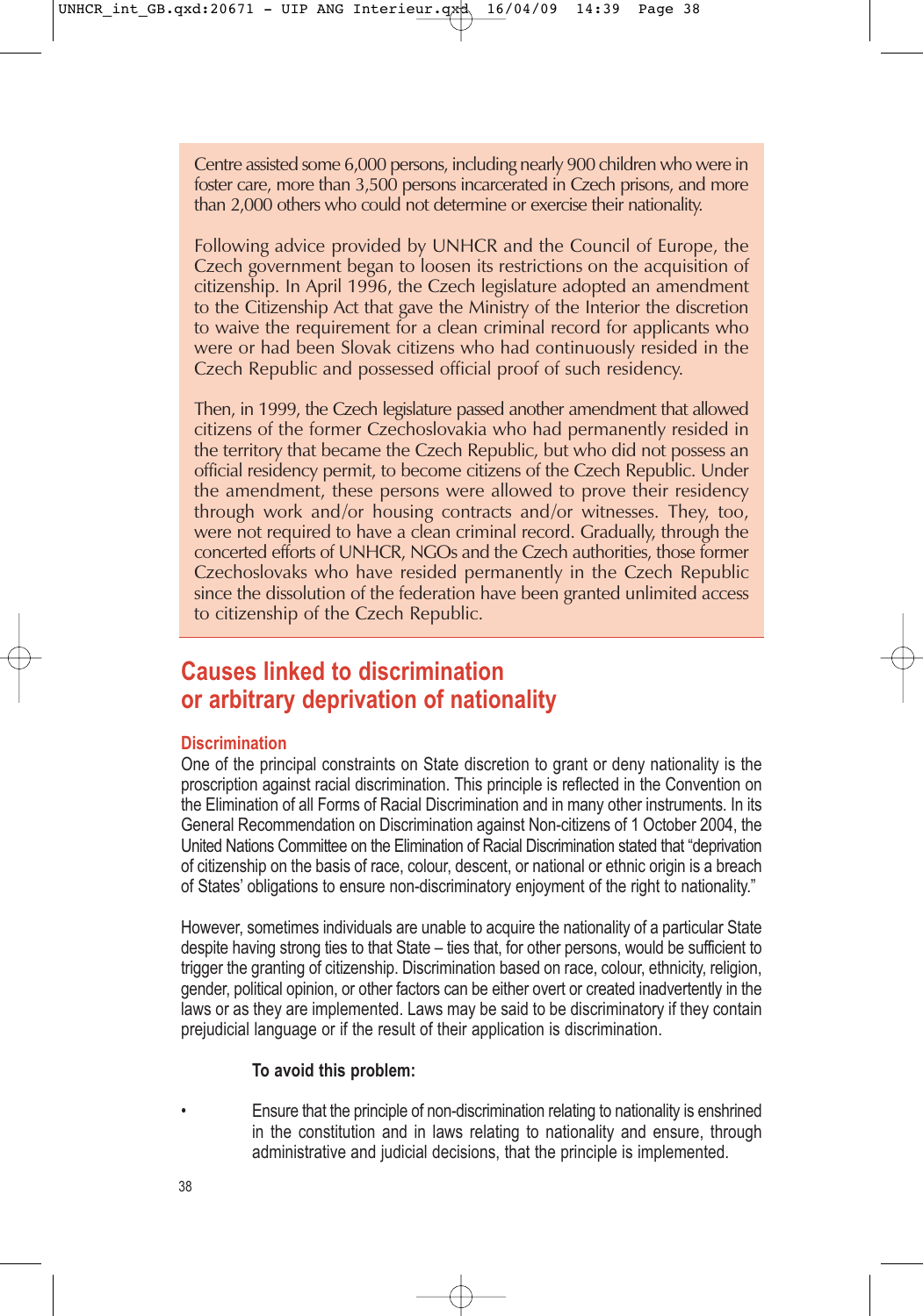Centre assisted some 6,000 persons, including nearly 900 children who were in foster care, more than 3,500 persons incarcerated in Czech prisons, and more than 2,000 others who could not determine or exercise their nationality.

Following advice provided by UNHCR and the Council of Europe, the Czech government began to loosen its restrictions on the acquisition of citizenship. In April 1996, the Czech legislature adopted an amendment to the Citizenship Act that gave the Ministry of the Interior the discretion to waive the requirement for a clean criminal record for applicants who were or had been Slovak citizens who had continuously resided in the Czech Republic and possessed official proof of such residency.

Then, in 1999, the Czech legislature passed another amendment that allowed citizens of the former Czechoslovakia who had permanently resided in the territory that became the Czech Republic, but who did not possess an official residency permit, to become citizens of the Czech Republic. Under the amendment, these persons were allowed to prove their residency through work and/or housing contracts and/or witnesses. They, too, were not required to have a clean criminal record. Gradually, through the concerted efforts of UNHCR, NGOs and the Czech authorities, those former Czechoslovaks who have resided permanently in the Czech Republic since the dissolution of the federation have been granted unlimited access to citizenship of the Czech Republic.

## Causes linked to discrimination or arbitrary deprivation of nationality

### Discrimination

One of the principal constraints on State discretion to grant or deny nationality is the proscription against racial discrimination. This principle is reflected in the Convention on the Elimination of all Forms of Racial Discrimination and in many other instruments. In its General Recommendation on Discrimination against Non-citizens of 1 October 2004, the United Nations Committee on the Elimination of Racial Discrimination stated that "deprivation of citizenship on the basis of race, colour, descent, or national or ethnic origin is a breach of States' obligations to ensure non-discriminatory enjoyment of the right to nationality."

However, sometimes individuals are unable to acquire the nationality of a particular State despite having strong ties to that State – ties that, for other persons, would be sufficient to trigger the granting of citizenship. Discrimination based on race, colour, ethnicity, religion, gender, political opinion, or other factors can be either overt or created inadvertently in the laws or as they are implemented. Laws may be said to be discriminatory if they contain prejudicial language or if the result of their application is discrimination.

**To avoid this problem:**

- Ensure that the principle of non-discrimination relating to nationality is enshrined in the constitution and in laws relating to nationality and ensure, through administrative and judicial decisions, that the principle is implemented.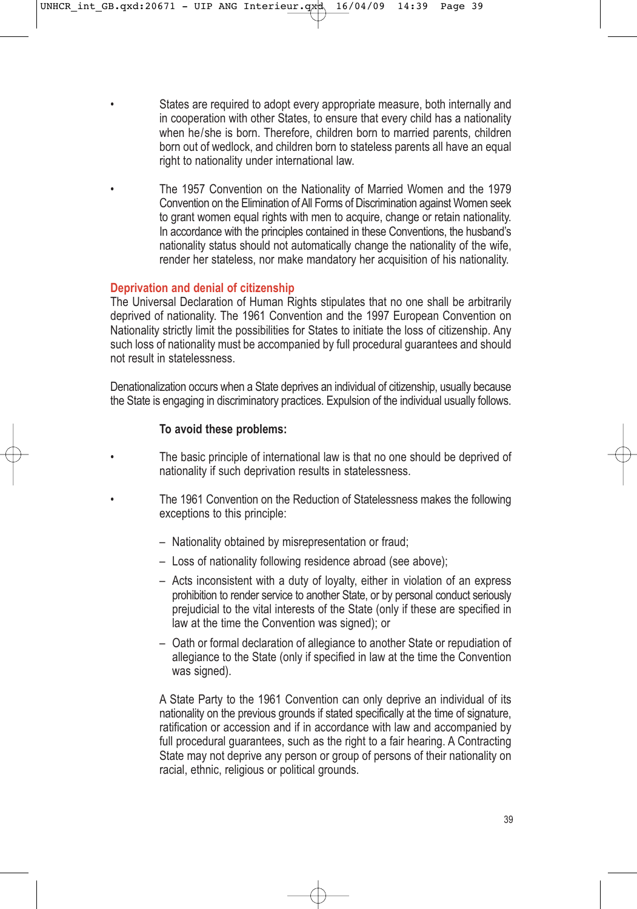- States are required to adopt every appropriate measure, both internally and in cooperation with other States, to ensure that every child has a nationality when he/she is born. Therefore, children born to married parents, children born out of wedlock, and children born to stateless parents all have an equal right to nationality under international law.

- The 1957 Convention on the Nationality of Married Women and the 1979 Convention on the Elimination of All Forms of Discrimination against Women seek to grant women equal rights with men to acquire, change or retain nationality. In accordance with the principles contained in these Conventions, the husband's nationality status should not automatically change the nationality of the wife, render her stateless, nor make mandatory her acquisition of his nationality.

## Deprivation and denial of citizenship

The Universal Declaration of Human Rights stipulates that no one shall be arbitrarily deprived of nationality. The 1961 Convention and the 1997 European Convention on Nationality strictly limit the possibilities for States to initiate the loss of citizenship. Any such loss of nationality must be accompanied by full procedural guarantees and should not result in statelessness.

Denationalization occurs when a State deprives an individual of citizenship, usually because the State is engaging in discriminatory practices. Expulsion of the individual usually follows.

**To avoid these problems:**

- The basic principle of international law is that no one should be deprived of nationality if such deprivation results in statelessness.

- The 1961 Convention on the Reduction of Statelessness makes the following exceptions to this principle:

  - Nationality obtained by misrepresentation or fraud;
  - Loss of nationality following residence abroad (see above);
  - Acts inconsistent with a duty of loyalty, either in violation of an express prohibition to render service to another State, or by personal conduct seriously prejudicial to the vital interests of the State (only if these are specified in law at the time the Convention was signed); or
  - Oath or formal declaration of allegiance to another State or repudiation of allegiance to the State (only if specified in law at the time the Convention was signed).

  A State Party to the 1961 Convention can only deprive an individual of its nationality on the previous grounds if stated specifically at the time of signature, ratification or accession and if in accordance with law and accompanied by full procedural guarantees, such as the right to a fair hearing. A Contracting State may not deprive any person or group of persons of their nationality on racial, ethnic, religious or political grounds.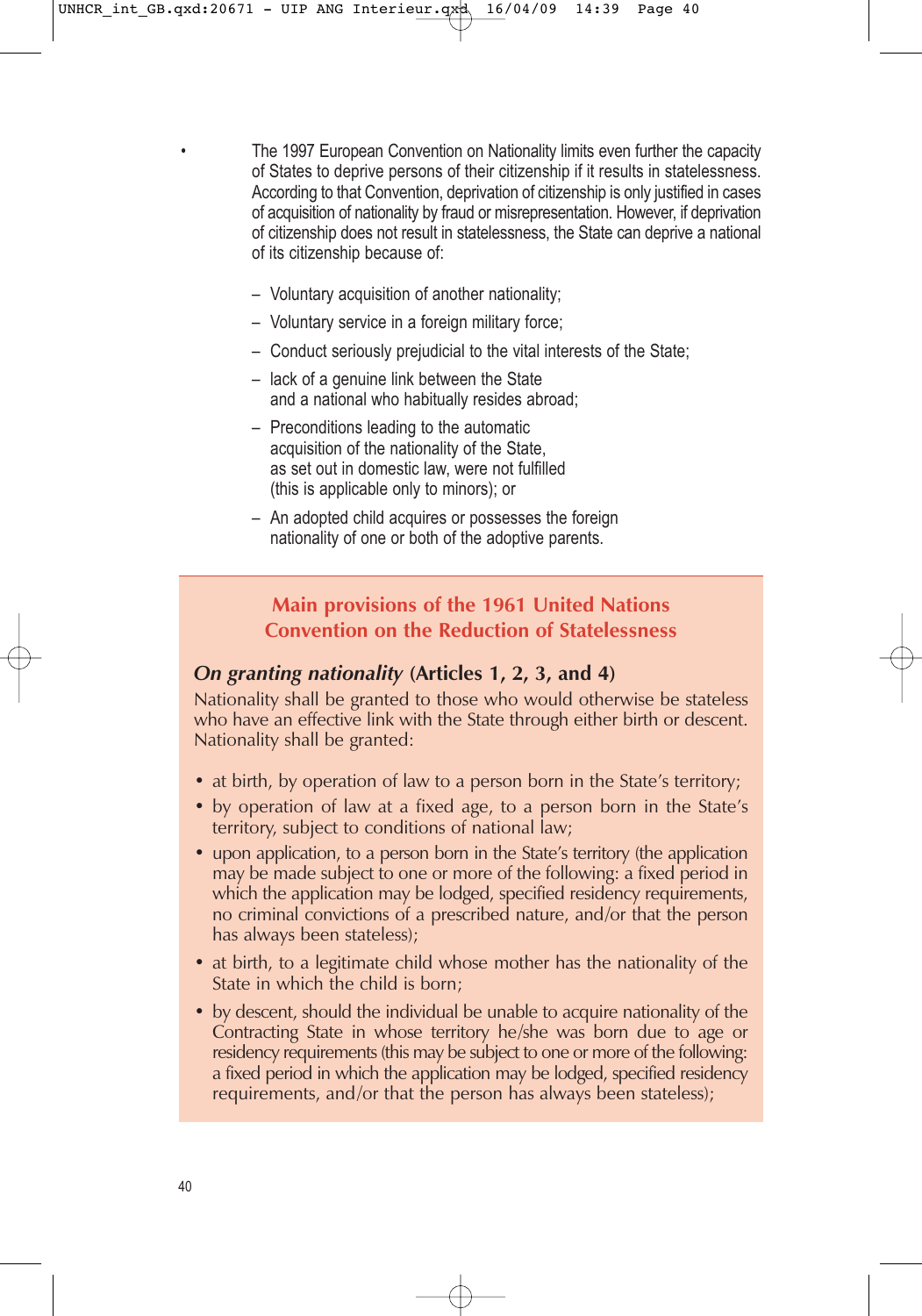- The 1997 European Convention on Nationality limits even further the capacity of States to deprive persons of their citizenship if it results in statelessness. According to that Convention, deprivation of citizenship is only justified in cases of acquisition of nationality by fraud or misrepresentation. However, if deprivation of citizenship does not result in statelessness, the State can deprive a national of its citizenship because of:

  – Voluntary acquisition of another nationality;

  – Voluntary service in a foreign military force;

  – Conduct seriously prejudicial to the vital interests of the State;

  – lack of a genuine link between the State and a national who habitually resides abroad;

  – Preconditions leading to the automatic acquisition of the nationality of the State, as set out in domestic law, were not fulfilled (this is applicable only to minors); or

  – An adopted child acquires or possesses the foreign nationality of one or both of the adoptive parents.

## Main provisions of the 1961 United Nations Convention on the Reduction of Statelessness

***On granting nationality* (Articles 1, 2, 3, and 4)**

Nationality shall be granted to those who would otherwise be stateless who have an effective link with the State through either birth or descent. Nationality shall be granted:

- at birth, by operation of law to a person born in the State's territory;
- by operation of law at a fixed age, to a person born in the State's territory, subject to conditions of national law;
- upon application, to a person born in the State's territory (the application may be made subject to one or more of the following: a fixed period in which the application may be lodged, specified residency requirements, no criminal convictions of a prescribed nature, and/or that the person has always been stateless);
- at birth, to a legitimate child whose mother has the nationality of the State in which the child is born;
- by descent, should the individual be unable to acquire nationality of the Contracting State in whose territory he/she was born due to age or residency requirements (this may be subject to one or more of the following: a fixed period in which the application may be lodged, specified residency requirements, and/or that the person has always been stateless);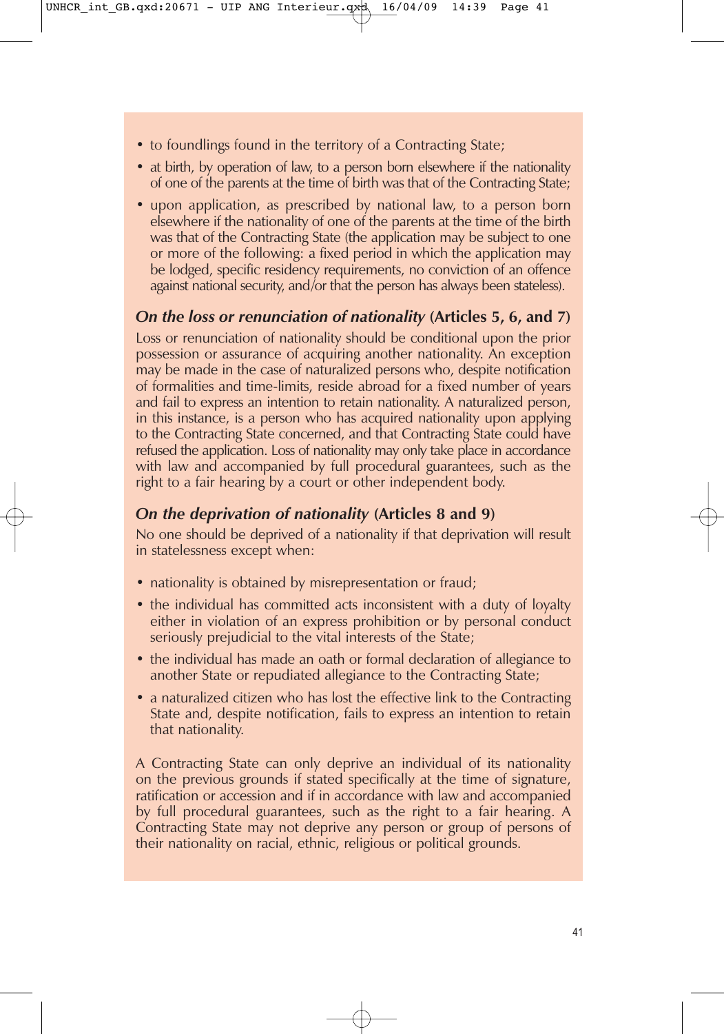- to foundlings found in the territory of a Contracting State;
- at birth, by operation of law, to a person born elsewhere if the nationality of one of the parents at the time of birth was that of the Contracting State;
- upon application, as prescribed by national law, to a person born elsewhere if the nationality of one of the parents at the time of the birth was that of the Contracting State (the application may be subject to one or more of the following: a fixed period in which the application may be lodged, specific residency requirements, no conviction of an offence against national security, and/or that the person has always been stateless).

***On the loss or renunciation of nationality*** **(Articles 5, 6, and 7)**

Loss or renunciation of nationality should be conditional upon the prior possession or assurance of acquiring another nationality. An exception may be made in the case of naturalized persons who, despite notification of formalities and time-limits, reside abroad for a fixed number of years and fail to express an intention to retain nationality. A naturalized person, in this instance, is a person who has acquired nationality upon applying to the Contracting State concerned, and that Contracting State could have refused the application. Loss of nationality may only take place in accordance with law and accompanied by full procedural guarantees, such as the right to a fair hearing by a court or other independent body.

***On the deprivation of nationality*** **(Articles 8 and 9)**

No one should be deprived of a nationality if that deprivation will result in statelessness except when:

- nationality is obtained by misrepresentation or fraud;
- the individual has committed acts inconsistent with a duty of loyalty either in violation of an express prohibition or by personal conduct seriously prejudicial to the vital interests of the State;
- the individual has made an oath or formal declaration of allegiance to another State or repudiated allegiance to the Contracting State;
- a naturalized citizen who has lost the effective link to the Contracting State and, despite notification, fails to express an intention to retain that nationality.

A Contracting State can only deprive an individual of its nationality on the previous grounds if stated specifically at the time of signature, ratification or accession and if in accordance with law and accompanied by full procedural guarantees, such as the right to a fair hearing. A Contracting State may not deprive any person or group of persons of their nationality on racial, ethnic, religious or political grounds.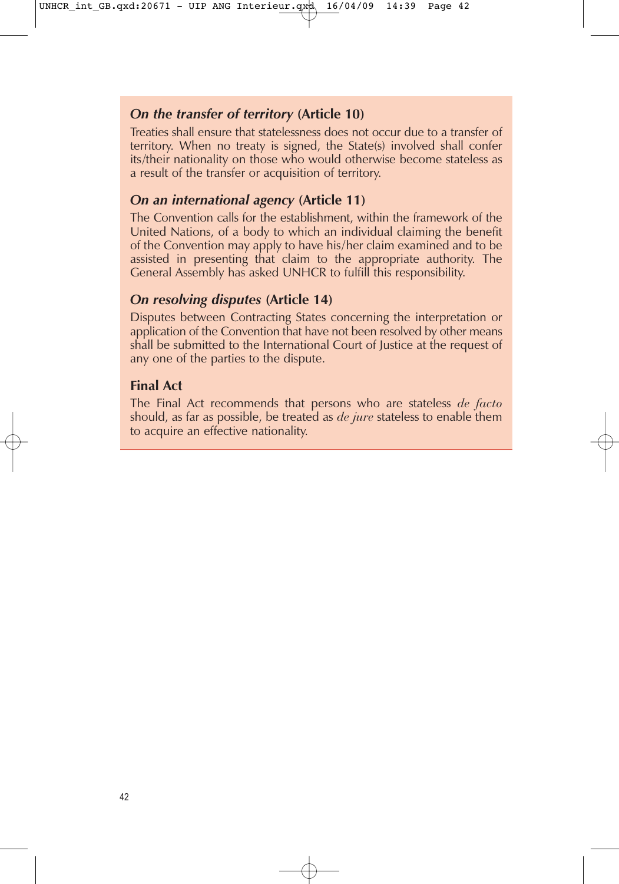### *On the transfer of territory* (Article 10)

Treaties shall ensure that statelessness does not occur due to a transfer of territory. When no treaty is signed, the State(s) involved shall confer its/their nationality on those who would otherwise become stateless as a result of the transfer or acquisition of territory.

### *On an international agency* (Article 11)

The Convention calls for the establishment, within the framework of the United Nations, of a body to which an individual claiming the benefit of the Convention may apply to have his/her claim examined and to be assisted in presenting that claim to the appropriate authority. The General Assembly has asked UNHCR to fulfill this responsibility.

### *On resolving disputes* (Article 14)

Disputes between Contracting States concerning the interpretation or application of the Convention that have not been resolved by other means shall be submitted to the International Court of Justice at the request of any one of the parties to the dispute.

### Final Act

The Final Act recommends that persons who are stateless *de facto* should, as far as possible, be treated as *de jure* stateless to enable them to acquire an effective nationality.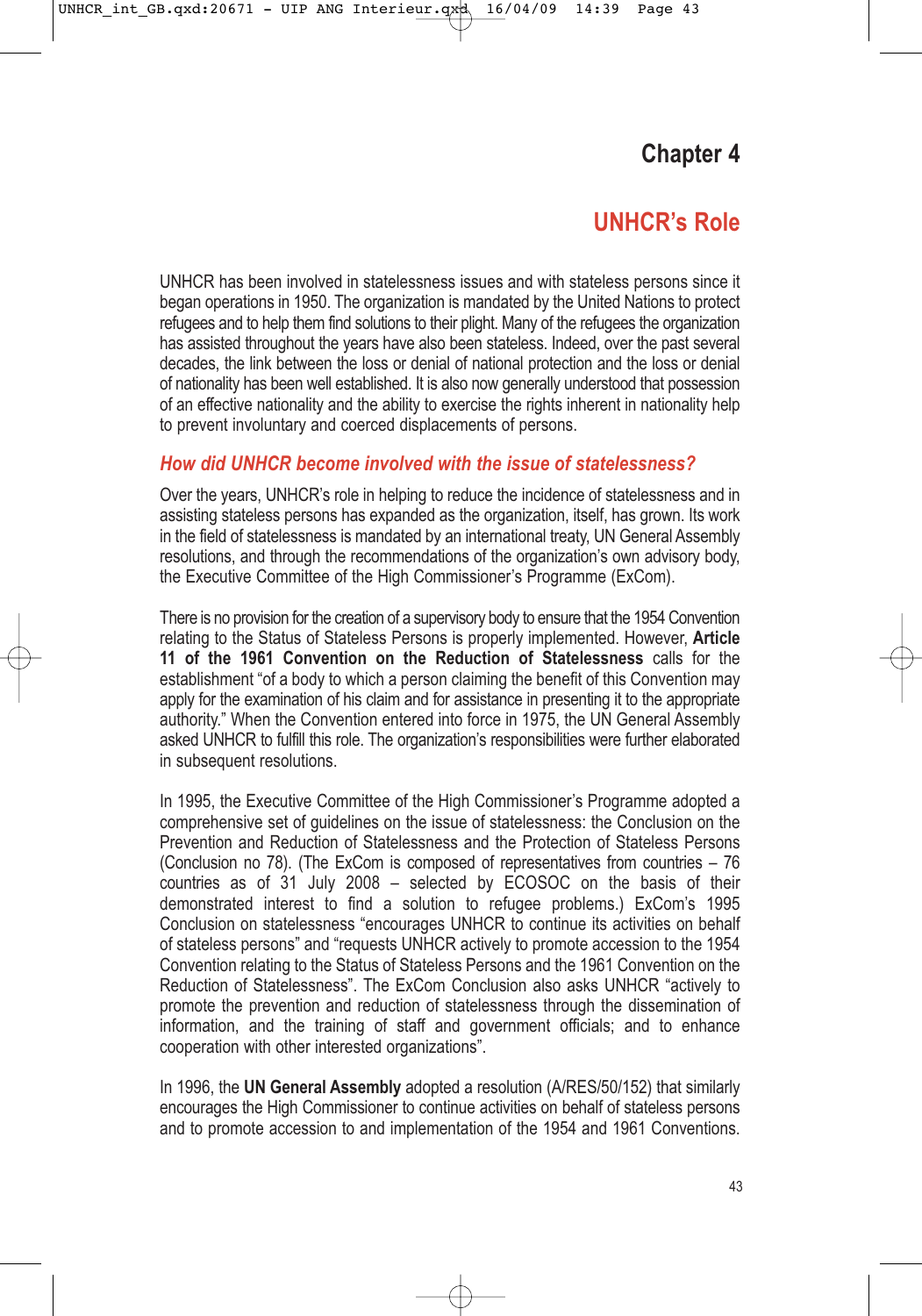# Chapter 4

## UNHCR's Role

UNHCR has been involved in statelessness issues and with stateless persons since it began operations in 1950. The organization is mandated by the United Nations to protect refugees and to help them find solutions to their plight. Many of the refugees the organization has assisted throughout the years have also been stateless. Indeed, over the past several decades, the link between the loss or denial of national protection and the loss or denial of nationality has been well established. It is also now generally understood that possession of an effective nationality and the ability to exercise the rights inherent in nationality help to prevent involuntary and coerced displacements of persons.

### *How did UNHCR become involved with the issue of statelessness?*

Over the years, UNHCR's role in helping to reduce the incidence of statelessness and in assisting stateless persons has expanded as the organization, itself, has grown. Its work in the field of statelessness is mandated by an international treaty, UN General Assembly resolutions, and through the recommendations of the organization's own advisory body, the Executive Committee of the High Commissioner's Programme (ExCom).

There is no provision for the creation of a supervisory body to ensure that the 1954 Convention relating to the Status of Stateless Persons is properly implemented. However, **Article 11 of the 1961 Convention on the Reduction of Statelessness** calls for the establishment "of a body to which a person claiming the benefit of this Convention may apply for the examination of his claim and for assistance in presenting it to the appropriate authority." When the Convention entered into force in 1975, the UN General Assembly asked UNHCR to fulfill this role. The organization's responsibilities were further elaborated in subsequent resolutions.

In 1995, the Executive Committee of the High Commissioner's Programme adopted a comprehensive set of guidelines on the issue of statelessness: the Conclusion on the Prevention and Reduction of Statelessness and the Protection of Stateless Persons (Conclusion no 78). (The ExCom is composed of representatives from countries – 76 countries as of 31 July 2008 – selected by ECOSOC on the basis of their demonstrated interest to find a solution to refugee problems.) ExCom's 1995 Conclusion on statelessness "encourages UNHCR to continue its activities on behalf of stateless persons" and "requests UNHCR actively to promote accession to the 1954 Convention relating to the Status of Stateless Persons and the 1961 Convention on the Reduction of Statelessness". The ExCom Conclusion also asks UNHCR "actively to promote the prevention and reduction of statelessness through the dissemination of information, and the training of staff and government officials; and to enhance cooperation with other interested organizations".

In 1996, the **UN General Assembly** adopted a resolution (A/RES/50/152) that similarly encourages the High Commissioner to continue activities on behalf of stateless persons and to promote accession to and implementation of the 1954 and 1961 Conventions.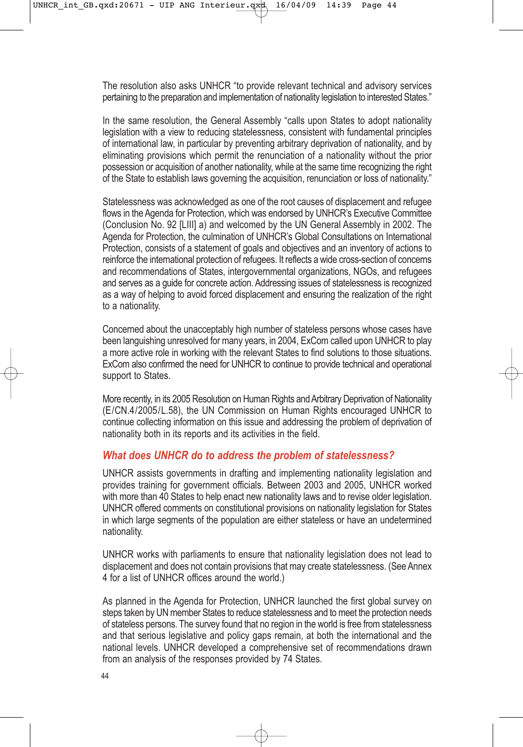The resolution also asks UNHCR "to provide relevant technical and advisory services pertaining to the preparation and implementation of nationality legislation to interested States."

In the same resolution, the General Assembly "calls upon States to adopt nationality legislation with a view to reducing statelessness, consistent with fundamental principles of international law, in particular by preventing arbitrary deprivation of nationality, and by eliminating provisions which permit the renunciation of a nationality without the prior possession or acquisition of another nationality, while at the same time recognizing the right of the State to establish laws governing the acquisition, renunciation or loss of nationality."

Statelessness was acknowledged as one of the root causes of displacement and refugee flows in the Agenda for Protection, which was endorsed by UNHCR's Executive Committee (Conclusion No. 92 [LIII] a) and welcomed by the UN General Assembly in 2002. The Agenda for Protection, the culmination of UNHCR's Global Consultations on International Protection, consists of a statement of goals and objectives and an inventory of actions to reinforce the international protection of refugees. It reflects a wide cross-section of concerns and recommendations of States, intergovernmental organizations, NGOs, and refugees and serves as a guide for concrete action. Addressing issues of statelessness is recognized as a way of helping to avoid forced displacement and ensuring the realization of the right to a nationality.

Concerned about the unacceptably high number of stateless persons whose cases have been languishing unresolved for many years, in 2004, ExCom called upon UNHCR to play a more active role in working with the relevant States to find solutions to those situations. ExCom also confirmed the need for UNHCR to continue to provide technical and operational support to States.

More recently, in its 2005 Resolution on Human Rights and Arbitrary Deprivation of Nationality (E/CN.4/2005/L.58), the UN Commission on Human Rights encouraged UNHCR to continue collecting information on this issue and addressing the problem of deprivation of nationality both in its reports and its activities in the field.

### *What does UNHCR do to address the problem of statelessness?*

UNHCR assists governments in drafting and implementing nationality legislation and provides training for government officials. Between 2003 and 2005, UNHCR worked with more than 40 States to help enact new nationality laws and to revise older legislation. UNHCR offered comments on constitutional provisions on nationality legislation for States in which large segments of the population are either stateless or have an undetermined nationality.

UNHCR works with parliaments to ensure that nationality legislation does not lead to displacement and does not contain provisions that may create statelessness. (See Annex 4 for a list of UNHCR offices around the world.)

As planned in the Agenda for Protection, UNHCR launched the first global survey on steps taken by UN member States to reduce statelessness and to meet the protection needs of stateless persons. The survey found that no region in the world is free from statelessness and that serious legislative and policy gaps remain, at both the international and the national levels. UNHCR developed a comprehensive set of recommendations drawn from an analysis of the responses provided by 74 States.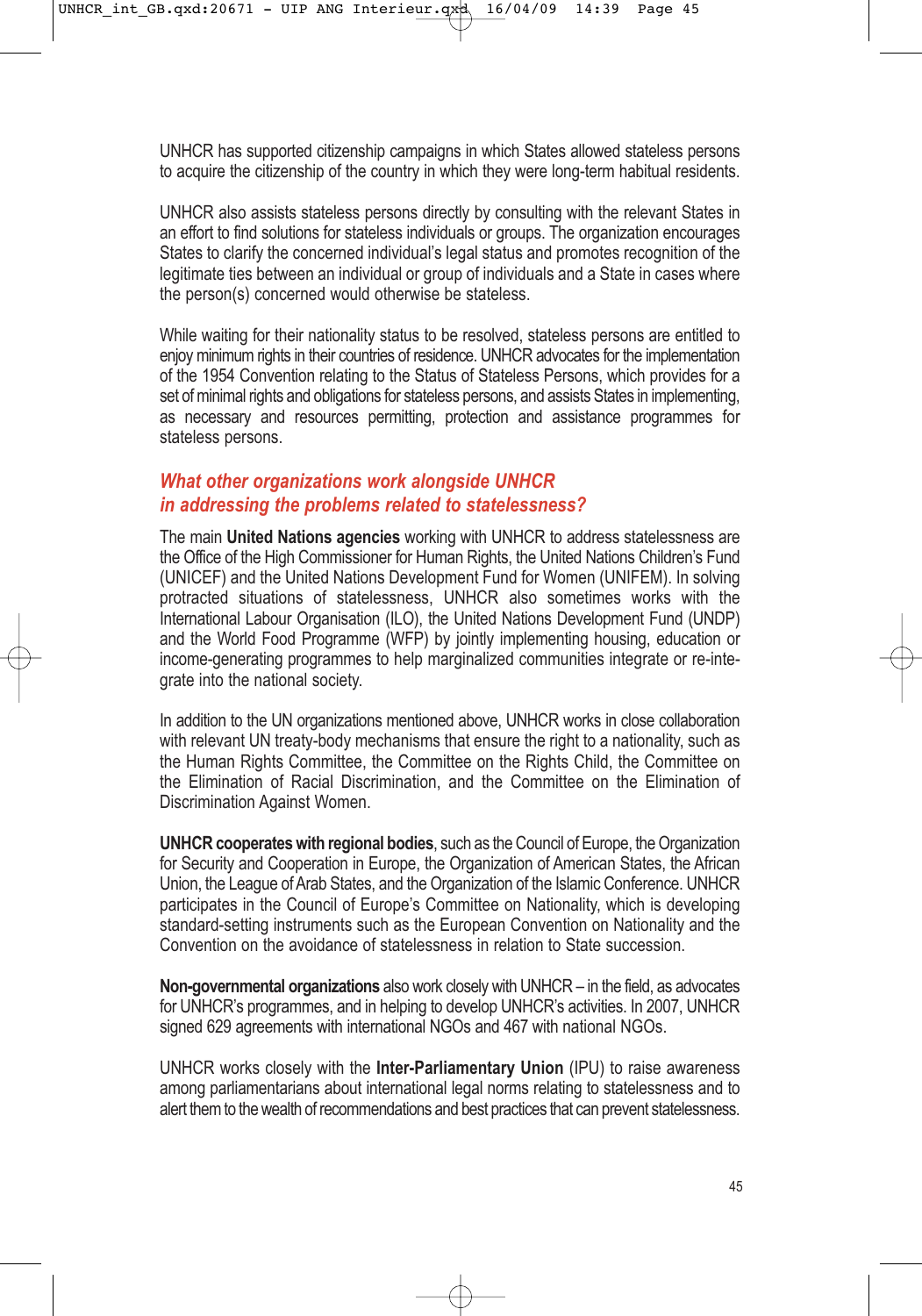UNHCR has supported citizenship campaigns in which States allowed stateless persons to acquire the citizenship of the country in which they were long-term habitual residents.

UNHCR also assists stateless persons directly by consulting with the relevant States in an effort to find solutions for stateless individuals or groups. The organization encourages States to clarify the concerned individual's legal status and promotes recognition of the legitimate ties between an individual or group of individuals and a State in cases where the person(s) concerned would otherwise be stateless.

While waiting for their nationality status to be resolved, stateless persons are entitled to enjoy minimum rights in their countries of residence. UNHCR advocates for the implementation of the 1954 Convention relating to the Status of Stateless Persons, which provides for a set of minimal rights and obligations for stateless persons, and assists States in implementing, as necessary and resources permitting, protection and assistance programmes for stateless persons.

### *What other organizations work alongside UNHCR in addressing the problems related to statelessness?*

The main **United Nations agencies** working with UNHCR to address statelessness are the Office of the High Commissioner for Human Rights, the United Nations Children's Fund (UNICEF) and the United Nations Development Fund for Women (UNIFEM). In solving protracted situations of statelessness, UNHCR also sometimes works with the International Labour Organisation (ILO), the United Nations Development Fund (UNDP) and the World Food Programme (WFP) by jointly implementing housing, education or income-generating programmes to help marginalized communities integrate or re-integrate into the national society.

In addition to the UN organizations mentioned above, UNHCR works in close collaboration with relevant UN treaty-body mechanisms that ensure the right to a nationality, such as the Human Rights Committee, the Committee on the Rights Child, the Committee on the Elimination of Racial Discrimination, and the Committee on the Elimination of Discrimination Against Women.

**UNHCR cooperates with regional bodies**, such as the Council of Europe, the Organization for Security and Cooperation in Europe, the Organization of American States, the African Union, the League of Arab States, and the Organization of the Islamic Conference. UNHCR participates in the Council of Europe's Committee on Nationality, which is developing standard-setting instruments such as the European Convention on Nationality and the Convention on the avoidance of statelessness in relation to State succession.

**Non-governmental organizations** also work closely with UNHCR – in the field, as advocates for UNHCR's programmes, and in helping to develop UNHCR's activities. In 2007, UNHCR signed 629 agreements with international NGOs and 467 with national NGOs.

UNHCR works closely with the **Inter-Parliamentary Union** (IPU) to raise awareness among parliamentarians about international legal norms relating to statelessness and to alert them to the wealth of recommendations and best practices that can prevent statelessness.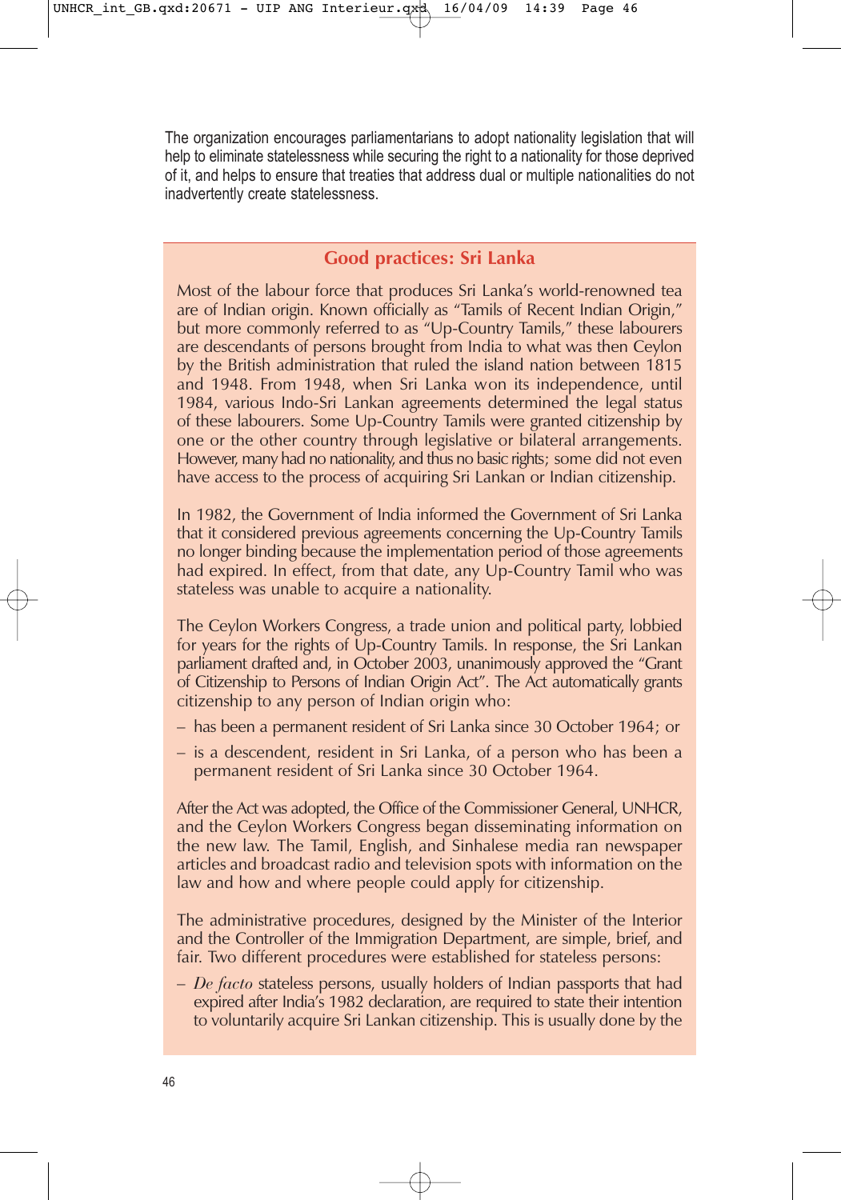The organization encourages parliamentarians to adopt nationality legislation that will help to eliminate statelessness while securing the right to a nationality for those deprived of it, and helps to ensure that treaties that address dual or multiple nationalities do not inadvertently create statelessness.

## Good practices: Sri Lanka

Most of the labour force that produces Sri Lanka's world-renowned tea are of Indian origin. Known officially as "Tamils of Recent Indian Origin," but more commonly referred to as "Up-Country Tamils," these labourers are descendants of persons brought from India to what was then Ceylon by the British administration that ruled the island nation between 1815 and 1948. From 1948, when Sri Lanka won its independence, until 1984, various Indo-Sri Lankan agreements determined the legal status of these labourers. Some Up-Country Tamils were granted citizenship by one or the other country through legislative or bilateral arrangements. However, many had no nationality, and thus no basic rights; some did not even have access to the process of acquiring Sri Lankan or Indian citizenship.

In 1982, the Government of India informed the Government of Sri Lanka that it considered previous agreements concerning the Up-Country Tamils no longer binding because the implementation period of those agreements had expired. In effect, from that date, any Up-Country Tamil who was stateless was unable to acquire a nationality.

The Ceylon Workers Congress, a trade union and political party, lobbied for years for the rights of Up-Country Tamils. In response, the Sri Lankan parliament drafted and, in October 2003, unanimously approved the "Grant of Citizenship to Persons of Indian Origin Act". The Act automatically grants citizenship to any person of Indian origin who:

- has been a permanent resident of Sri Lanka since 30 October 1964; or
- is a descendent, resident in Sri Lanka, of a person who has been a permanent resident of Sri Lanka since 30 October 1964.

After the Act was adopted, the Office of the Commissioner General, UNHCR, and the Ceylon Workers Congress began disseminating information on the new law. The Tamil, English, and Sinhalese media ran newspaper articles and broadcast radio and television spots with information on the law and how and where people could apply for citizenship.

The administrative procedures, designed by the Minister of the Interior and the Controller of the Immigration Department, are simple, brief, and fair. Two different procedures were established for stateless persons:

- *De facto* stateless persons, usually holders of Indian passports that had expired after India's 1982 declaration, are required to state their intention to voluntarily acquire Sri Lankan citizenship. This is usually done by the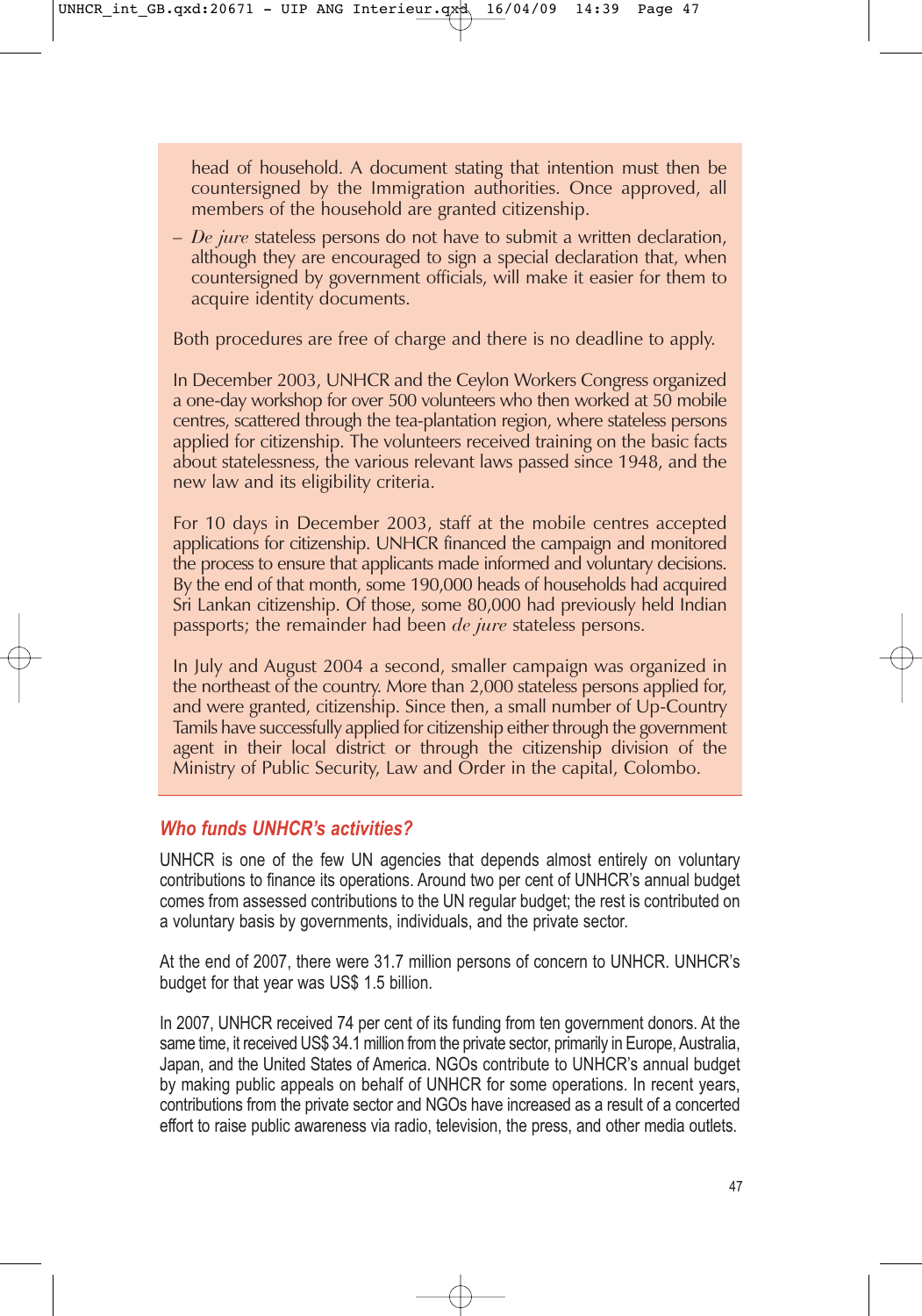head of household. A document stating that intention must then be countersigned by the Immigration authorities. Once approved, all members of the household are granted citizenship.

– *De jure* stateless persons do not have to submit a written declaration, although they are encouraged to sign a special declaration that, when countersigned by government officials, will make it easier for them to acquire identity documents.

Both procedures are free of charge and there is no deadline to apply.

In December 2003, UNHCR and the Ceylon Workers Congress organized a one-day workshop for over 500 volunteers who then worked at 50 mobile centres, scattered through the tea-plantation region, where stateless persons applied for citizenship. The volunteers received training on the basic facts about statelessness, the various relevant laws passed since 1948, and the new law and its eligibility criteria.

For 10 days in December 2003, staff at the mobile centres accepted applications for citizenship. UNHCR financed the campaign and monitored the process to ensure that applicants made informed and voluntary decisions. By the end of that month, some 190,000 heads of households had acquired Sri Lankan citizenship. Of those, some 80,000 had previously held Indian passports; the remainder had been *de jure* stateless persons.

In July and August 2004 a second, smaller campaign was organized in the northeast of the country. More than 2,000 stateless persons applied for, and were granted, citizenship. Since then, a small number of Up-Country Tamils have successfully applied for citizenship either through the government agent in their local district or through the citizenship division of the Ministry of Public Security, Law and Order in the capital, Colombo.

### *Who funds UNHCR's activities?*

UNHCR is one of the few UN agencies that depends almost entirely on voluntary contributions to finance its operations. Around two per cent of UNHCR's annual budget comes from assessed contributions to the UN regular budget; the rest is contributed on a voluntary basis by governments, individuals, and the private sector.

At the end of 2007, there were 31.7 million persons of concern to UNHCR. UNHCR's budget for that year was US$ 1.5 billion.

In 2007, UNHCR received 74 per cent of its funding from ten government donors. At the same time, it received US$ 34.1 million from the private sector, primarily in Europe, Australia, Japan, and the United States of America. NGOs contribute to UNHCR's annual budget by making public appeals on behalf of UNHCR for some operations. In recent years, contributions from the private sector and NGOs have increased as a result of a concerted effort to raise public awareness via radio, television, the press, and other media outlets.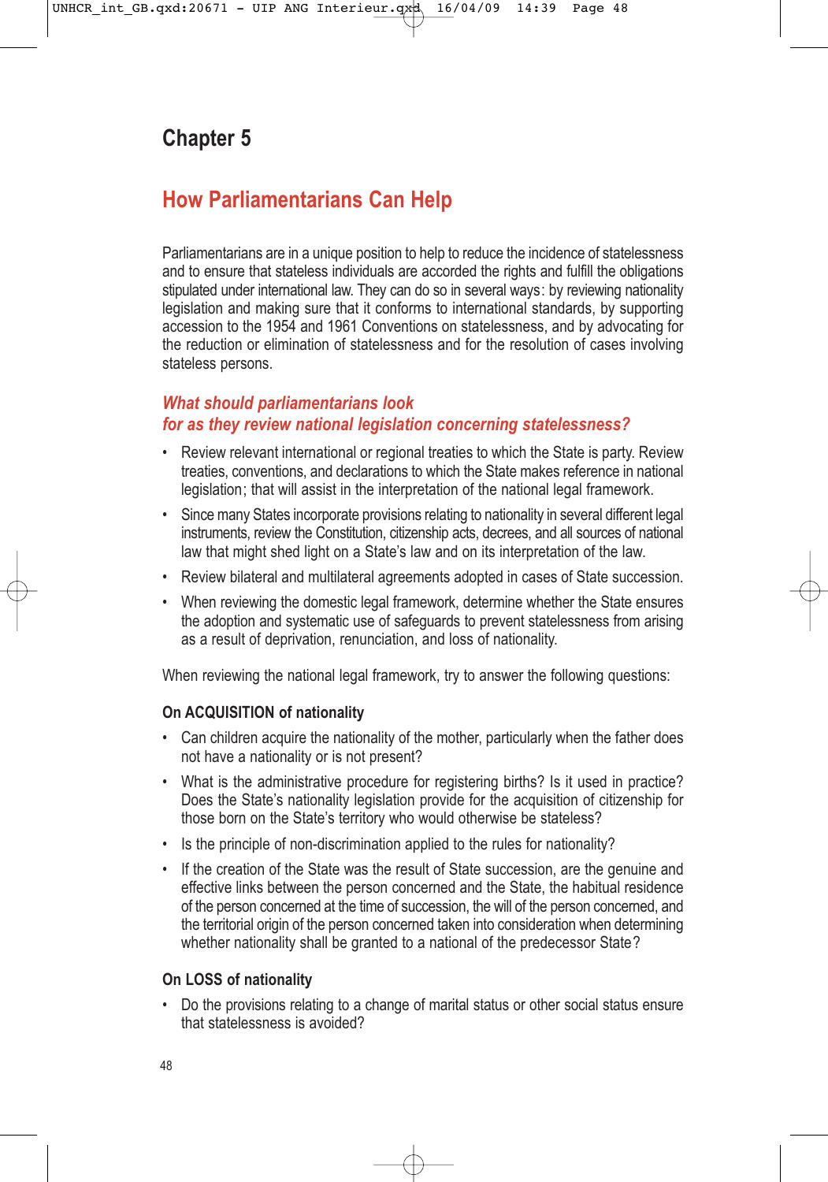# Chapter 5

## How Parliamentarians Can Help

Parliamentarians are in a unique position to help to reduce the incidence of statelessness and to ensure that stateless individuals are accorded the rights and fulfill the obligations stipulated under international law. They can do so in several ways: by reviewing nationality legislation and making sure that it conforms to international standards, by supporting accession to the 1954 and 1961 Conventions on statelessness, and by advocating for the reduction or elimination of statelessness and for the resolution of cases involving stateless persons.

### *What should parliamentarians look for as they review national legislation concerning statelessness?*

- Review relevant international or regional treaties to which the State is party. Review treaties, conventions, and declarations to which the State makes reference in national legislation; that will assist in the interpretation of the national legal framework.
- Since many States incorporate provisions relating to nationality in several different legal instruments, review the Constitution, citizenship acts, decrees, and all sources of national law that might shed light on a State's law and on its interpretation of the law.
- Review bilateral and multilateral agreements adopted in cases of State succession.
- When reviewing the domestic legal framework, determine whether the State ensures the adoption and systematic use of safeguards to prevent statelessness from arising as a result of deprivation, renunciation, and loss of nationality.

When reviewing the national legal framework, try to answer the following questions:

#### On ACQUISITION of nationality

- Can children acquire the nationality of the mother, particularly when the father does not have a nationality or is not present?
- What is the administrative procedure for registering births? Is it used in practice? Does the State's nationality legislation provide for the acquisition of citizenship for those born on the State's territory who would otherwise be stateless?
- Is the principle of non-discrimination applied to the rules for nationality?
- If the creation of the State was the result of State succession, are the genuine and effective links between the person concerned and the State, the habitual residence of the person concerned at the time of succession, the will of the person concerned, and the territorial origin of the person concerned taken into consideration when determining whether nationality shall be granted to a national of the predecessor State?

#### On LOSS of nationality

- Do the provisions relating to a change of marital status or other social status ensure that statelessness is avoided?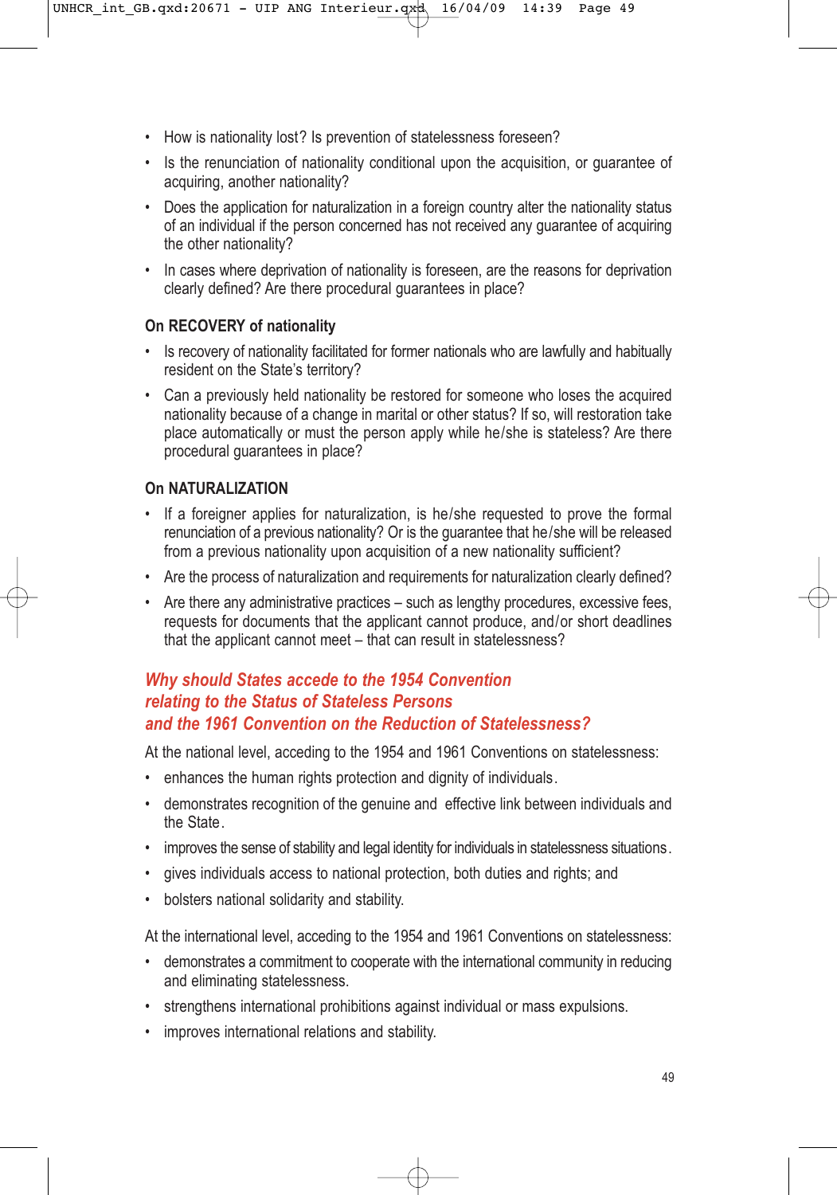- How is nationality lost? Is prevention of statelessness foreseen?
- Is the renunciation of nationality conditional upon the acquisition, or guarantee of acquiring, another nationality?
- Does the application for naturalization in a foreign country alter the nationality status of an individual if the person concerned has not received any guarantee of acquiring the other nationality?
- In cases where deprivation of nationality is foreseen, are the reasons for deprivation clearly defined? Are there procedural guarantees in place?

**On RECOVERY of nationality**

- Is recovery of nationality facilitated for former nationals who are lawfully and habitually resident on the State's territory?
- Can a previously held nationality be restored for someone who loses the acquired nationality because of a change in marital or other status? If so, will restoration take place automatically or must the person apply while he/she is stateless? Are there procedural guarantees in place?

**On NATURALIZATION**

- If a foreigner applies for naturalization, is he/she requested to prove the formal renunciation of a previous nationality? Or is the guarantee that he/she will be released from a previous nationality upon acquisition of a new nationality sufficient?
- Are the process of naturalization and requirements for naturalization clearly defined?
- Are there any administrative practices – such as lengthy procedures, excessive fees, requests for documents that the applicant cannot produce, and/or short deadlines that the applicant cannot meet – that can result in statelessness?

## *Why should States accede to the 1954 Convention relating to the Status of Stateless Persons and the 1961 Convention on the Reduction of Statelessness?*

At the national level, acceding to the 1954 and 1961 Conventions on statelessness:

- enhances the human rights protection and dignity of individuals.
- demonstrates recognition of the genuine and effective link between individuals and the State.
- improves the sense of stability and legal identity for individuals in statelessness situations.
- gives individuals access to national protection, both duties and rights; and
- bolsters national solidarity and stability.

At the international level, acceding to the 1954 and 1961 Conventions on statelessness:

- demonstrates a commitment to cooperate with the international community in reducing and eliminating statelessness.
- strengthens international prohibitions against individual or mass expulsions.
- improves international relations and stability.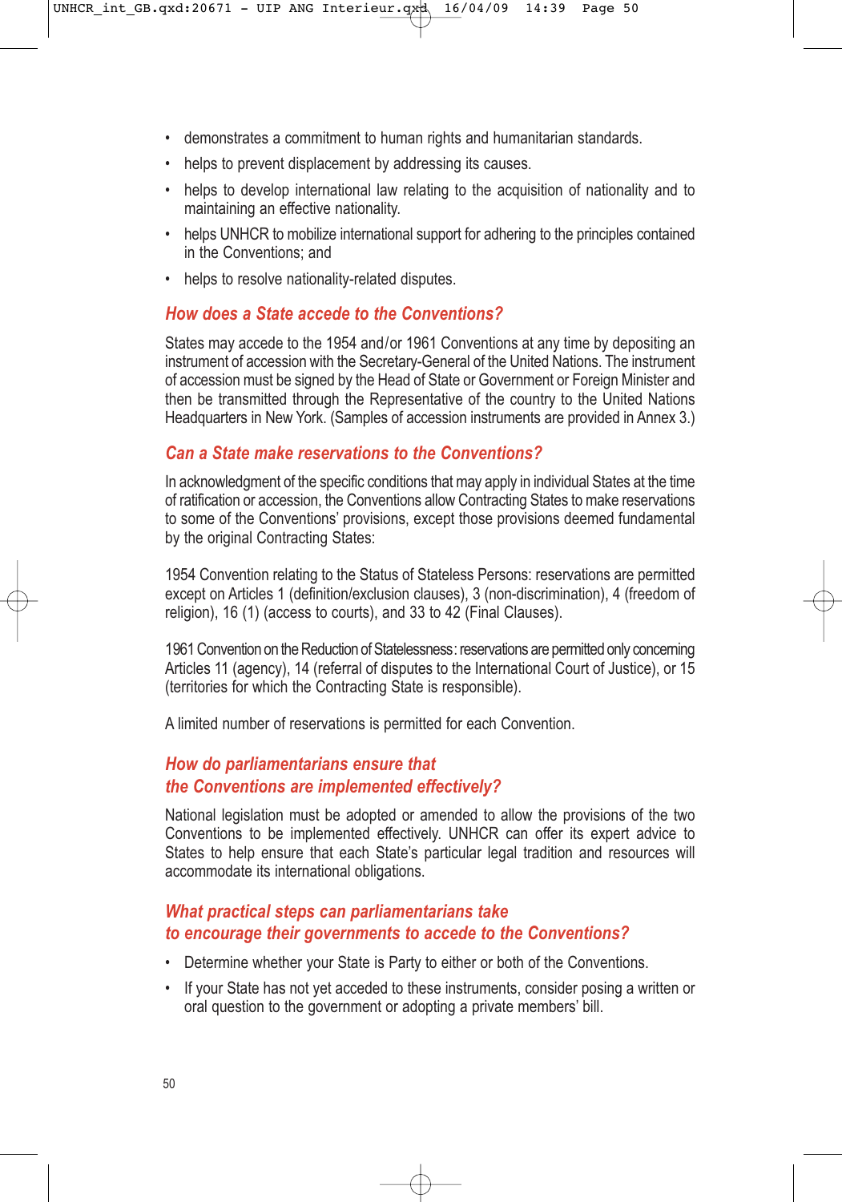- demonstrates a commitment to human rights and humanitarian standards.
- helps to prevent displacement by addressing its causes.
- helps to develop international law relating to the acquisition of nationality and to maintaining an effective nationality.
- helps UNHCR to mobilize international support for adhering to the principles contained in the Conventions; and
- helps to resolve nationality-related disputes.

## *How does a State accede to the Conventions?*

States may accede to the 1954 and/or 1961 Conventions at any time by depositing an instrument of accession with the Secretary-General of the United Nations. The instrument of accession must be signed by the Head of State or Government or Foreign Minister and then be transmitted through the Representative of the country to the United Nations Headquarters in New York. (Samples of accession instruments are provided in Annex 3.)

## *Can a State make reservations to the Conventions?*

In acknowledgment of the specific conditions that may apply in individual States at the time of ratification or accession, the Conventions allow Contracting States to make reservations to some of the Conventions' provisions, except those provisions deemed fundamental by the original Contracting States:

1954 Convention relating to the Status of Stateless Persons: reservations are permitted except on Articles 1 (definition/exclusion clauses), 3 (non-discrimination), 4 (freedom of religion), 16 (1) (access to courts), and 33 to 42 (Final Clauses).

1961 Convention on the Reduction of Statelessness: reservations are permitted only concerning Articles 11 (agency), 14 (referral of disputes to the International Court of Justice), or 15 (territories for which the Contracting State is responsible).

A limited number of reservations is permitted for each Convention.

## *How do parliamentarians ensure that the Conventions are implemented effectively?*

National legislation must be adopted or amended to allow the provisions of the two Conventions to be implemented effectively. UNHCR can offer its expert advice to States to help ensure that each State's particular legal tradition and resources will accommodate its international obligations.

## *What practical steps can parliamentarians take to encourage their governments to accede to the Conventions?*

- Determine whether your State is Party to either or both of the Conventions.
- If your State has not yet acceded to these instruments, consider posing a written or oral question to the government or adopting a private members' bill.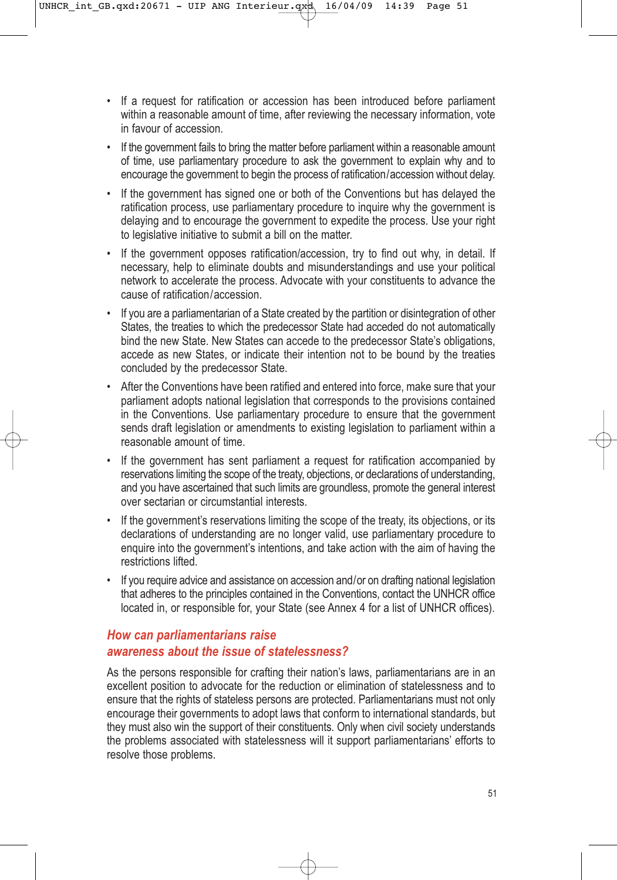- If a request for ratification or accession has been introduced before parliament within a reasonable amount of time, after reviewing the necessary information, vote in favour of accession.
- If the government fails to bring the matter before parliament within a reasonable amount of time, use parliamentary procedure to ask the government to explain why and to encourage the government to begin the process of ratification/accession without delay.
- If the government has signed one or both of the Conventions but has delayed the ratification process, use parliamentary procedure to inquire why the government is delaying and to encourage the government to expedite the process. Use your right to legislative initiative to submit a bill on the matter.
- If the government opposes ratification/accession, try to find out why, in detail. If necessary, help to eliminate doubts and misunderstandings and use your political network to accelerate the process. Advocate with your constituents to advance the cause of ratification/accession.
- If you are a parliamentarian of a State created by the partition or disintegration of other States, the treaties to which the predecessor State had acceded do not automatically bind the new State. New States can accede to the predecessor State's obligations, accede as new States, or indicate their intention not to be bound by the treaties concluded by the predecessor State.
- After the Conventions have been ratified and entered into force, make sure that your parliament adopts national legislation that corresponds to the provisions contained in the Conventions. Use parliamentary procedure to ensure that the government sends draft legislation or amendments to existing legislation to parliament within a reasonable amount of time.
- If the government has sent parliament a request for ratification accompanied by reservations limiting the scope of the treaty, objections, or declarations of understanding, and you have ascertained that such limits are groundless, promote the general interest over sectarian or circumstantial interests.
- If the government's reservations limiting the scope of the treaty, its objections, or its declarations of understanding are no longer valid, use parliamentary procedure to enquire into the government's intentions, and take action with the aim of having the restrictions lifted.
- If you require advice and assistance on accession and/or on drafting national legislation that adheres to the principles contained in the Conventions, contact the UNHCR office located in, or responsible for, your State (see Annex 4 for a list of UNHCR offices).

## *How can parliamentarians raise awareness about the issue of statelessness?*

As the persons responsible for crafting their nation's laws, parliamentarians are in an excellent position to advocate for the reduction or elimination of statelessness and to ensure that the rights of stateless persons are protected. Parliamentarians must not only encourage their governments to adopt laws that conform to international standards, but they must also win the support of their constituents. Only when civil society understands the problems associated with statelessness will it support parliamentarians' efforts to resolve those problems.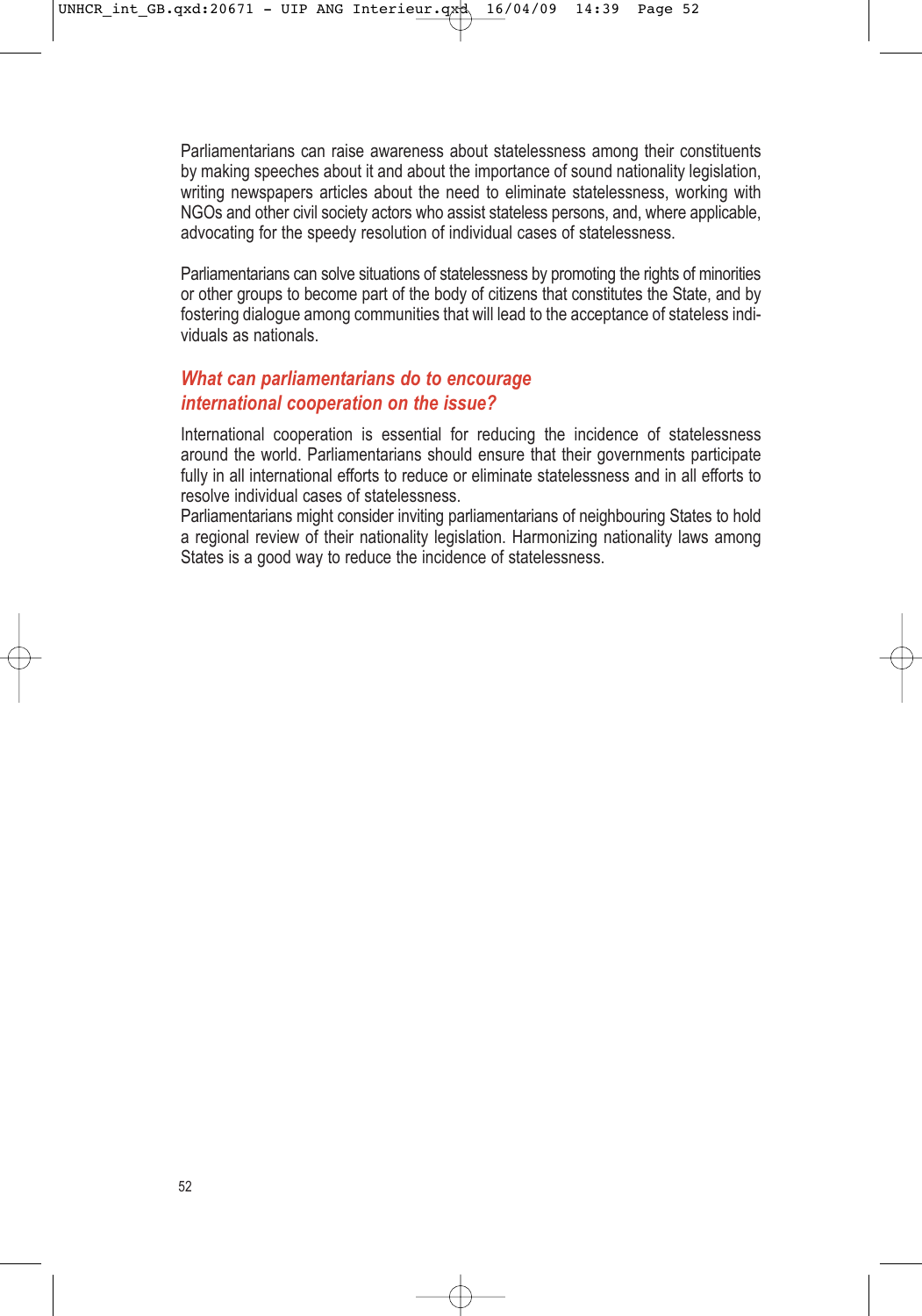Parliamentarians can raise awareness about statelessness among their constituents by making speeches about it and about the importance of sound nationality legislation, writing newspapers articles about the need to eliminate statelessness, working with NGOs and other civil society actors who assist stateless persons, and, where applicable, advocating for the speedy resolution of individual cases of statelessness.

Parliamentarians can solve situations of statelessness by promoting the rights of minorities or other groups to become part of the body of citizens that constitutes the State, and by fostering dialogue among communities that will lead to the acceptance of stateless individuals as nationals.

### *What can parliamentarians do to encourage international cooperation on the issue?*

International cooperation is essential for reducing the incidence of statelessness around the world. Parliamentarians should ensure that their governments participate fully in all international efforts to reduce or eliminate statelessness and in all efforts to resolve individual cases of statelessness.

Parliamentarians might consider inviting parliamentarians of neighbouring States to hold a regional review of their nationality legislation. Harmonizing nationality laws among States is a good way to reduce the incidence of statelessness.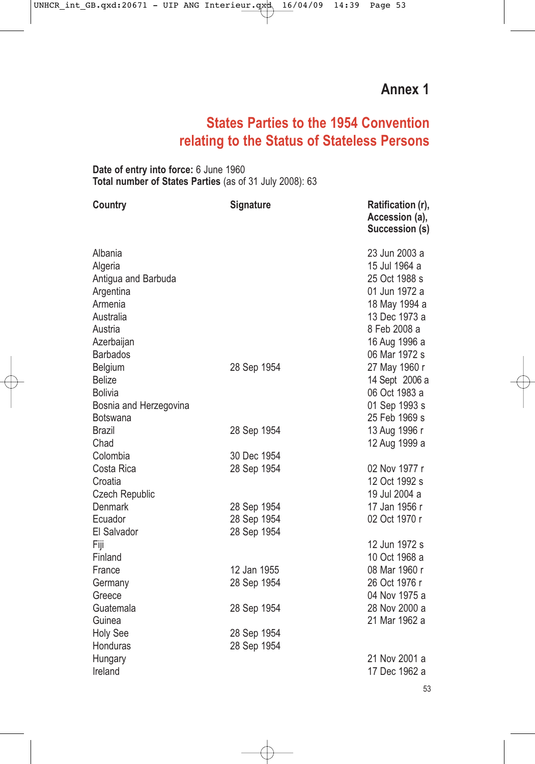# Annex 1

## States Parties to the 1954 Convention relating to the Status of Stateless Persons

**Date of entry into force:** 6 June 1960
**Total number of States Parties** (as of 31 July 2008): 63

| Country | Signature | Ratification (r), Accession (a), Succession (s) |
|---|---|---|
| Albania | | 23 Jun 2003 a |
| Algeria | | 15 Jul 1964 a |
| Antigua and Barbuda | | 25 Oct 1988 s |
| Argentina | | 01 Jun 1972 a |
| Armenia | | 18 May 1994 a |
| Australia | | 13 Dec 1973 a |
| Austria | | 8 Feb 2008 a |
| Azerbaijan | | 16 Aug 1996 a |
| Barbados | | 06 Mar 1972 s |
| Belgium | 28 Sep 1954 | 27 May 1960 r |
| Belize | | 14 Sept 2006 a |
| Bolivia | | 06 Oct 1983 a |
| Bosnia and Herzegovina | | 01 Sep 1993 s |
| Botswana | | 25 Feb 1969 s |
| Brazil | 28 Sep 1954 | 13 Aug 1996 r |
| Chad | | 12 Aug 1999 a |
| Colombia | 30 Dec 1954 | |
| Costa Rica | 28 Sep 1954 | 02 Nov 1977 r |
| Croatia | | 12 Oct 1992 s |
| Czech Republic | | 19 Jul 2004 a |
| Denmark | 28 Sep 1954 | 17 Jan 1956 r |
| Ecuador | 28 Sep 1954 | 02 Oct 1970 r |
| El Salvador | 28 Sep 1954 | |
| Fiji | | 12 Jun 1972 s |
| Finland | | 10 Oct 1968 a |
| France | 12 Jan 1955 | 08 Mar 1960 r |
| Germany | 28 Sep 1954 | 26 Oct 1976 r |
| Greece | | 04 Nov 1975 a |
| Guatemala | 28 Sep 1954 | 28 Nov 2000 a |
| Guinea | | 21 Mar 1962 a |
| Holy See | 28 Sep 1954 | |
| Honduras | 28 Sep 1954 | |
| Hungary | | 21 Nov 2001 a |
| Ireland | | 17 Dec 1962 a |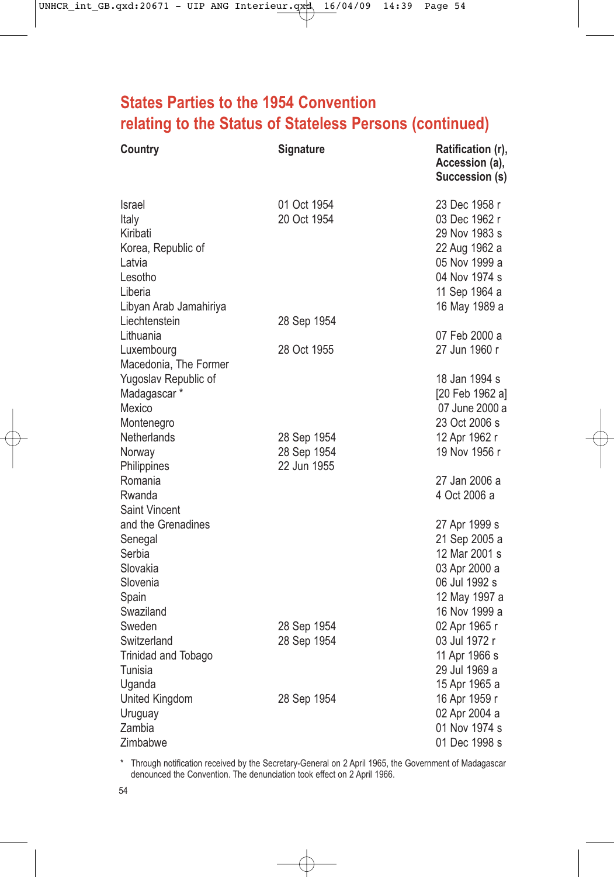## States Parties to the 1954 Convention relating to the Status of Stateless Persons (continued)

| Country | Signature | Ratification (r), Accession (a), Succession (s) |
|---|---|---|
| Israel | 01 Oct 1954 | 23 Dec 1958 r |
| Italy | 20 Oct 1954 | 03 Dec 1962 r |
| Kiribati | | 29 Nov 1983 s |
| Korea, Republic of | | 22 Aug 1962 a |
| Latvia | | 05 Nov 1999 a |
| Lesotho | | 04 Nov 1974 s |
| Liberia | | 11 Sep 1964 a |
| Libyan Arab Jamahiriya | | 16 May 1989 a |
| Liechtenstein | 28 Sep 1954 | |
| Lithuania | | 07 Feb 2000 a |
| Luxembourg | 28 Oct 1955 | 27 Jun 1960 r |
| Macedonia, The Former Yugoslav Republic of | | 18 Jan 1994 s |
| Madagascar * | | [20 Feb 1962 a] |
| Mexico | | 07 June 2000 a |
| Montenegro | | 23 Oct 2006 s |
| Netherlands | 28 Sep 1954 | 12 Apr 1962 r |
| Norway | 28 Sep 1954 | 19 Nov 1956 r |
| Philippines | 22 Jun 1955 | |
| Romania | | 27 Jan 2006 a |
| Rwanda | | 4 Oct 2006 a |
| Saint Vincent and the Grenadines | | 27 Apr 1999 s |
| Senegal | | 21 Sep 2005 a |
| Serbia | | 12 Mar 2001 s |
| Slovakia | | 03 Apr 2000 a |
| Slovenia | | 06 Jul 1992 s |
| Spain | | 12 May 1997 a |
| Swaziland | | 16 Nov 1999 a |
| Sweden | 28 Sep 1954 | 02 Apr 1965 r |
| Switzerland | 28 Sep 1954 | 03 Jul 1972 r |
| Trinidad and Tobago | | 11 Apr 1966 s |
| Tunisia | | 29 Jul 1969 a |
| Uganda | | 15 Apr 1965 a |
| United Kingdom | 28 Sep 1954 | 16 Apr 1959 r |
| Uruguay | | 02 Apr 2004 a |
| Zambia | | 01 Nov 1974 s |
| Zimbabwe | | 01 Dec 1998 s |

* Through notification received by the Secretary-General on 2 April 1965, the Government of Madagascar denounced the Convention. The denunciation took effect on 2 April 1966.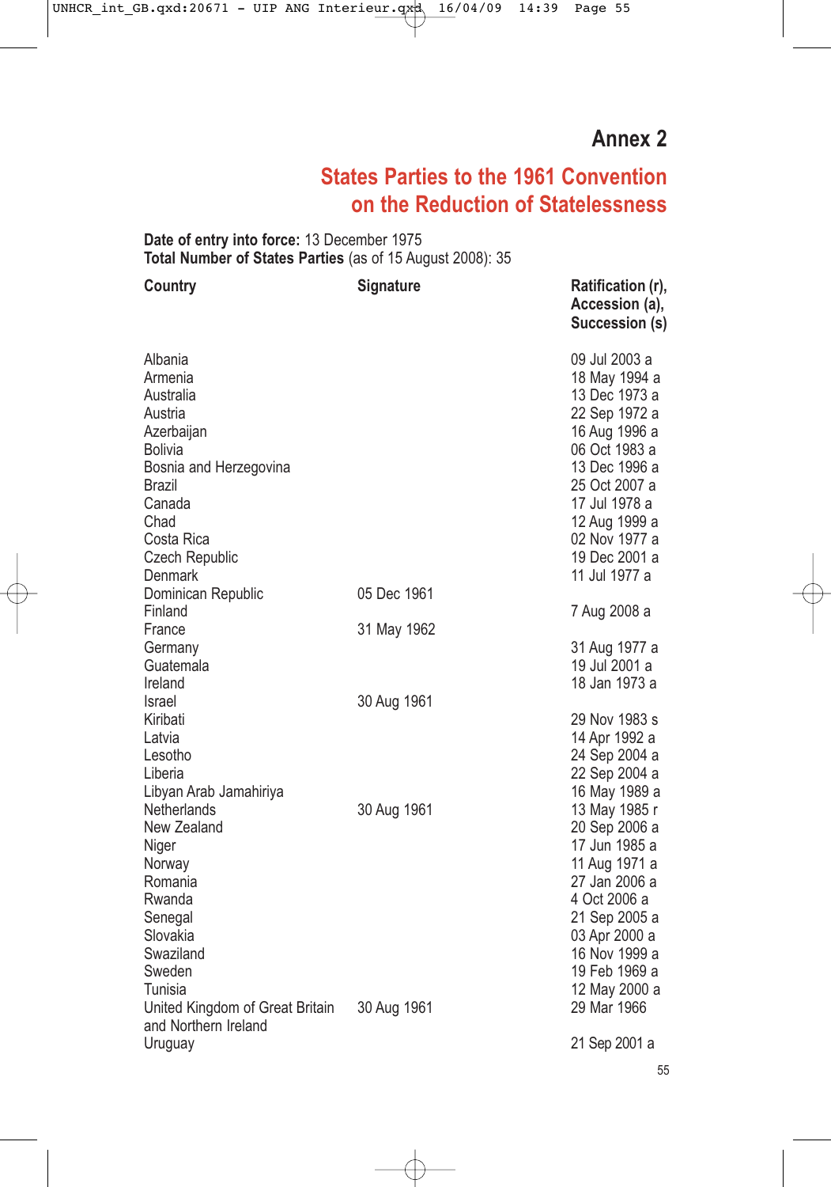# Annex 2

## States Parties to the 1961 Convention on the Reduction of Statelessness

**Date of entry into force:** 13 December 1975
**Total Number of States Parties** (as of 15 August 2008): 35

| Country | Signature | Ratification (r), Accession (a), Succession (s) |
|---|---|---|
| Albania | | 09 Jul 2003 a |
| Armenia | | 18 May 1994 a |
| Australia | | 13 Dec 1973 a |
| Austria | | 22 Sep 1972 a |
| Azerbaijan | | 16 Aug 1996 a |
| Bolivia | | 06 Oct 1983 a |
| Bosnia and Herzegovina | | 13 Dec 1996 a |
| Brazil | | 25 Oct 2007 a |
| Canada | | 17 Jul 1978 a |
| Chad | | 12 Aug 1999 a |
| Costa Rica | | 02 Nov 1977 a |
| Czech Republic | | 19 Dec 2001 a |
| Denmark | | 11 Jul 1977 a |
| Dominican Republic | 05 Dec 1961 | |
| Finland | | 7 Aug 2008 a |
| France | 31 May 1962 | |
| Germany | | 31 Aug 1977 a |
| Guatemala | | 19 Jul 2001 a |
| Ireland | | 18 Jan 1973 a |
| Israel | 30 Aug 1961 | |
| Kiribati | | 29 Nov 1983 s |
| Latvia | | 14 Apr 1992 a |
| Lesotho | | 24 Sep 2004 a |
| Liberia | | 22 Sep 2004 a |
| Libyan Arab Jamahiriya | | 16 May 1989 a |
| Netherlands | 30 Aug 1961 | 13 May 1985 r |
| New Zealand | | 20 Sep 2006 a |
| Niger | | 17 Jun 1985 a |
| Norway | | 11 Aug 1971 a |
| Romania | | 27 Jan 2006 a |
| Rwanda | | 4 Oct 2006 a |
| Senegal | | 21 Sep 2005 a |
| Slovakia | | 03 Apr 2000 a |
| Swaziland | | 16 Nov 1999 a |
| Sweden | | 19 Feb 1969 a |
| Tunisia | | 12 May 2000 a |
| United Kingdom of Great Britain and Northern Ireland | 30 Aug 1961 | 29 Mar 1966 |
| Uruguay | | 21 Sep 2001 a |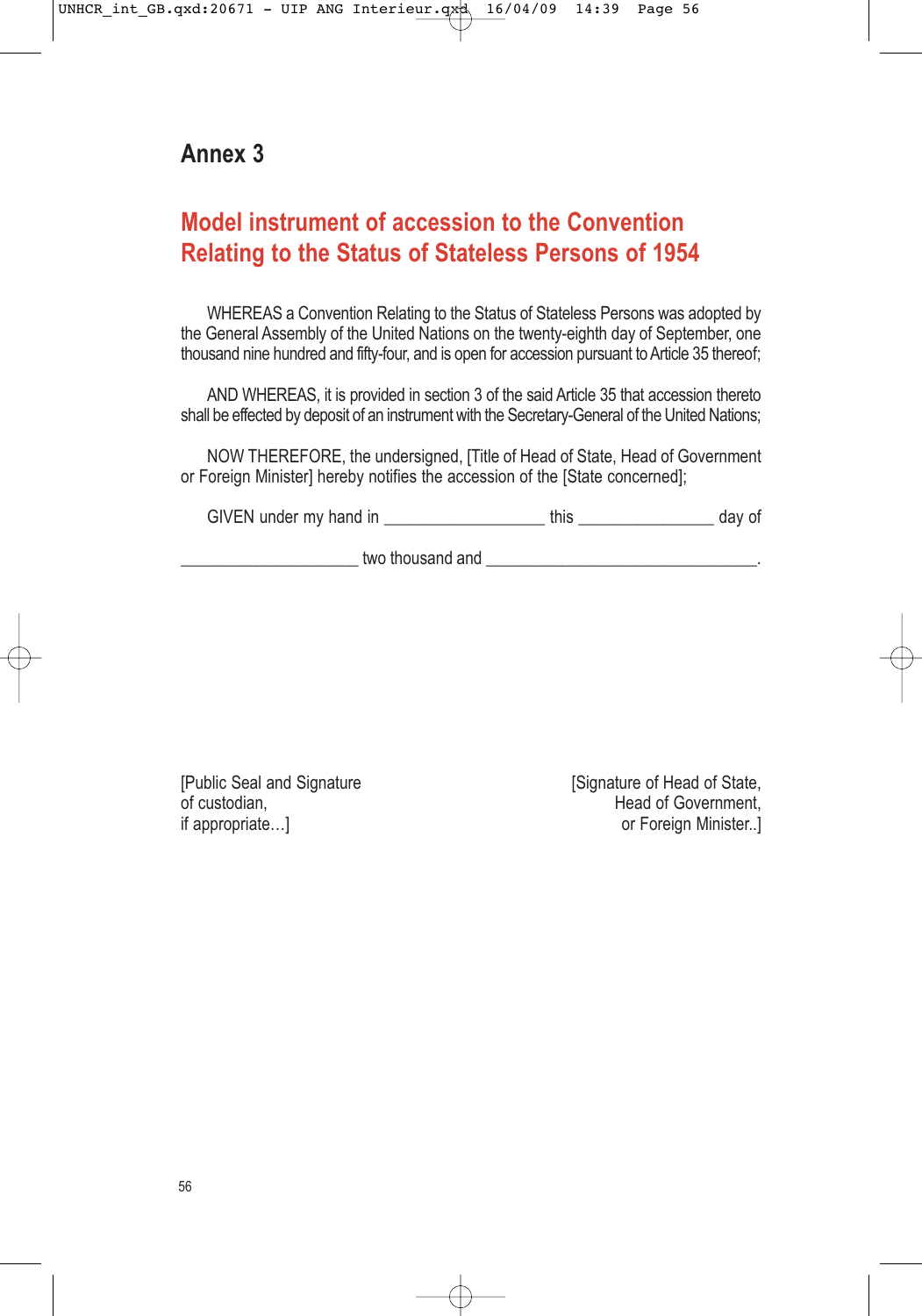# Annex 3

## Model instrument of accession to the Convention Relating to the Status of Stateless Persons of 1954

WHEREAS a Convention Relating to the Status of Stateless Persons was adopted by the General Assembly of the United Nations on the twenty-eighth day of September, one thousand nine hundred and fifty-four, and is open for accession pursuant to Article 35 thereof;

AND WHEREAS, it is provided in section 3 of the said Article 35 that accession thereto shall be effected by deposit of an instrument with the Secretary-General of the United Nations;

NOW THEREFORE, the undersigned, [Title of Head of State, Head of Government or Foreign Minister] hereby notifies the accession of the [State concerned];

GIVEN under my hand in __________________ this _______________ day of

____________________ two thousand and _______________________________.

[Public Seal and Signature
of custodian,
if appropriate…]

[Signature of Head of State,
Head of Government,
or Foreign Minister..]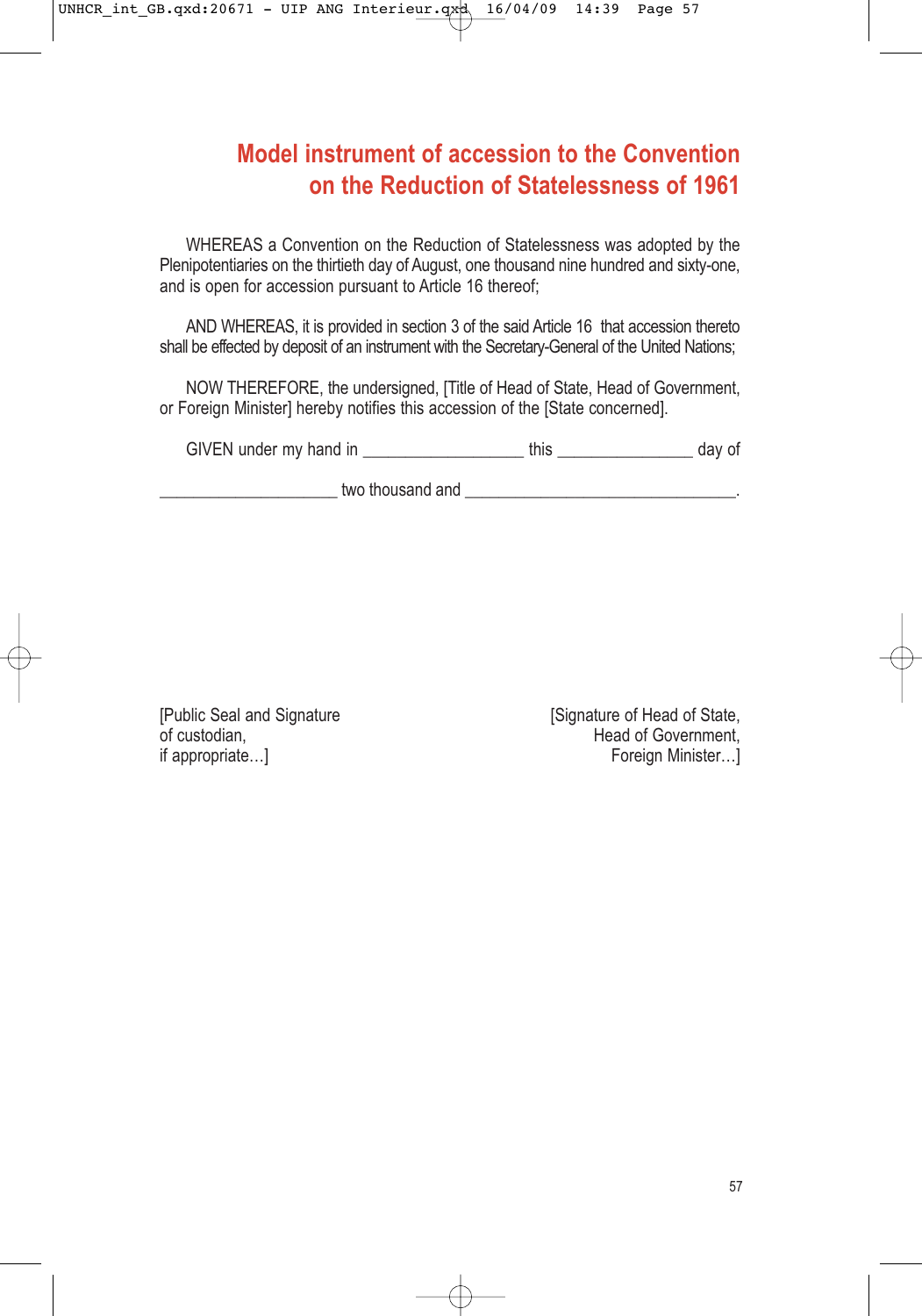# Model instrument of accession to the Convention on the Reduction of Statelessness of 1961

WHEREAS a Convention on the Reduction of Statelessness was adopted by the Plenipotentiaries on the thirtieth day of August, one thousand nine hundred and sixty-one, and is open for accession pursuant to Article 16 thereof;

AND WHEREAS, it is provided in section 3 of the said Article 16 that accession thereto shall be effected by deposit of an instrument with the Secretary-General of the United Nations;

NOW THEREFORE, the undersigned, [Title of Head of State, Head of Government, or Foreign Minister] hereby notifies this accession of the [State concerned].

GIVEN under my hand in __________________ this _______________ day of

____________________ two thousand and _______________________________.

[Public Seal and Signature of custodian, if appropriate…]

[Signature of Head of State, Head of Government, Foreign Minister…]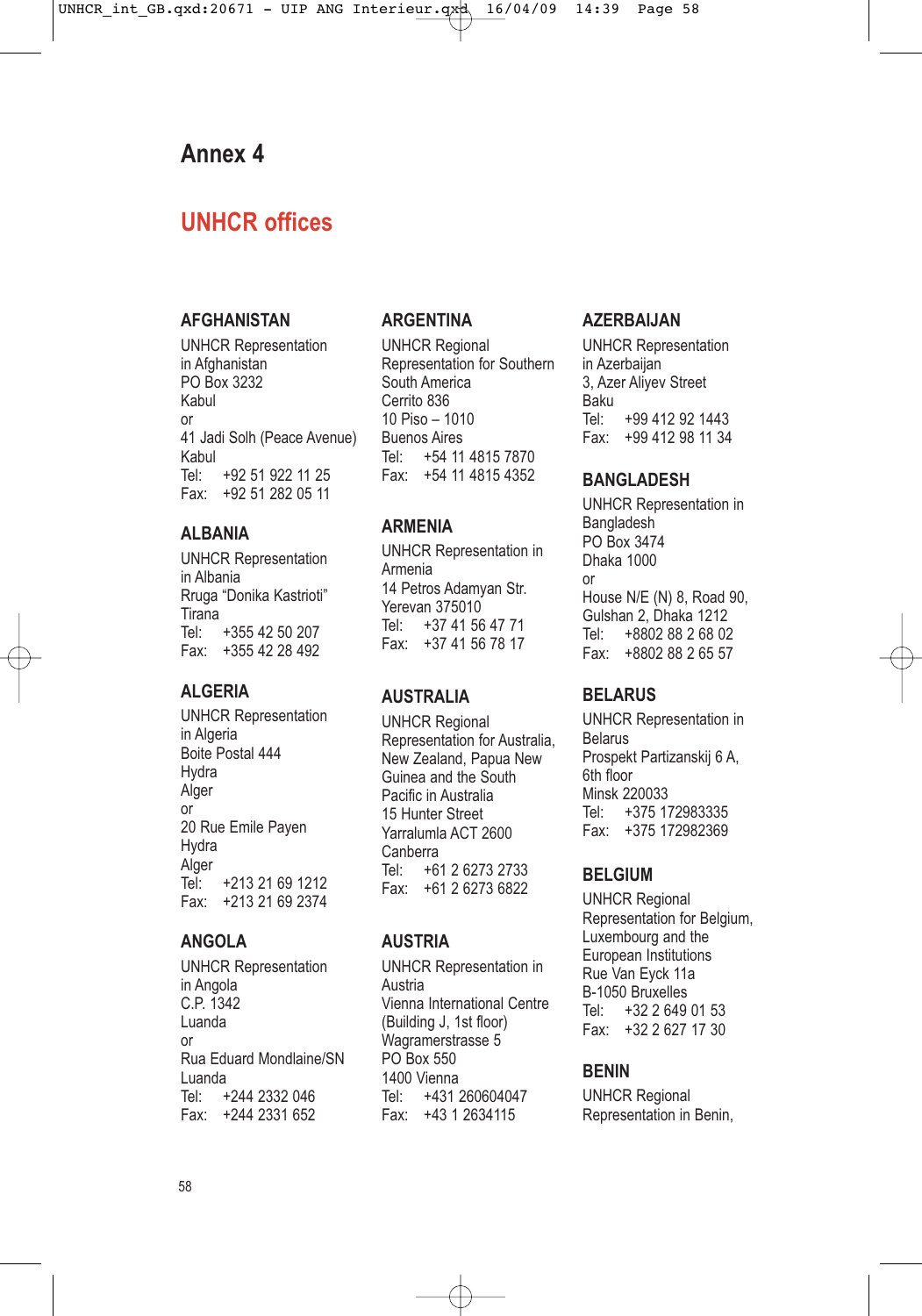# Annex 4

## UNHCR offices

### AFGHANISTAN

UNHCR Representation
in Afghanistan
PO Box 3232
Kabul
or
41 Jadi Solh (Peace Avenue)
Kabul
Tel: +92 51 922 11 25
Fax: +92 51 282 05 11

### ALBANIA

UNHCR Representation
in Albania
Rruga “Donika Kastrioti”
Tirana
Tel: +355 42 50 207
Fax: +355 42 28 492

### ALGERIA

UNHCR Representation
in Algeria
Boite Postal 444
Hydra
Alger
or
20 Rue Emile Payen
Hydra
Alger
Tel: +213 21 69 1212
Fax: +213 21 69 2374

### ANGOLA

UNHCR Representation
in Angola
C.P. 1342
Luanda
or
Rua Eduard Mondlaine/SN
Luanda
Tel: +244 2332 046
Fax: +244 2331 652

### ARGENTINA

UNHCR Regional
Representation for Southern
South America
Cerrito 836
10 Piso – 1010
Buenos Aires
Tel: +54 11 4815 7870
Fax: +54 11 4815 4352

### ARMENIA

UNHCR Representation in
Armenia
14 Petros Adamyan Str.
Yerevan 375010
Tel: +37 41 56 47 71
Fax: +37 41 56 78 17

### AUSTRALIA

UNHCR Regional
Representation for Australia,
New Zealand, Papua New
Guinea and the South
Pacific in Australia
15 Hunter Street
Yarralumla ACT 2600
Canberra
Tel: +61 2 6273 2733
Fax: +61 2 6273 6822

### AUSTRIA

UNHCR Representation in
Austria
Vienna International Centre
(Building J, 1st floor)
Wagramerstrasse 5
PO Box 550
1400 Vienna
Tel: +431 260604047
Fax: +43 1 2634115

### AZERBAIJAN

UNHCR Representation
in Azerbaijan
3, Azer Aliyev Street
Baku
Tel: +99 412 92 1443
Fax: +99 412 98 11 34

### BANGLADESH

UNHCR Representation in
Bangladesh
PO Box 3474
Dhaka 1000
or
House N/E (N) 8, Road 90,
Gulshan 2, Dhaka 1212
Tel: +8802 88 2 68 02
Fax: +8802 88 2 65 57

### BELARUS

UNHCR Representation in
Belarus
Prospekt Partizanskij 6 A,
6th floor
Minsk 220033
Tel: +375 172983335
Fax: +375 172982369

### BELGIUM

UNHCR Regional
Representation for Belgium,
Luxembourg and the
European Institutions
Rue Van Eyck 11a
B-1050 Bruxelles
Tel: +32 2 649 01 53
Fax: +32 2 627 17 30

### BENIN

UNHCR Regional
Representation in Benin,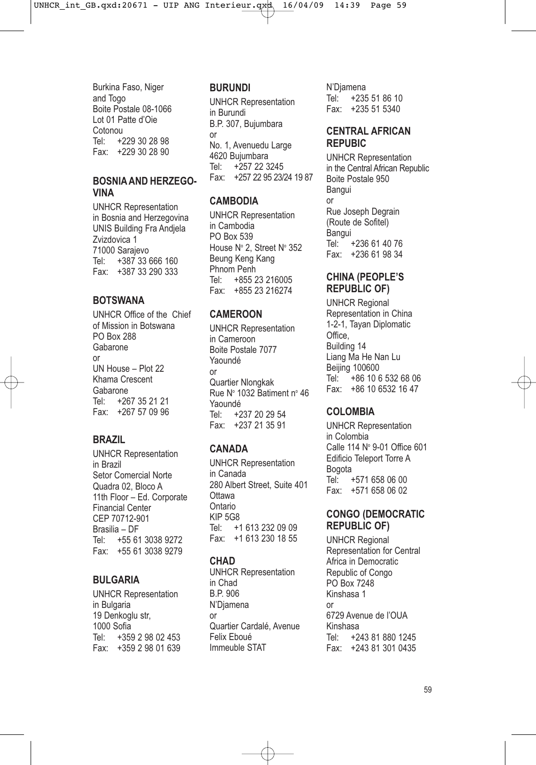Burkina Faso, Niger
and Togo
Boite Postale 08-1066
Lot 01 Patte d'Oie
Cotonou
Tel: +229 30 28 98
Fax: +229 30 28 90

## BOSNIA AND HERZEGOVINA

UNHCR Representation
in Bosnia and Herzegovina
UNIS Building Fra Andjela
Zvizdovica 1
71000 Sarajevo
Tel: +387 33 666 160
Fax: +387 33 290 333

## BOTSWANA

UNHCR Office of the Chief
of Mission in Botswana
PO Box 288
Gabarone
or
UN House – Plot 22
Khama Crescent
Gabarone
Tel: +267 35 21 21
Fax: +267 57 09 96

## BRAZIL

UNHCR Representation
in Brazil
Setor Comercial Norte
Quadra 02, Bloco A
11th Floor – Ed. Corporate
Financial Center
CEP 70712-901
Brasilia – DF
Tel: +55 61 3038 9272
Fax: +55 61 3038 9279

## BULGARIA

UNHCR Representation
in Bulgaria
19 Denkoglu str,
1000 Sofia
Tel: +359 2 98 02 453
Fax: +359 2 98 01 639

## BURUNDI

UNHCR Representation
in Burundi
B.P. 307, Bujumbara
or
No. 1, Avenuedu Large
4620 Bujumbara
Tel: +257 22 3245
Fax: +257 22 95 23/24 19 87

## CAMBODIA

UNHCR Representation
in Cambodia
PO Box 539
House N° 2, Street N° 352
Beung Keng Kang
Phnom Penh
Tel: +855 23 216005
Fax: +855 23 216274

## CAMEROON

UNHCR Representation
in Cameroon
Boite Postale 7077
Yaoundé
or
Quartier Nlongkak
Rue N° 1032 Batiment n° 46
Yaoundé
Tel: +237 20 29 54
Fax: +237 21 35 91

## CANADA

UNHCR Representation
in Canada
280 Albert Street, Suite 401
Ottawa
Ontario
KIP 5G8
Tel: +1 613 232 09 09
Fax: +1 613 230 18 55

## CHAD

UNHCR Representation
in Chad
B.P. 906
N'Djamena
or
Quartier Cardalé, Avenue
Felix Eboué
Immeuble STAT
N'Djamena
Tel: +235 51 86 10
Fax: +235 51 5340

## CENTRAL AFRICAN REPUBIC

UNHCR Representation
in the Central African Republic
Boite Postale 950
Bangui
or
Rue Joseph Degrain
(Route de Sofitel)
Bangui
Tel: +236 61 40 76
Fax: +236 61 98 34

## CHINA (PEOPLE'S REPUBLIC OF)

UNHCR Regional
Representation in China
1-2-1, Tayan Diplomatic
Office,
Building 14
Liang Ma He Nan Lu
Beijing 100600
Tel: +86 10 6 532 68 06
Fax: +86 10 6532 16 47

## COLOMBIA

UNHCR Representation
in Colombia
Calle 114 N° 9-01 Office 601
Edificio Teleport Torre A
Bogota
Tel: +571 658 06 00
Fax: +571 658 06 02

## CONGO (DEMOCRATIC REPUBLIC OF)

UNHCR Regional
Representation for Central
Africa in Democratic
Republic of Congo
PO Box 7248
Kinshasa 1
or
6729 Avenue de l'OUA
Kinshasa
Tel: +243 81 880 1245
Fax: +243 81 301 0435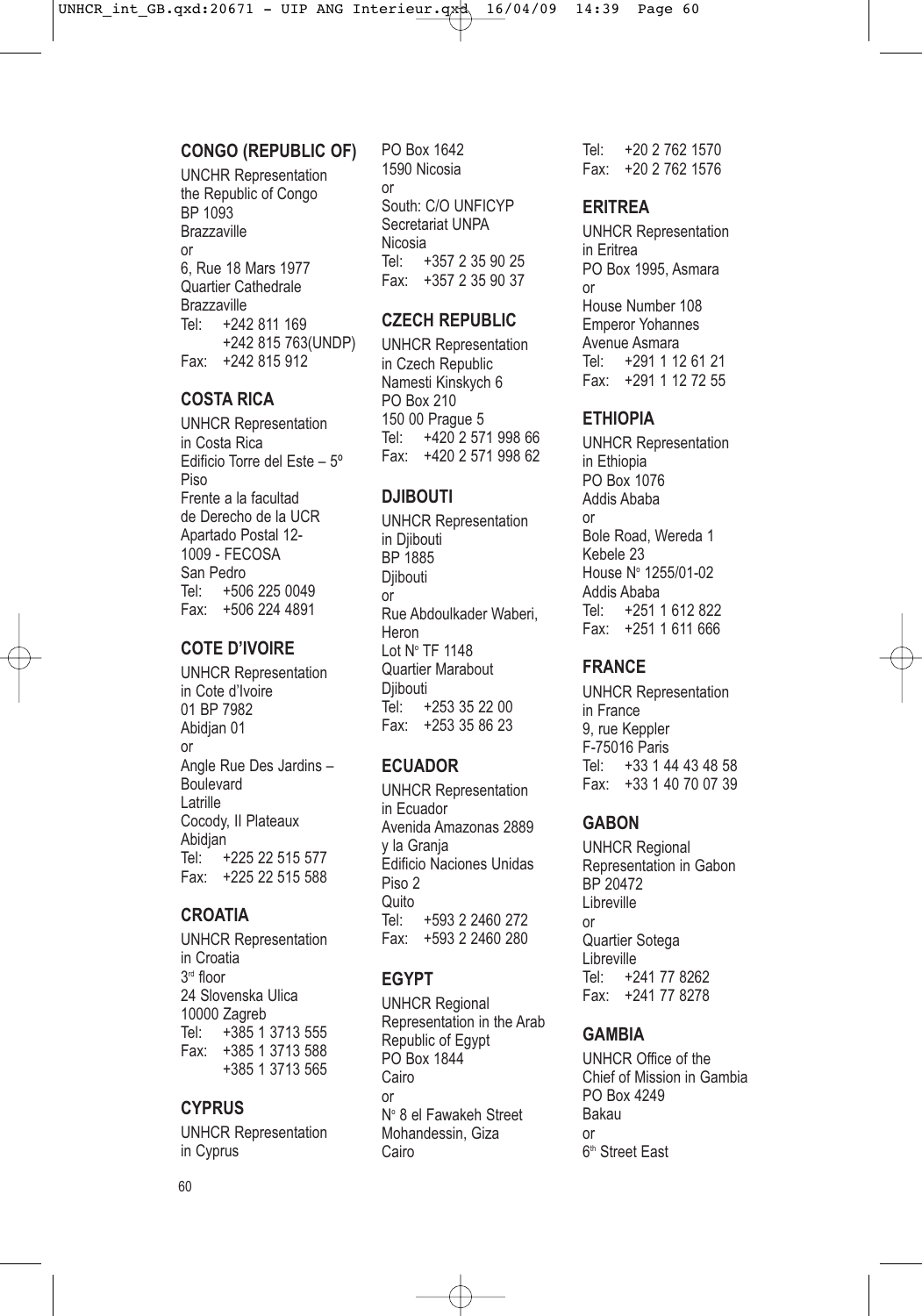## CONGO (REPUBLIC OF)

UNCHR Representation
the Republic of Congo
BP 1093
Brazzaville
or
6, Rue 18 Mars 1977
Quartier Cathedrale
Brazzaville
Tel: +242 811 169
+242 815 763(UNDP)
Fax: +242 815 912

## COSTA RICA

UNHCR Representation
in Costa Rica
Edificio Torre del Este – 5º Piso
Frente a la facultad
de Derecho de la UCR
Apartado Postal 12-1009 - FECOSA
San Pedro
Tel: +506 225 0049
Fax: +506 224 4891

## COTE D'IVOIRE

UNHCR Representation
in Cote d'Ivoire
01 BP 7982
Abidjan 01
or
Angle Rue Des Jardins – Boulevard
Latrille
Cocody, II Plateaux
Abidjan
Tel: +225 22 515 577
Fax: +225 22 515 588

## CROATIA

UNHCR Representation
in Croatia
3rd floor
24 Slovenska Ulica
10000 Zagreb
Tel: +385 1 3713 555
Fax: +385 1 3713 588
+385 1 3713 565

## CYPRUS

UNHCR Representation
in Cyprus
PO Box 1642
1590 Nicosia
or
South: C/O UNFICYP
Secretariat UNPA
Nicosia
Tel: +357 2 35 90 25
Fax: +357 2 35 90 37

## CZECH REPUBLIC

UNHCR Representation
in Czech Republic
Namesti Kinskych 6
PO Box 210
150 00 Prague 5
Tel: +420 2 571 998 66
Fax: +420 2 571 998 62

## DJIBOUTI

UNHCR Representation
in Djibouti
BP 1885
Djibouti
or
Rue Abdoulkader Waberi,
Heron
Lot N° TF 1148
Quartier Marabout
Djibouti
Tel: +253 35 22 00
Fax: +253 35 86 23

## ECUADOR

UNHCR Representation
in Ecuador
Avenida Amazonas 2889
y la Granja
Edificio Naciones Unidas
Piso 2
Quito
Tel: +593 2 2460 272
Fax: +593 2 2460 280

## EGYPT

UNHCR Regional
Representation in the Arab
Republic of Egypt
PO Box 1844
Cairo
or
N° 8 el Fawakeh Street
Mohandessin, Giza
Cairo
Tel: +20 2 762 1570
Fax: +20 2 762 1576

## ERITREA

UNHCR Representation
in Eritrea
PO Box 1995, Asmara
or
House Number 108
Emperor Yohannes
Avenue Asmara
Tel: +291 1 12 61 21
Fax: +291 1 12 72 55

## ETHIOPIA

UNHCR Representation
in Ethiopia
PO Box 1076
Addis Ababa
or
Bole Road, Wereda 1
Kebele 23
House N° 1255/01-02
Addis Ababa
Tel: +251 1 612 822
Fax: +251 1 611 666

## FRANCE

UNHCR Representation
in France
9, rue Keppler
F-75016 Paris
Tel: +33 1 44 43 48 58
Fax: +33 1 40 70 07 39

## GABON

UNHCR Regional
Representation in Gabon
BP 20472
Libreville
or
Quartier Sotega
Libreville
Tel: +241 77 8262
Fax: +241 77 8278

## GAMBIA

UNHCR Office of the
Chief of Mission in Gambia
PO Box 4249
Bakau
or
6th Street East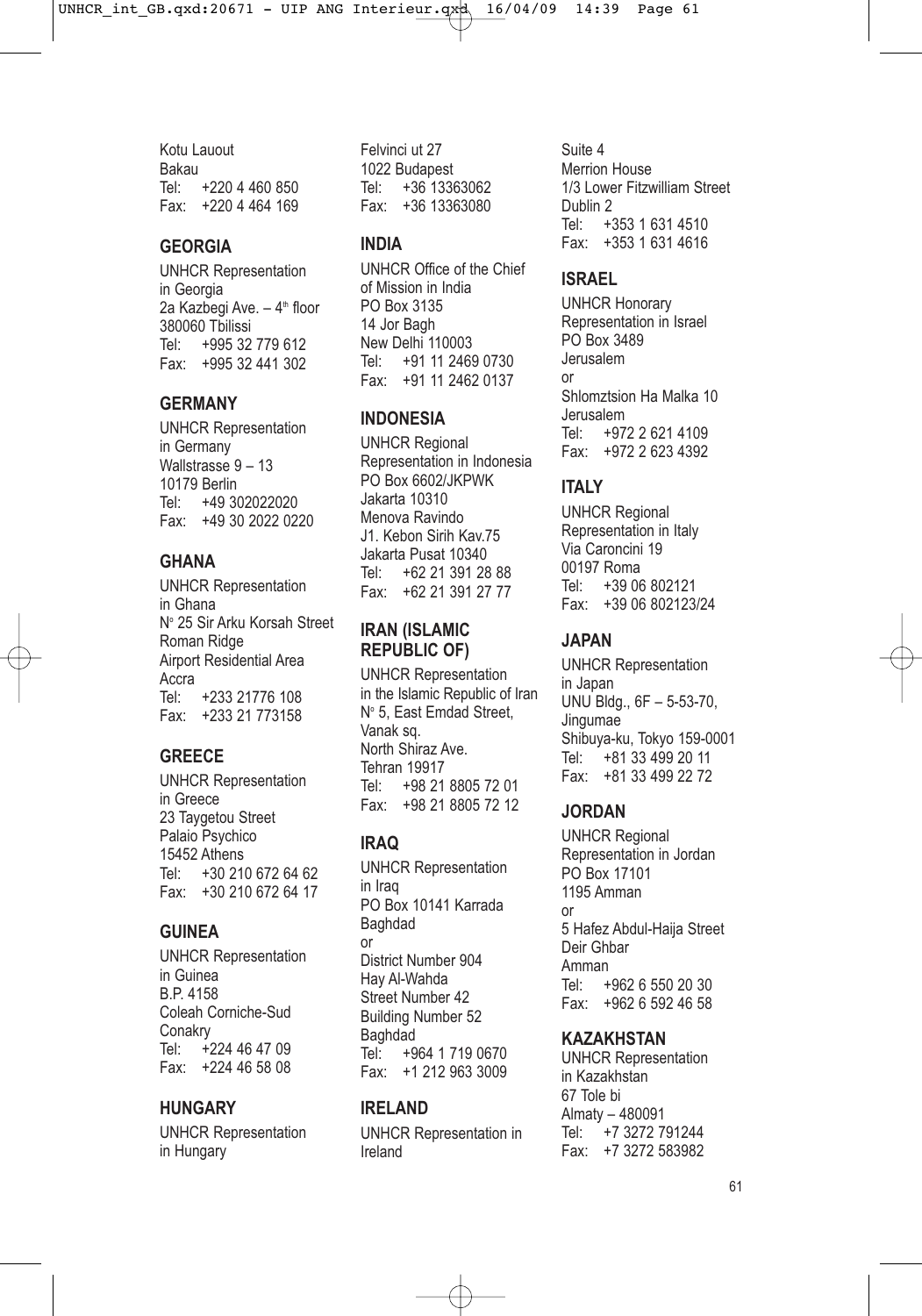Kotu Lauout
Bakau
Tel: +220 4 460 850
Fax: +220 4 464 169

## GEORGIA

UNHCR Representation
in Georgia
2a Kazbegi Ave. – 4th floor
380060 Tbilissi
Tel: +995 32 779 612
Fax: +995 32 441 302

## GERMANY

UNHCR Representation
in Germany
Wallstrasse 9 – 13
10179 Berlin
Tel: +49 302022020
Fax: +49 30 2022 0220

## GHANA

UNHCR Representation
in Ghana
N° 25 Sir Arku Korsah Street
Roman Ridge
Airport Residential Area
Accra
Tel: +233 21776 108
Fax: +233 21 773158

## GREECE

UNHCR Representation
in Greece
23 Taygetou Street
Palaio Psychico
15452 Athens
Tel: +30 210 672 64 62
Fax: +30 210 672 64 17

## GUINEA

UNHCR Representation
in Guinea
B.P. 4158
Coleah Corniche-Sud
Conakry
Tel: +224 46 47 09
Fax: +224 46 58 08

## HUNGARY

UNHCR Representation
in Hungary
Felvinci ut 27
1022 Budapest
Tel: +36 13363062
Fax: +36 13363080

## INDIA

UNHCR Office of the Chief
of Mission in India
PO Box 3135
14 Jor Bagh
New Delhi 110003
Tel: +91 11 2469 0730
Fax: +91 11 2462 0137

## INDONESIA

UNHCR Regional
Representation in Indonesia
PO Box 6602/JKPWK
Jakarta 10310
Menova Ravindo
J1. Kebon Sirih Kav.75
Jakarta Pusat 10340
Tel: +62 21 391 28 88
Fax: +62 21 391 27 77

## IRAN (ISLAMIC REPUBLIC OF)

UNHCR Representation
in the Islamic Republic of Iran
N° 5, East Emdad Street,
Vanak sq.
North Shiraz Ave.
Tehran 19917
Tel: +98 21 8805 72 01
Fax: +98 21 8805 72 12

## IRAQ

UNHCR Representation
in Iraq
PO Box 10141 Karrada
Baghdad
or
District Number 904
Hay Al-Wahda
Street Number 42
Building Number 52
Baghdad
Tel: +964 1 719 0670
Fax: +1 212 963 3009

## IRELAND

UNHCR Representation in
Ireland
Suite 4
Merrion House
1/3 Lower Fitzwilliam Street
Dublin 2
Tel: +353 1 631 4510
Fax: +353 1 631 4616

## ISRAEL

UNHCR Honorary
Representation in Israel
PO Box 3489
Jerusalem
or
Shlomztsion Ha Malka 10
Jerusalem
Tel: +972 2 621 4109
Fax: +972 2 623 4392

## ITALY

UNHCR Regional
Representation in Italy
Via Caroncini 19
00197 Roma
Tel: +39 06 802121
Fax: +39 06 802123/24

## JAPAN

UNHCR Representation
in Japan
UNU Bldg., 6F – 5-53-70,
Jingumae
Shibuya-ku, Tokyo 159-0001
Tel: +81 33 499 20 11
Fax: +81 33 499 22 72

## JORDAN

UNHCR Regional
Representation in Jordan
PO Box 17101
1195 Amman
or
5 Hafez Abdul-Haija Street
Deir Ghbar
Amman
Tel: +962 6 550 20 30
Fax: +962 6 592 46 58

## KAZAKHSTAN

UNHCR Representation
in Kazakhstan
67 Tole bi
Almaty – 480091
Tel: +7 3272 791244
Fax: +7 3272 583982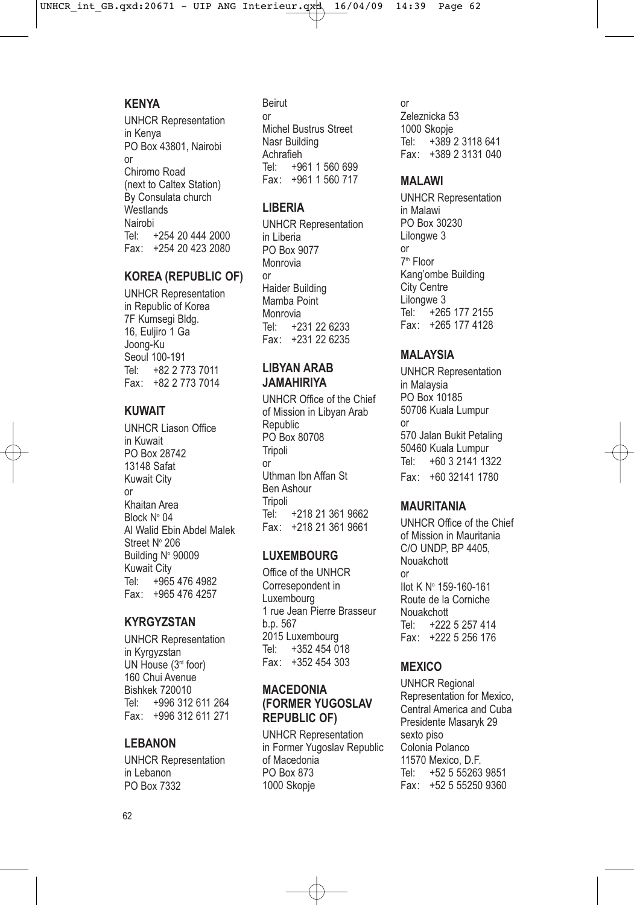## KENYA

UNHCR Representation
in Kenya
PO Box 43801, Nairobi
or
Chiromo Road
(next to Caltex Station)
By Consulata church
Westlands
Nairobi
Tel: +254 20 444 2000
Fax: +254 20 423 2080

## KOREA (REPUBLIC OF)

UNHCR Representation
in Republic of Korea
7F Kumsegi Bldg.
16, Euljiro 1 Ga
Joong-Ku
Seoul 100-191
Tel: +82 2 773 7011
Fax: +82 2 773 7014

## KUWAIT

UNHCR Liason Office
in Kuwait
PO Box 28742
13148 Safat
Kuwait City
or
Khaitan Area
Block N° 04
Al Walid Ebin Abdel Malek
Street N° 206
Building N° 90009
Kuwait City
Tel: +965 476 4982
Fax: +965 476 4257

## KYRGYZSTAN

UNHCR Representation
in Kyrgyzstan
UN House (3rd foor)
160 Chui Avenue
Bishkek 720010
Tel: +996 312 611 264
Fax: +996 312 611 271

## LEBANON

UNHCR Representation
in Lebanon
PO Box 7332
Beirut
or
Michel Bustrus Street
Nasr Building
Achrafieh
Tel: +961 1 560 699
Fax: +961 1 560 717

## LIBERIA

UNHCR Representation
in Liberia
PO Box 9077
Monrovia
or
Haider Building
Mamba Point
Monrovia
Tel: +231 22 6233
Fax: +231 22 6235

## LIBYAN ARAB JAMAHIRIYA

UNHCR Office of the Chief
of Mission in Libyan Arab
Republic
PO Box 80708
Tripoli
or
Uthman Ibn Affan St
Ben Ashour
Tripoli
Tel: +218 21 361 9662
Fax: +218 21 361 9661

## LUXEMBOURG

Office of the UNHCR
Corresependont in
Luxembourg
1 rue Jean Pierre Brasseur
b.p. 567
2015 Luxembourg
Tel: +352 454 018
Fax: +352 454 303

## MACEDONIA (FORMER YUGOSLAV REPUBLIC OF)

UNHCR Representation
in Former Yugoslav Republic
of Macedonia
PO Box 873
1000 Skopje
or
Zeleznicka 53
1000 Skopje
Tel: +389 2 3118 641
Fax: +389 2 3131 040

## MALAWI

UNHCR Representation
in Malawi
PO Box 30230
Lilongwe 3
or
7th Floor
Kang'ombe Building
City Centre
Lilongwe 3
Tel: +265 177 2155
Fax: +265 177 4128

## MALAYSIA

UNHCR Representation
in Malaysia
PO Box 10185
50706 Kuala Lumpur
or
570 Jalan Bukit Petaling
50460 Kuala Lumpur
Tel: +60 3 2141 1322
Fax: +60 32141 1780

## MAURITANIA

UNHCR Office of the Chief
of Mission in Mauritania
C/O UNDP, BP 4405,
Nouakchott
or
Ilot K N° 159-160-161
Route de la Corniche
Nouakchott
Tel: +222 5 257 414
Fax: +222 5 256 176

## MEXICO

UNHCR Regional
Representation for Mexico,
Central America and Cuba
Presidente Masaryk 29
sexto piso
Colonia Polanco
11570 Mexico, D.F.
Tel: +52 5 55263 9851
Fax: +52 5 55250 9360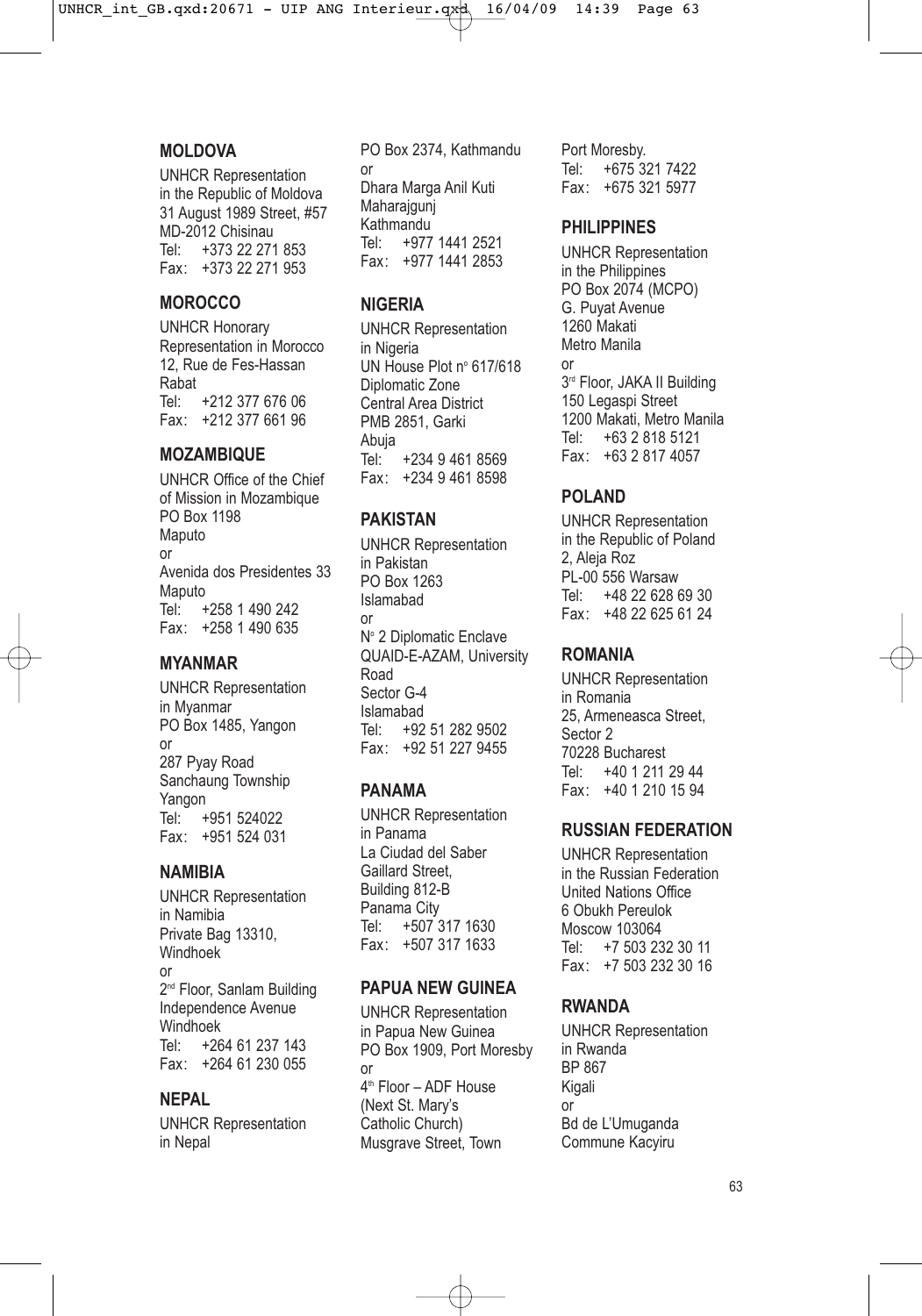## MOLDOVA

UNHCR Representation
in the Republic of Moldova
31 August 1989 Street, #57
MD-2012 Chisinau
Tel: +373 22 271 853
Fax: +373 22 271 953

## MOROCCO

UNHCR Honorary
Representation in Morocco
12, Rue de Fes-Hassan
Rabat
Tel: +212 377 676 06
Fax: +212 377 661 96

## MOZAMBIQUE

UNHCR Office of the Chief
of Mission in Mozambique
PO Box 1198
Maputo
or
Avenida dos Presidentes 33
Maputo
Tel: +258 1 490 242
Fax: +258 1 490 635

## MYANMAR

UNHCR Representation
in Myanmar
PO Box 1485, Yangon
or
287 Pyay Road
Sanchaung Township
Yangon
Tel: +951 524022
Fax: +951 524 031

## NAMIBIA

UNHCR Representation
in Namibia
Private Bag 13310,
Windhoek
or
2nd Floor, Sanlam Building
Independence Avenue
Windhoek
Tel: +264 61 237 143
Fax: +264 61 230 055

## NEPAL

UNHCR Representation
in Nepal
PO Box 2374, Kathmandu
or
Dhara Marga Anil Kuti
Maharajgunj
Kathmandu
Tel: +977 1441 2521
Fax: +977 1441 2853

## NIGERIA

UNHCR Representation
in Nigeria
UN House Plot n° 617/618
Diplomatic Zone
Central Area District
PMB 2851, Garki
Abuja
Tel: +234 9 461 8569
Fax: +234 9 461 8598

## PAKISTAN

UNHCR Representation
in Pakistan
PO Box 1263
Islamabad
or
N° 2 Diplomatic Enclave
QUAID-E-AZAM, University
Road
Sector G-4
Islamabad
Tel: +92 51 282 9502
Fax: +92 51 227 9455

## PANAMA

UNHCR Representation
in Panama
La Ciudad del Saber
Gaillard Street,
Building 812-B
Panama City
Tel: +507 317 1630
Fax: +507 317 1633

## PAPUA NEW GUINEA

UNHCR Representation
in Papua New Guinea
PO Box 1909, Port Moresby
or
4th Floor – ADF House
(Next St. Mary's
Catholic Church)
Musgrave Street, Town
Port Moresby.
Tel: +675 321 7422
Fax: +675 321 5977

## PHILIPPINES

UNHCR Representation
in the Philippines
PO Box 2074 (MCPO)
G. Puyat Avenue
1260 Makati
Metro Manila
or
3rd Floor, JAKA II Building
150 Legaspi Street
1200 Makati, Metro Manila
Tel: +63 2 818 5121
Fax: +63 2 817 4057

## POLAND

UNHCR Representation
in the Republic of Poland
2, Aleja Roz
PL-00 556 Warsaw
Tel: +48 22 628 69 30
Fax: +48 22 625 61 24

## ROMANIA

UNHCR Representation
in Romania
25, Armeneasca Street,
Sector 2
70228 Bucharest
Tel: +40 1 211 29 44
Fax: +40 1 210 15 94

## RUSSIAN FEDERATION

UNHCR Representation
in the Russian Federation
United Nations Office
6 Obukh Pereulok
Moscow 103064
Tel: +7 503 232 30 11
Fax: +7 503 232 30 16

## RWANDA

UNHCR Representation
in Rwanda
BP 867
Kigali
or
Bd de L'Umuganda
Commune Kacyiru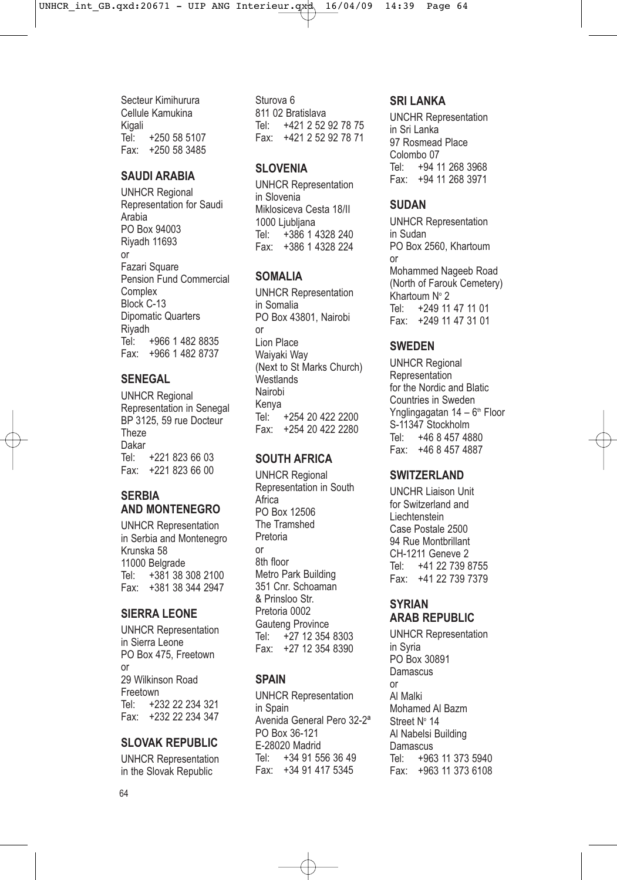Secteur Kimihurura
Cellule Kamukina
Kigali
Tel: +250 58 5107
Fax: +250 58 3485

## SAUDI ARABIA

UNHCR Regional
Representation for Saudi Arabia
PO Box 94003
Riyadh 11693
or
Fazari Square
Pension Fund Commercial Complex
Block C-13
Dipomatic Quarters
Riyadh
Tel: +966 1 482 8835
Fax: +966 1 482 8737

## SENEGAL

UNHCR Regional
Representation in Senegal
BP 3125, 59 rue Docteur Theze
Dakar
Tel: +221 823 66 03
Fax: +221 823 66 00

## SERBIA AND MONTENEGRO

UNHCR Representation
in Serbia and Montenegro
Krunska 58
11000 Belgrade
Tel: +381 38 308 2100
Fax: +381 38 344 2947

## SIERRA LEONE

UNHCR Representation
in Sierra Leone
PO Box 475, Freetown
or
29 Wilkinson Road
Freetown
Tel: +232 22 234 321
Fax: +232 22 234 347

## SLOVAK REPUBLIC

UNHCR Representation
in the Slovak Republic
Sturova 6
811 02 Bratislava
Tel: +421 2 52 92 78 75
Fax: +421 2 52 92 78 71

## SLOVENIA

UNHCR Representation
in Slovenia
Miklosiceva Cesta 18/II
1000 Ljubljana
Tel: +386 1 4328 240
Fax: +386 1 4328 224

## SOMALIA

UNHCR Representation
in Somalia
PO Box 43801, Nairobi
or
Lion Place
Waiyaki Way
(Next to St Marks Church)
Westlands
Nairobi
Kenya
Tel: +254 20 422 2200
Fax: +254 20 422 2280

## SOUTH AFRICA

UNHCR Regional
Representation in South Africa
PO Box 12506
The Tramshed
Pretoria
or
8th floor
Metro Park Building
351 Cnr. Schoaman
& Prinsloo Str.
Pretoria 0002
Gauteng Province
Tel: +27 12 354 8303
Fax: +27 12 354 8390

## SPAIN

UNHCR Representation
in Spain
Avenida General Pero 32-2ª
PO Box 36-121
E-28020 Madrid
Tel: +34 91 556 36 49
Fax: +34 91 417 5345

## SRI LANKA

UNCHR Representation
in Sri Lanka
97 Rosmead Place
Colombo 07
Tel: +94 11 268 3968
Fax: +94 11 268 3971

## SUDAN

UNHCR Representation
in Sudan
PO Box 2560, Khartoum
or
Mohammed Nageeb Road
(North of Farouk Cemetery)
Khartoum N° 2
Tel: +249 11 47 11 01
Fax: +249 11 47 31 01

## SWEDEN

UNHCR Regional
Representation
for the Nordic and Blatic
Countries in Sweden
Ynglingagatan 14 – 6th Floor
S-11347 Stockholm
Tel: +46 8 457 4880
Fax: +46 8 457 4887

## SWITZERLAND

UNCHR Liaison Unit
for Switzerland and
Liechtenstein
Case Postale 2500
94 Rue Montbrillant
CH-1211 Geneve 2
Tel: +41 22 739 8755
Fax: +41 22 739 7379

## SYRIAN ARAB REPUBLIC

UNHCR Representation
in Syria
PO Box 30891
Damascus
or
Al Malki
Mohamed Al Bazm
Street N° 14
Al Nabelsi Building
Damascus
Tel: +963 11 373 5940
Fax: +963 11 373 6108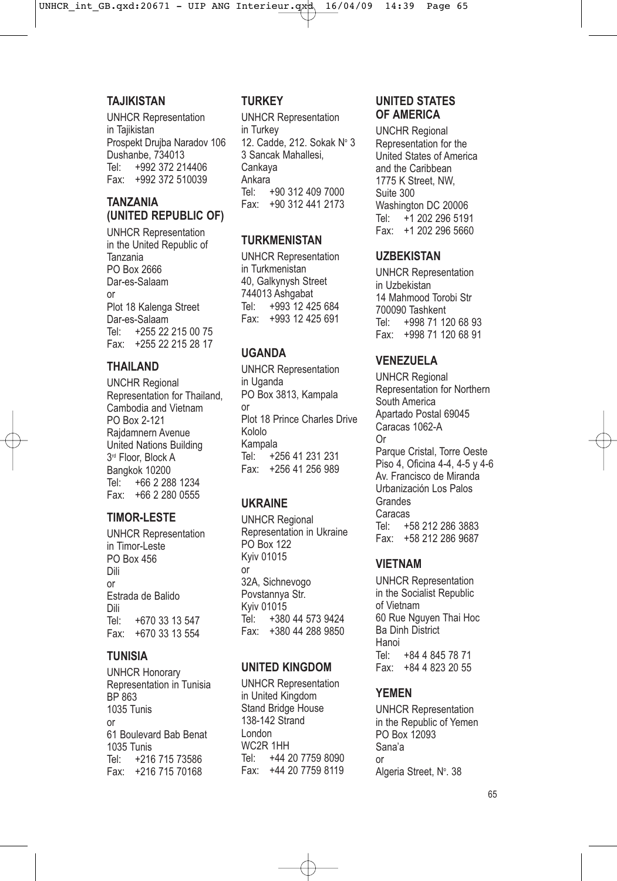## TAJIKISTAN

UNHCR Representation
in Tajikistan
Prospekt Drujba Naradov 106
Dushanbe, 734013
Tel: +992 372 214406
Fax: +992 372 510039

## TANZANIA (UNITED REPUBLIC OF)

UNHCR Representation
in the United Republic of
Tanzania
PO Box 2666
Dar-es-Salaam
or
Plot 18 Kalenga Street
Dar-es-Salaam
Tel: +255 22 215 00 75
Fax: +255 22 215 28 17

## THAILAND

UNCHR Regional
Representation for Thailand,
Cambodia and Vietnam
PO Box 2-121
Rajdamnern Avenue
United Nations Building
3rd Floor, Block A
Bangkok 10200
Tel: +66 2 288 1234
Fax: +66 2 280 0555

## TIMOR-LESTE

UNHCR Representation
in Timor-Leste
PO Box 456
Dili
or
Estrada de Balido
Dili
Tel: +670 33 13 547
Fax: +670 33 13 554

## TUNISIA

UNHCR Honorary
Representation in Tunisia
BP 863
1035 Tunis
or
61 Boulevard Bab Benat
1035 Tunis
Tel: +216 715 73586
Fax: +216 715 70168

## TURKEY

UNHCR Representation
in Turkey
12. Cadde, 212. Sokak N° 3
3 Sancak Mahallesi,
Cankaya
Ankara
Tel: +90 312 409 7000
Fax: +90 312 441 2173

## TURKMENISTAN

UNHCR Representation
in Turkmenistan
40, Galkynysh Street
744013 Ashgabat
Tel: +993 12 425 684
Fax: +993 12 425 691

## UGANDA

UNHCR Representation
in Uganda
PO Box 3813, Kampala
or
Plot 18 Prince Charles Drive
Kololo
Kampala
Tel: +256 41 231 231
Fax: +256 41 256 989

## UKRAINE

UNHCR Regional
Representation in Ukraine
PO Box 122
Kyiv 01015
or
32A, Sichnevogo
Povstannya Str.
Kyiv 01015
Tel: +380 44 573 9424
Fax: +380 44 288 9850

## UNITED KINGDOM

UNHCR Representation
in United Kingdom
Stand Bridge House
138-142 Strand
London
WC2R 1HH
Tel: +44 20 7759 8090
Fax: +44 20 7759 8119

## UNITED STATES OF AMERICA

UNCHR Regional
Representation for the
United States of America
and the Caribbean
1775 K Street, NW,
Suite 300
Washington DC 20006
Tel: +1 202 296 5191
Fax: +1 202 296 5660

## UZBEKISTAN

UNHCR Representation
in Uzbekistan
14 Mahmood Torobi Str
700090 Tashkent
Tel: +998 71 120 68 93
Fax: +998 71 120 68 91

## VENEZUELA

UNHCR Regional
Representation for Northern
South America
Apartado Postal 69045
Caracas 1062-A
Or
Parque Cristal, Torre Oeste
Piso 4, Oficina 4-4, 4-5 y 4-6
Av. Francisco de Miranda
Urbanización Los Palos
Grandes
Caracas
Tel: +58 212 286 3883
Fax: +58 212 286 9687

## VIETNAM

UNHCR Representation
in the Socialist Republic
of Vietnam
60 Rue Nguyen Thai Hoc
Ba Dinh District
Hanoi
Tel: +84 4 845 78 71
Fax: +84 4 823 20 55

## YEMEN

UNHCR Representation
in the Republic of Yemen
PO Box 12093
Sana'a
or
Algeria Street, N°. 38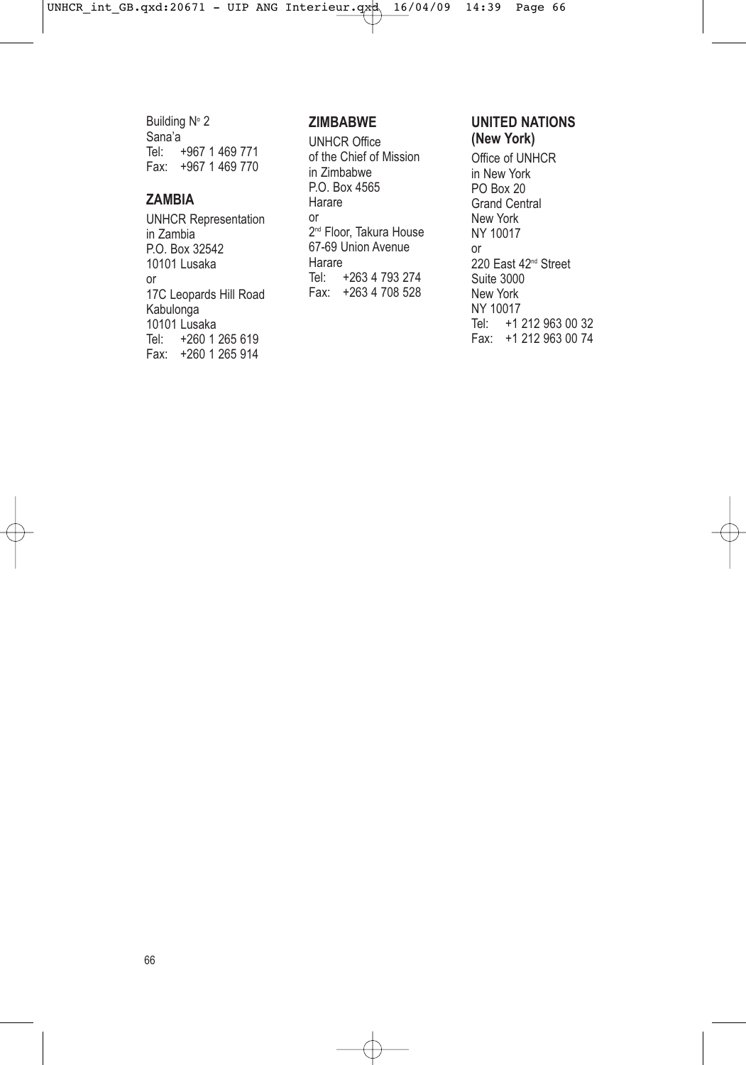Building N° 2
Sana'a
Tel: +967 1 469 771
Fax: +967 1 469 770

## ZAMBIA

UNHCR Representation
in Zambia
P.O. Box 32542
10101 Lusaka
or
17C Leopards Hill Road
Kabulonga
10101 Lusaka
Tel: +260 1 265 619
Fax: +260 1 265 914

## ZIMBABWE

UNHCR Office
of the Chief of Mission
in Zimbabwe
P.O. Box 4565
Harare
or
2nd Floor, Takura House
67-69 Union Avenue
Harare
Tel: +263 4 793 274
Fax: +263 4 708 528

## UNITED NATIONS (New York)

Office of UNHCR
in New York
PO Box 20
Grand Central
New York
NY 10017
or
220 East 42nd Street
Suite 3000
New York
NY 10017
Tel: +1 212 963 00 32
Fax: +1 212 963 00 74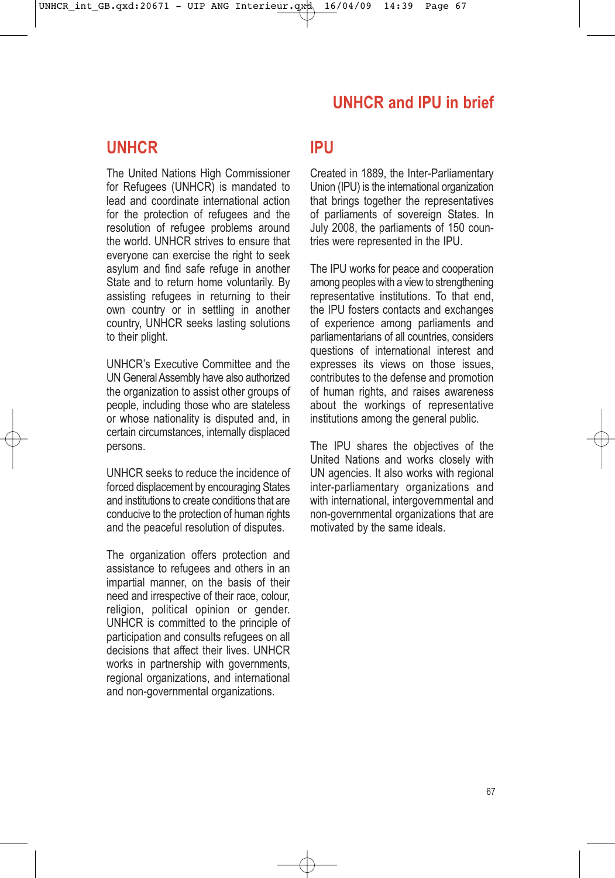# UNHCR and IPU in brief

## UNHCR

The United Nations High Commissioner for Refugees (UNHCR) is mandated to lead and coordinate international action for the protection of refugees and the resolution of refugee problems around the world. UNHCR strives to ensure that everyone can exercise the right to seek asylum and find safe refuge in another State and to return home voluntarily. By assisting refugees in returning to their own country or in settling in another country, UNHCR seeks lasting solutions to their plight.

UNHCR's Executive Committee and the UN General Assembly have also authorized the organization to assist other groups of people, including those who are stateless or whose nationality is disputed and, in certain circumstances, internally displaced persons.

UNHCR seeks to reduce the incidence of forced displacement by encouraging States and institutions to create conditions that are conducive to the protection of human rights and the peaceful resolution of disputes.

The organization offers protection and assistance to refugees and others in an impartial manner, on the basis of their need and irrespective of their race, colour, religion, political opinion or gender. UNHCR is committed to the principle of participation and consults refugees on all decisions that affect their lives. UNHCR works in partnership with governments, regional organizations, and international and non-governmental organizations.

## IPU

Created in 1889, the Inter-Parliamentary Union (IPU) is the international organization that brings together the representatives of parliaments of sovereign States. In July 2008, the parliaments of 150 countries were represented in the IPU.

The IPU works for peace and cooperation among peoples with a view to strengthening representative institutions. To that end, the IPU fosters contacts and exchanges of experience among parliaments and parliamentarians of all countries, considers questions of international interest and expresses its views on those issues, contributes to the defense and promotion of human rights, and raises awareness about the workings of representative institutions among the general public.

The IPU shares the objectives of the United Nations and works closely with UN agencies. It also works with regional inter-parliamentary organizations and with international, intergovernmental and non-governmental organizations that are motivated by the same ideals.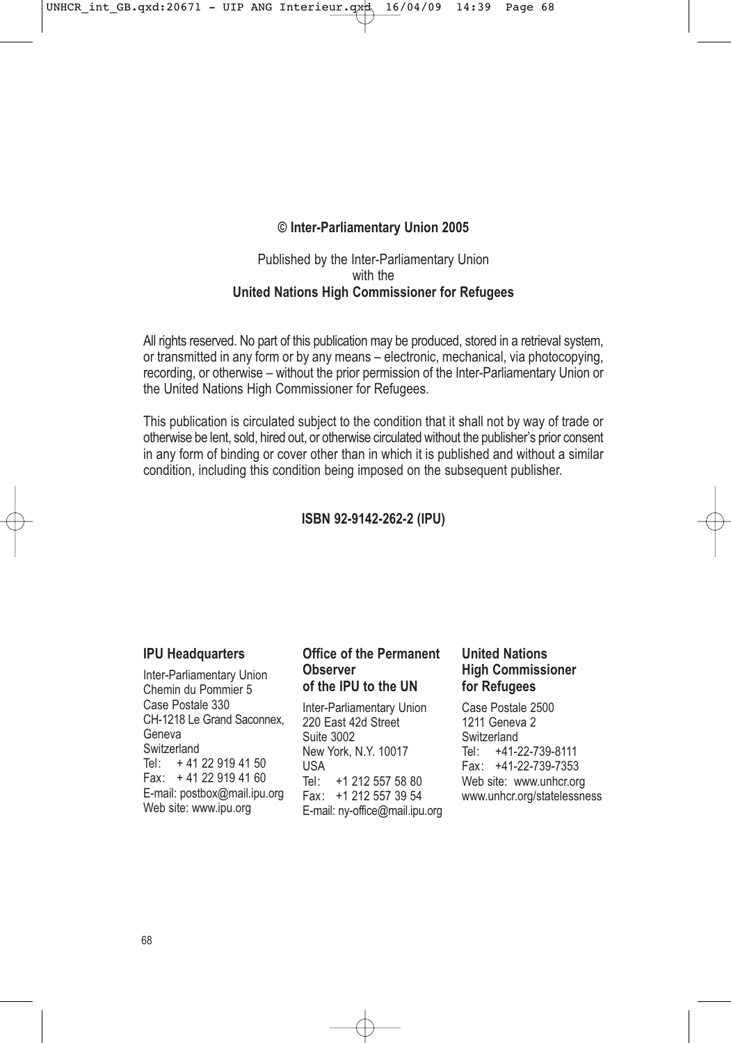**© Inter-Parliamentary Union 2005**

Published by the Inter-Parliamentary Union
with the
**United Nations High Commissioner for Refugees**

All rights reserved. No part of this publication may be produced, stored in a retrieval system, or transmitted in any form or by any means – electronic, mechanical, via photocopying, recording, or otherwise – without the prior permission of the Inter-Parliamentary Union or the United Nations High Commissioner for Refugees.

This publication is circulated subject to the condition that it shall not by way of trade or otherwise be lent, sold, hired out, or otherwise circulated without the publisher's prior consent in any form of binding or cover other than in which it is published and without a similar condition, including this condition being imposed on the subsequent publisher.

**ISBN 92-9142-262-2 (IPU)**

**IPU Headquarters**

Inter-Parliamentary Union
Chemin du Pommier 5
Case Postale 330
CH-1218 Le Grand Saconnex, Geneva
Switzerland
Tel: + 41 22 919 41 50
Fax: + 41 22 919 41 60
E-mail: postbox@mail.ipu.org
Web site: www.ipu.org

**Office of the Permanent Observer of the IPU to the UN**

Inter-Parliamentary Union
220 East 42d Street
Suite 3002
New York, N.Y. 10017
USA
Tel: +1 212 557 58 80
Fax: +1 212 557 39 54
E-mail: ny-office@mail.ipu.org

**United Nations High Commissioner for Refugees**

Case Postale 2500
1211 Geneva 2
Switzerland
Tel: +41-22-739-8111
Fax: +41-22-739-7353
Web site: www.unhcr.org
www.unhcr.org/statelessness